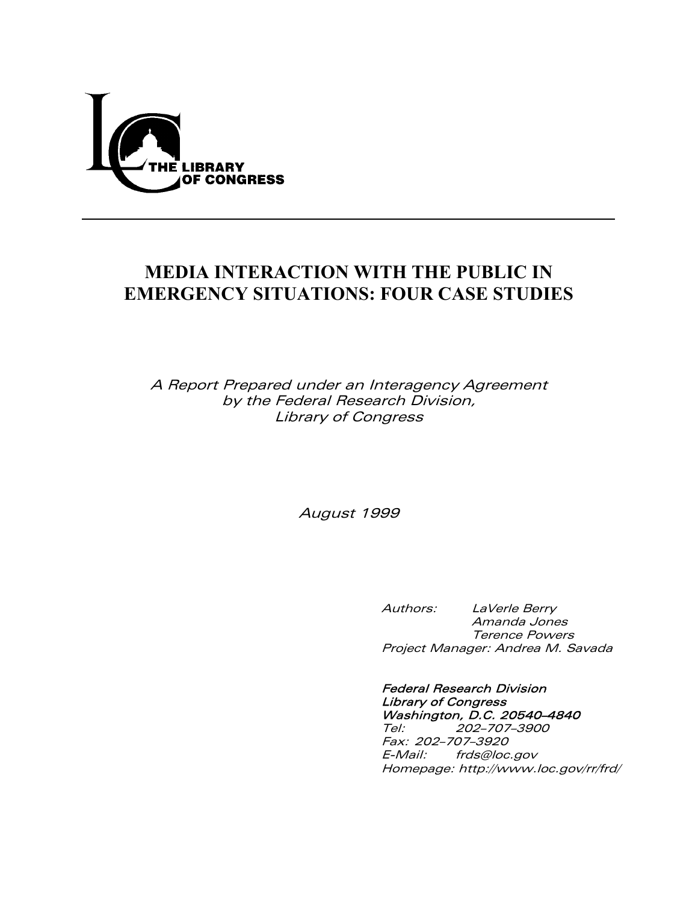THE LIBRARY OF CONGRESS

---

# MEDIA INTERACTION WITH THE PUBLIC IN EMERGENCY SITUATIONS: FOUR CASE STUDIES

*A Report Prepared under an Interagency Agreement by the Federal Research Division, Library of Congress*

*August 1999*

*Authors: LaVerle Berry*
*Amanda Jones*
*Terence Powers*
*Project Manager: Andrea M. Savada*

***Federal Research Division***
***Library of Congress***
***Washington, D.C. 20540–4840***
*Tel: 202–707–3900*
*Fax: 202–707–3920*
*E-Mail: frds@loc.gov*
*Homepage: http://www.loc.gov/rr/frd/*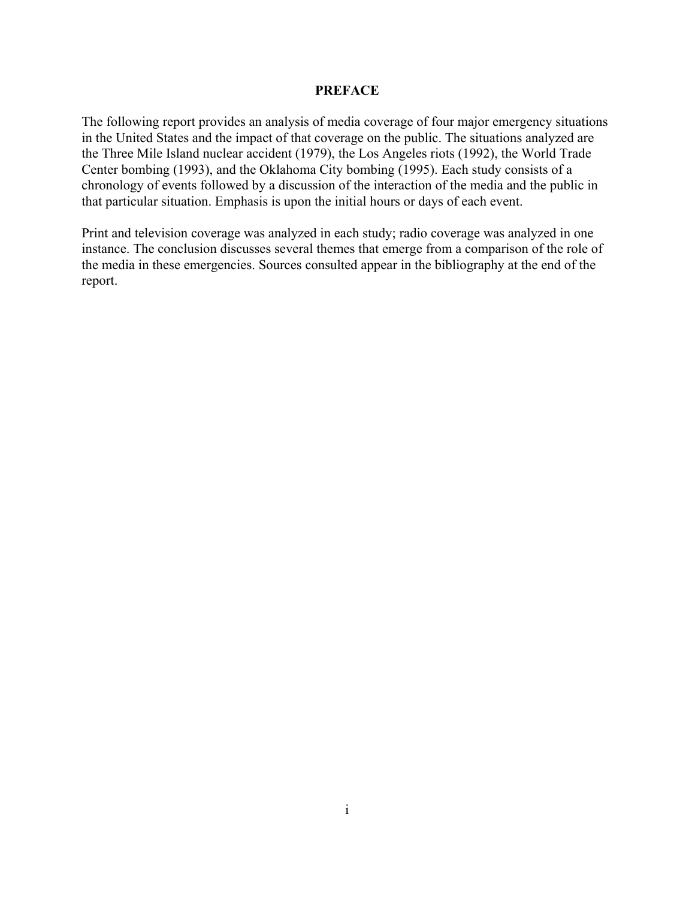# PREFACE

The following report provides an analysis of media coverage of four major emergency situations in the United States and the impact of that coverage on the public. The situations analyzed are the Three Mile Island nuclear accident (1979), the Los Angeles riots (1992), the World Trade Center bombing (1993), and the Oklahoma City bombing (1995). Each study consists of a chronology of events followed by a discussion of the interaction of the media and the public in that particular situation. Emphasis is upon the initial hours or days of each event.

Print and television coverage was analyzed in each study; radio coverage was analyzed in one instance. The conclusion discusses several themes that emerge from a comparison of the role of the media in these emergencies. Sources consulted appear in the bibliography at the end of the report.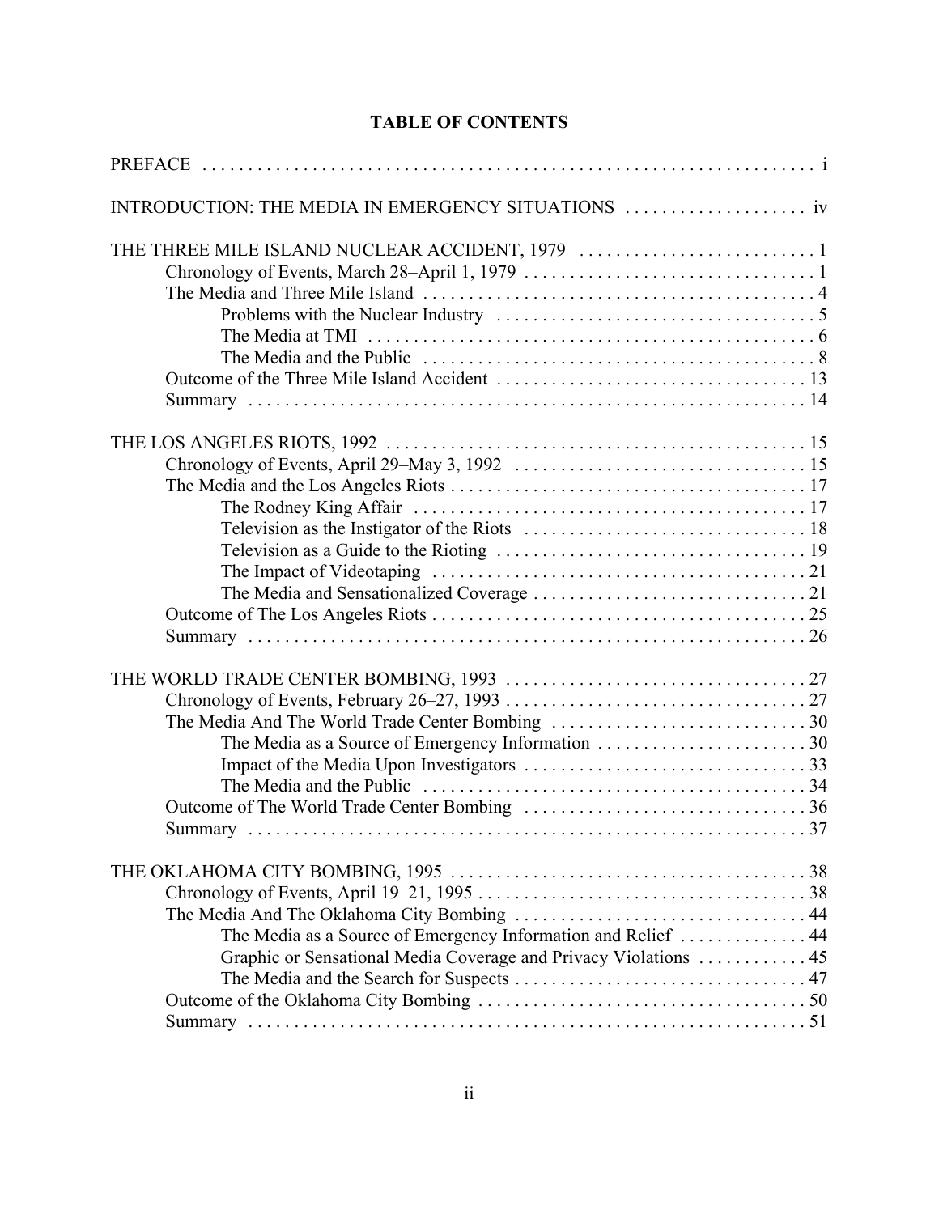# TABLE OF CONTENTS

PREFACE . . . . . i

INTRODUCTION: THE MEDIA IN EMERGENCY SITUATIONS . . . . . iv

THE THREE MILE ISLAND NUCLEAR ACCIDENT, 1979 . . . . . 1
- Chronology of Events, March 28–April 1, 1979 . . . . . 1
- The Media and Three Mile Island . . . . . 4
  - Problems with the Nuclear Industry . . . . . 5
  - The Media at TMI . . . . . 6
  - The Media and the Public . . . . . 8
- Outcome of the Three Mile Island Accident . . . . . 13
- Summary . . . . . 14

THE LOS ANGELES RIOTS, 1992 . . . . . 15
- Chronology of Events, April 29–May 3, 1992 . . . . . 15
- The Media and the Los Angeles Riots . . . . . 17
  - The Rodney King Affair . . . . . 17
  - Television as the Instigator of the Riots . . . . . 18
  - Television as a Guide to the Rioting . . . . . 19
  - The Impact of Videotaping . . . . . 21
  - The Media and Sensationalized Coverage . . . . . 21
- Outcome of The Los Angeles Riots . . . . . 25
- Summary . . . . . 26

THE WORLD TRADE CENTER BOMBING, 1993 . . . . . 27
- Chronology of Events, February 26–27, 1993 . . . . . 27
- The Media And The World Trade Center Bombing . . . . . 30
  - The Media as a Source of Emergency Information . . . . . 30
  - Impact of the Media Upon Investigators . . . . . 33
  - The Media and the Public . . . . . 34
- Outcome of The World Trade Center Bombing . . . . . 36
- Summary . . . . . 37

THE OKLAHOMA CITY BOMBING, 1995 . . . . . 38
- Chronology of Events, April 19–21, 1995 . . . . . 38
- The Media And The Oklahoma City Bombing . . . . . 44
  - The Media as a Source of Emergency Information and Relief . . . . . 44
  - Graphic or Sensational Media Coverage and Privacy Violations . . . . . 45
  - The Media and the Search for Suspects . . . . . 47
- Outcome of the Oklahoma City Bombing . . . . . 50
- Summary . . . . . 51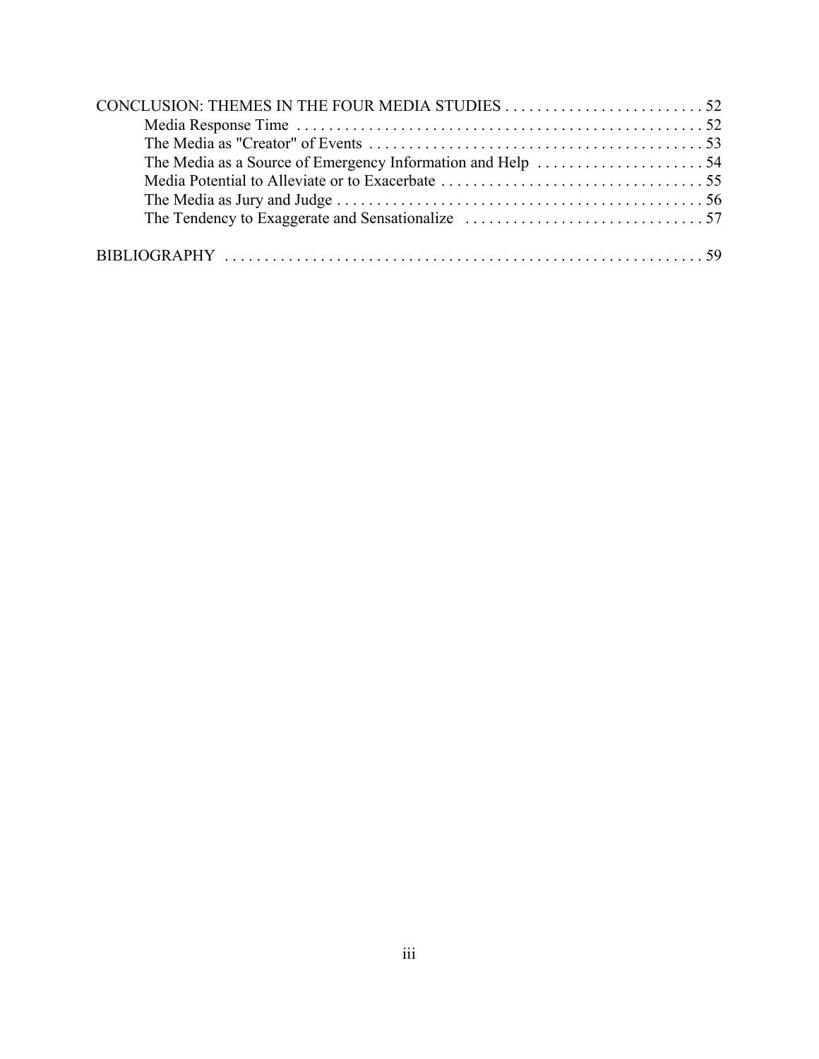CONCLUSION: THEMES IN THE FOUR MEDIA STUDIES . . . . . . . . . . . . . . . . . . . . . . . . . 52
- Media Response Time . . . . . . . . . . . . . . . . . . . . . . . . . . . . . . . . . . . . . . . . . . . . . . . . . . 52
- The Media as "Creator" of Events . . . . . . . . . . . . . . . . . . . . . . . . . . . . . . . . . . . . . . . . . . 53
- The Media as a Source of Emergency Information and Help . . . . . . . . . . . . . . . . . . . . . 54
- Media Potential to Alleviate or to Exacerbate . . . . . . . . . . . . . . . . . . . . . . . . . . . . . . . . . 55
- The Media as Jury and Judge . . . . . . . . . . . . . . . . . . . . . . . . . . . . . . . . . . . . . . . . . . . . . . 56
- The Tendency to Exaggerate and Sensationalize . . . . . . . . . . . . . . . . . . . . . . . . . . . . . . 57

BIBLIOGRAPHY . . . . . . . . . . . . . . . . . . . . . . . . . . . . . . . . . . . . . . . . . . . . . . . . . . . . . . . . . . . . 59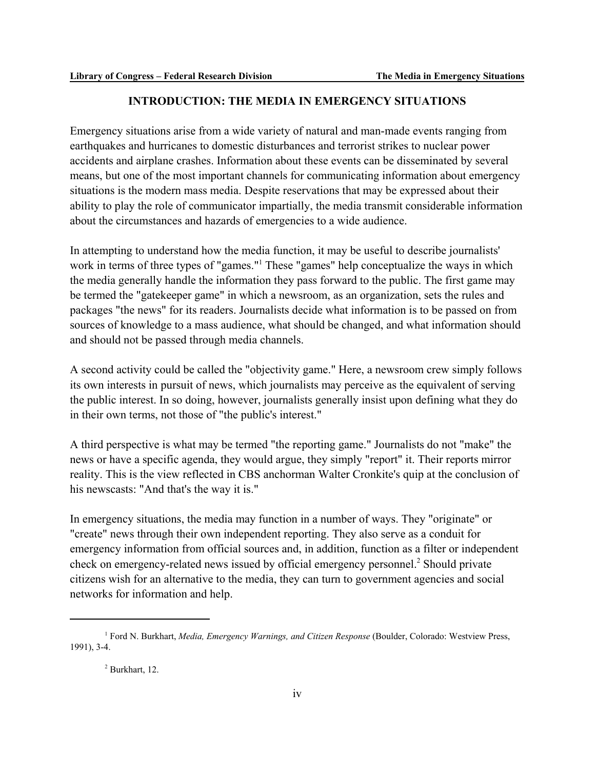## INTRODUCTION: THE MEDIA IN EMERGENCY SITUATIONS

Emergency situations arise from a wide variety of natural and man-made events ranging from earthquakes and hurricanes to domestic disturbances and terrorist strikes to nuclear power accidents and airplane crashes. Information about these events can be disseminated by several means, but one of the most important channels for communicating information about emergency situations is the modern mass media. Despite reservations that may be expressed about their ability to play the role of communicator impartially, the media transmit considerable information about the circumstances and hazards of emergencies to a wide audience.

In attempting to understand how the media function, it may be useful to describe journalists' work in terms of three types of "games."[1] These "games" help conceptualize the ways in which the media generally handle the information they pass forward to the public. The first game may be termed the "gatekeeper game" in which a newsroom, as an organization, sets the rules and packages "the news" for its readers. Journalists decide what information is to be passed on from sources of knowledge to a mass audience, what should be changed, and what information should and should not be passed through media channels.

A second activity could be called the "objectivity game." Here, a newsroom crew simply follows its own interests in pursuit of news, which journalists may perceive as the equivalent of serving the public interest. In so doing, however, journalists generally insist upon defining what they do in their own terms, not those of "the public's interest."

A third perspective is what may be termed "the reporting game." Journalists do not "make" the news or have a specific agenda, they would argue, they simply "report" it. Their reports mirror reality. This is the view reflected in CBS anchorman Walter Cronkite's quip at the conclusion of his newscasts: "And that's the way it is."

In emergency situations, the media may function in a number of ways. They "originate" or "create" news through their own independent reporting. They also serve as a conduit for emergency information from official sources and, in addition, function as a filter or independent check on emergency-related news issued by official emergency personnel.[2] Should private citizens wish for an alternative to the media, they can turn to government agencies and social networks for information and help.

---

[1] Ford N. Burkhart, *Media, Emergency Warnings, and Citizen Response* (Boulder, Colorado: Westview Press, 1991), 3-4.

[2] Burkhart, 12.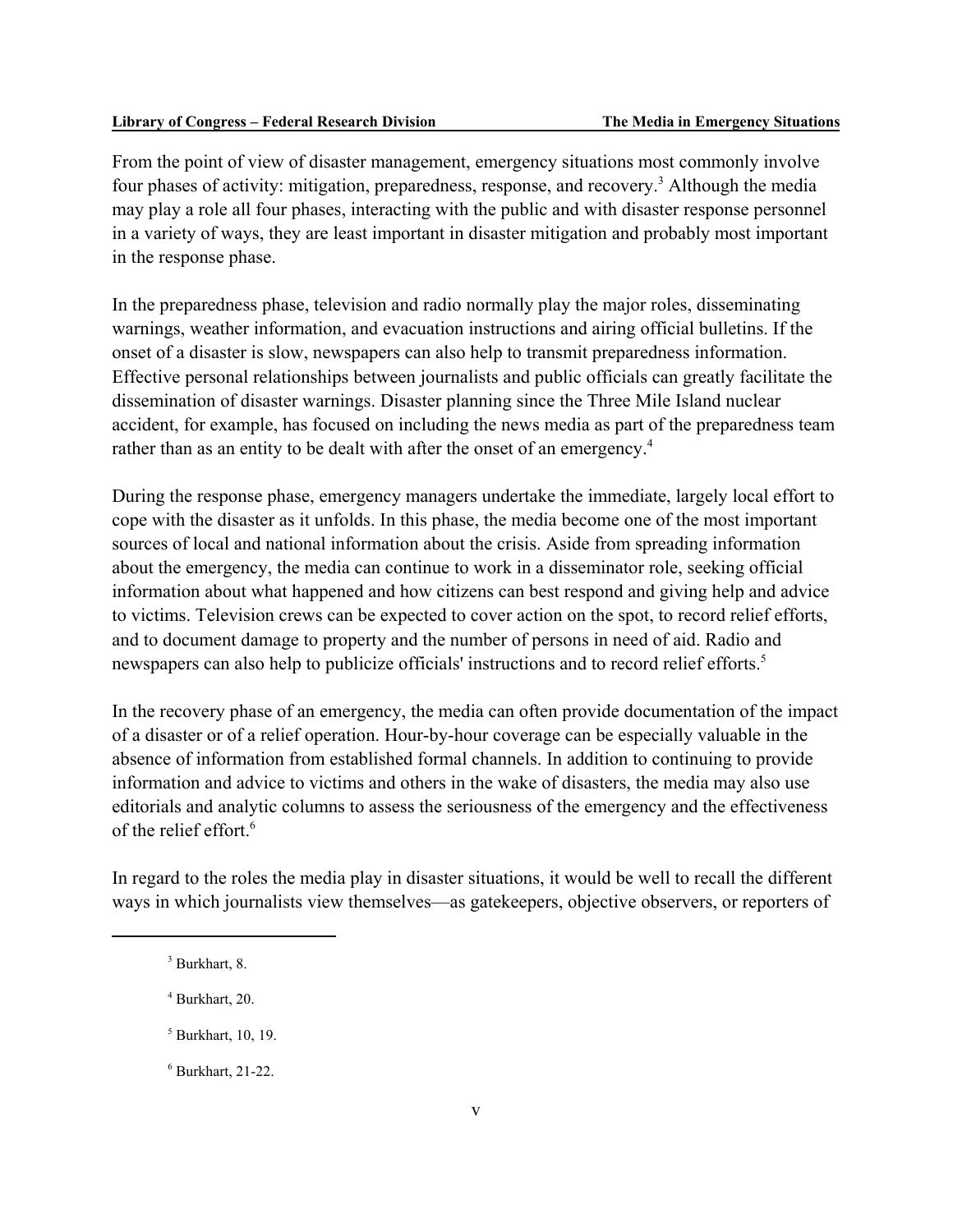From the point of view of disaster management, emergency situations most commonly involve four phases of activity: mitigation, preparedness, response, and recovery.[3] Although the media may play a role all four phases, interacting with the public and with disaster response personnel in a variety of ways, they are least important in disaster mitigation and probably most important in the response phase.

In the preparedness phase, television and radio normally play the major roles, disseminating warnings, weather information, and evacuation instructions and airing official bulletins. If the onset of a disaster is slow, newspapers can also help to transmit preparedness information. Effective personal relationships between journalists and public officials can greatly facilitate the dissemination of disaster warnings. Disaster planning since the Three Mile Island nuclear accident, for example, has focused on including the news media as part of the preparedness team rather than as an entity to be dealt with after the onset of an emergency.[4]

During the response phase, emergency managers undertake the immediate, largely local effort to cope with the disaster as it unfolds. In this phase, the media become one of the most important sources of local and national information about the crisis. Aside from spreading information about the emergency, the media can continue to work in a disseminator role, seeking official information about what happened and how citizens can best respond and giving help and advice to victims. Television crews can be expected to cover action on the spot, to record relief efforts, and to document damage to property and the number of persons in need of aid. Radio and newspapers can also help to publicize officials' instructions and to record relief efforts.[5]

In the recovery phase of an emergency, the media can often provide documentation of the impact of a disaster or of a relief operation. Hour-by-hour coverage can be especially valuable in the absence of information from established formal channels. In addition to continuing to provide information and advice to victims and others in the wake of disasters, the media may also use editorials and analytic columns to assess the seriousness of the emergency and the effectiveness of the relief effort.[6]

In regard to the roles the media play in disaster situations, it would be well to recall the different ways in which journalists view themselves—as gatekeepers, objective observers, or reporters of

---

[3] Burkhart, 8.

[4] Burkhart, 20.

[5] Burkhart, 10, 19.

[6] Burkhart, 21-22.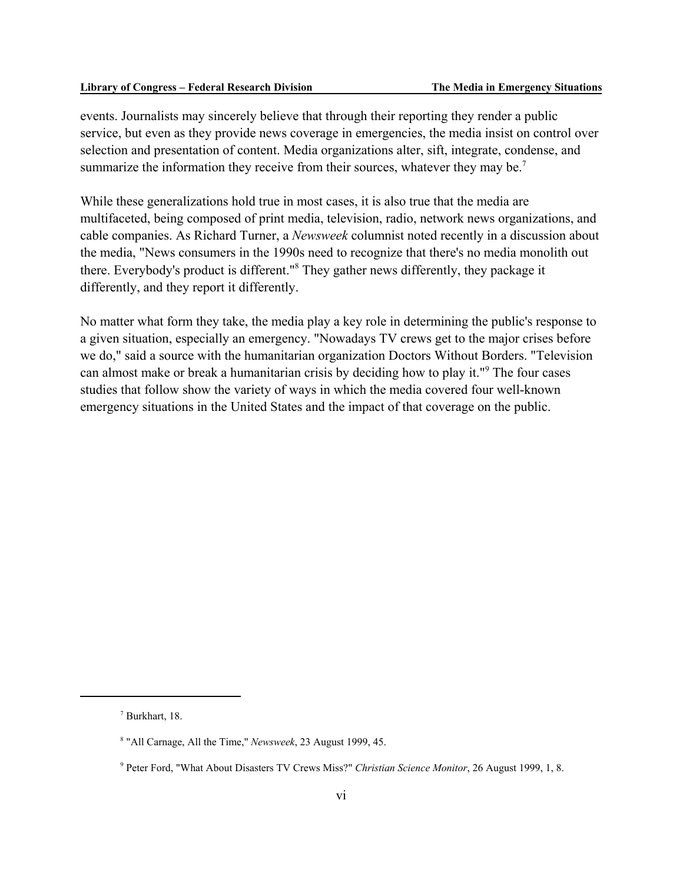events. Journalists may sincerely believe that through their reporting they render a public service, but even as they provide news coverage in emergencies, the media insist on control over selection and presentation of content. Media organizations alter, sift, integrate, condense, and summarize the information they receive from their sources, whatever they may be.[7]

While these generalizations hold true in most cases, it is also true that the media are multifaceted, being composed of print media, television, radio, network news organizations, and cable companies. As Richard Turner, a *Newsweek* columnist noted recently in a discussion about the media, "News consumers in the 1990s need to recognize that there's no media monolith out there. Everybody's product is different."[8] They gather news differently, they package it differently, and they report it differently.

No matter what form they take, the media play a key role in determining the public's response to a given situation, especially an emergency. "Nowadays TV crews get to the major crises before we do," said a source with the humanitarian organization Doctors Without Borders. "Television can almost make or break a humanitarian crisis by deciding how to play it."[9] The four cases studies that follow show the variety of ways in which the media covered four well-known emergency situations in the United States and the impact of that coverage on the public.

---

[7] Burkhart, 18.

[8] "All Carnage, All the Time," *Newsweek*, 23 August 1999, 45.

[9] Peter Ford, "What About Disasters TV Crews Miss?" *Christian Science Monitor*, 26 August 1999, 1, 8.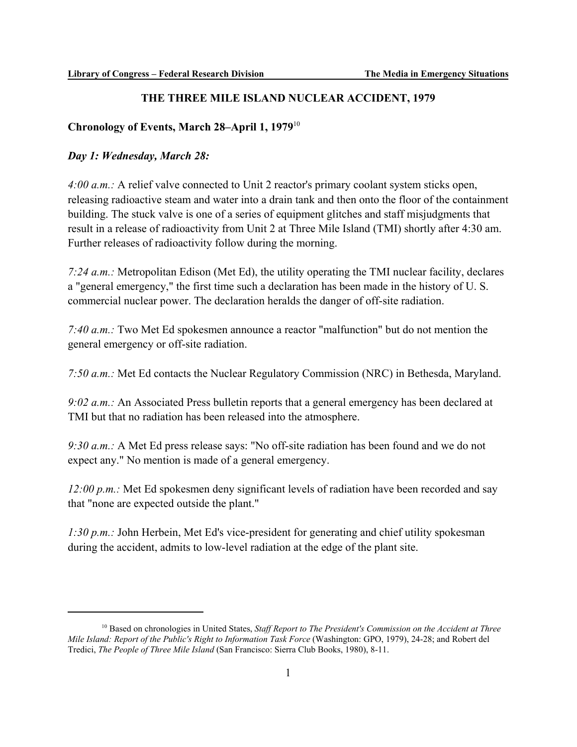## THE THREE MILE ISLAND NUCLEAR ACCIDENT, 1979

### Chronology of Events, March 28–April 1, 1979[10]

#### *Day 1: Wednesday, March 28:*

*4:00 a.m.:* A relief valve connected to Unit 2 reactor's primary coolant system sticks open, releasing radioactive steam and water into a drain tank and then onto the floor of the containment building. The stuck valve is one of a series of equipment glitches and staff misjudgments that result in a release of radioactivity from Unit 2 at Three Mile Island (TMI) shortly after 4:30 am. Further releases of radioactivity follow during the morning.

*7:24 a.m.:* Metropolitan Edison (Met Ed), the utility operating the TMI nuclear facility, declares a "general emergency," the first time such a declaration has been made in the history of U. S. commercial nuclear power. The declaration heralds the danger of off-site radiation.

*7:40 a.m.:* Two Met Ed spokesmen announce a reactor "malfunction" but do not mention the general emergency or off-site radiation.

*7:50 a.m.:* Met Ed contacts the Nuclear Regulatory Commission (NRC) in Bethesda, Maryland.

*9:02 a.m.:* An Associated Press bulletin reports that a general emergency has been declared at TMI but that no radiation has been released into the atmosphere.

*9:30 a.m.:* A Met Ed press release says: "No off-site radiation has been found and we do not expect any." No mention is made of a general emergency.

*12:00 p.m.:* Met Ed spokesmen deny significant levels of radiation have been recorded and say that "none are expected outside the plant."

*1:30 p.m.:* John Herbein, Met Ed's vice-president for generating and chief utility spokesman during the accident, admits to low-level radiation at the edge of the plant site.

---

[10] Based on chronologies in United States, *Staff Report to The President's Commission on the Accident at Three Mile Island: Report of the Public's Right to Information Task Force* (Washington: GPO, 1979), 24-28; and Robert del Tredici, *The People of Three Mile Island* (San Francisco: Sierra Club Books, 1980), 8-11.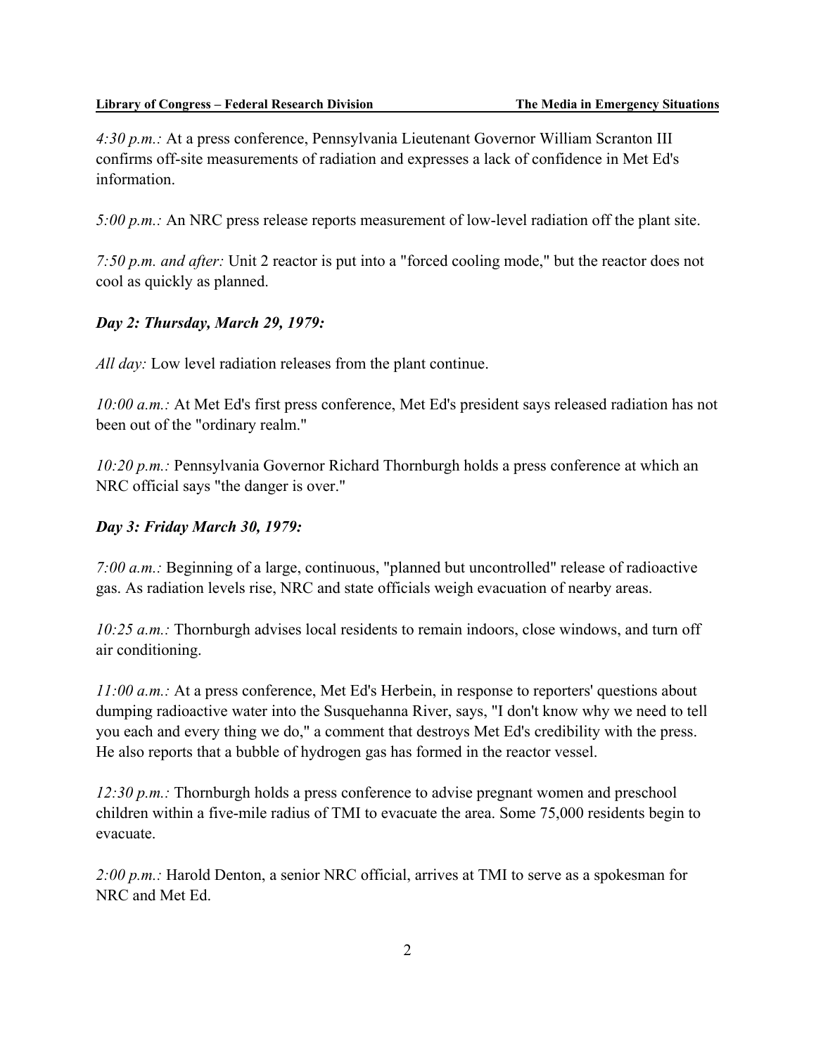*4:30 p.m.:* At a press conference, Pennsylvania Lieutenant Governor William Scranton III confirms off-site measurements of radiation and expresses a lack of confidence in Met Ed's information.

*5:00 p.m.:* An NRC press release reports measurement of low-level radiation off the plant site.

*7:50 p.m. and after:* Unit 2 reactor is put into a "forced cooling mode," but the reactor does not cool as quickly as planned.

### *Day 2: Thursday, March 29, 1979:*

*All day:* Low level radiation releases from the plant continue.

*10:00 a.m.:* At Met Ed's first press conference, Met Ed's president says released radiation has not been out of the "ordinary realm."

*10:20 p.m.:* Pennsylvania Governor Richard Thornburgh holds a press conference at which an NRC official says "the danger is over."

### *Day 3: Friday March 30, 1979:*

*7:00 a.m.:* Beginning of a large, continuous, "planned but uncontrolled" release of radioactive gas. As radiation levels rise, NRC and state officials weigh evacuation of nearby areas.

*10:25 a.m.:* Thornburgh advises local residents to remain indoors, close windows, and turn off air conditioning.

*11:00 a.m.:* At a press conference, Met Ed's Herbein, in response to reporters' questions about dumping radioactive water into the Susquehanna River, says, "I don't know why we need to tell you each and every thing we do," a comment that destroys Met Ed's credibility with the press. He also reports that a bubble of hydrogen gas has formed in the reactor vessel.

*12:30 p.m.:* Thornburgh holds a press conference to advise pregnant women and preschool children within a five-mile radius of TMI to evacuate the area. Some 75,000 residents begin to evacuate.

*2:00 p.m.:* Harold Denton, a senior NRC official, arrives at TMI to serve as a spokesman for NRC and Met Ed.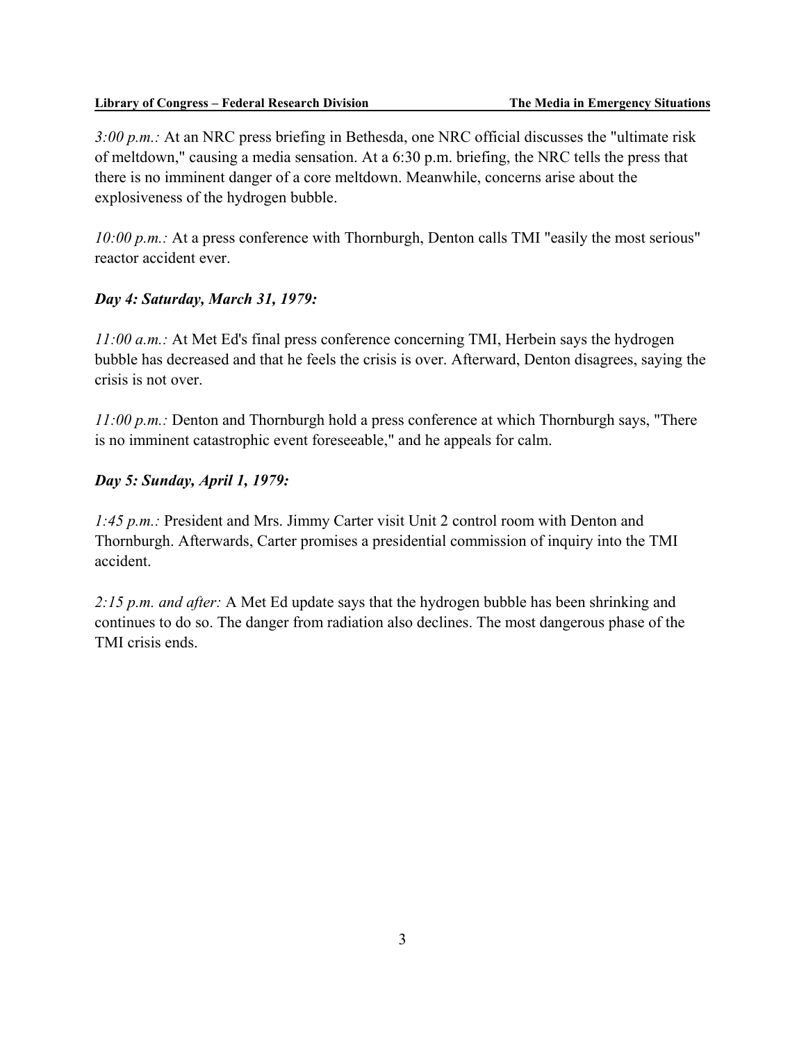*3:00 p.m.:* At an NRC press briefing in Bethesda, one NRC official discusses the "ultimate risk of meltdown," causing a media sensation. At a 6:30 p.m. briefing, the NRC tells the press that there is no imminent danger of a core meltdown. Meanwhile, concerns arise about the explosiveness of the hydrogen bubble.

*10:00 p.m.:* At a press conference with Thornburgh, Denton calls TMI "easily the most serious" reactor accident ever.

### *Day 4: Saturday, March 31, 1979:*

*11:00 a.m.:* At Met Ed's final press conference concerning TMI, Herbein says the hydrogen bubble has decreased and that he feels the crisis is over. Afterward, Denton disagrees, saying the crisis is not over.

*11:00 p.m.:* Denton and Thornburgh hold a press conference at which Thornburgh says, "There is no imminent catastrophic event foreseeable," and he appeals for calm.

### *Day 5: Sunday, April 1, 1979:*

*1:45 p.m.:* President and Mrs. Jimmy Carter visit Unit 2 control room with Denton and Thornburgh. Afterwards, Carter promises a presidential commission of inquiry into the TMI accident.

*2:15 p.m. and after:* A Met Ed update says that the hydrogen bubble has been shrinking and continues to do so. The danger from radiation also declines. The most dangerous phase of the TMI crisis ends.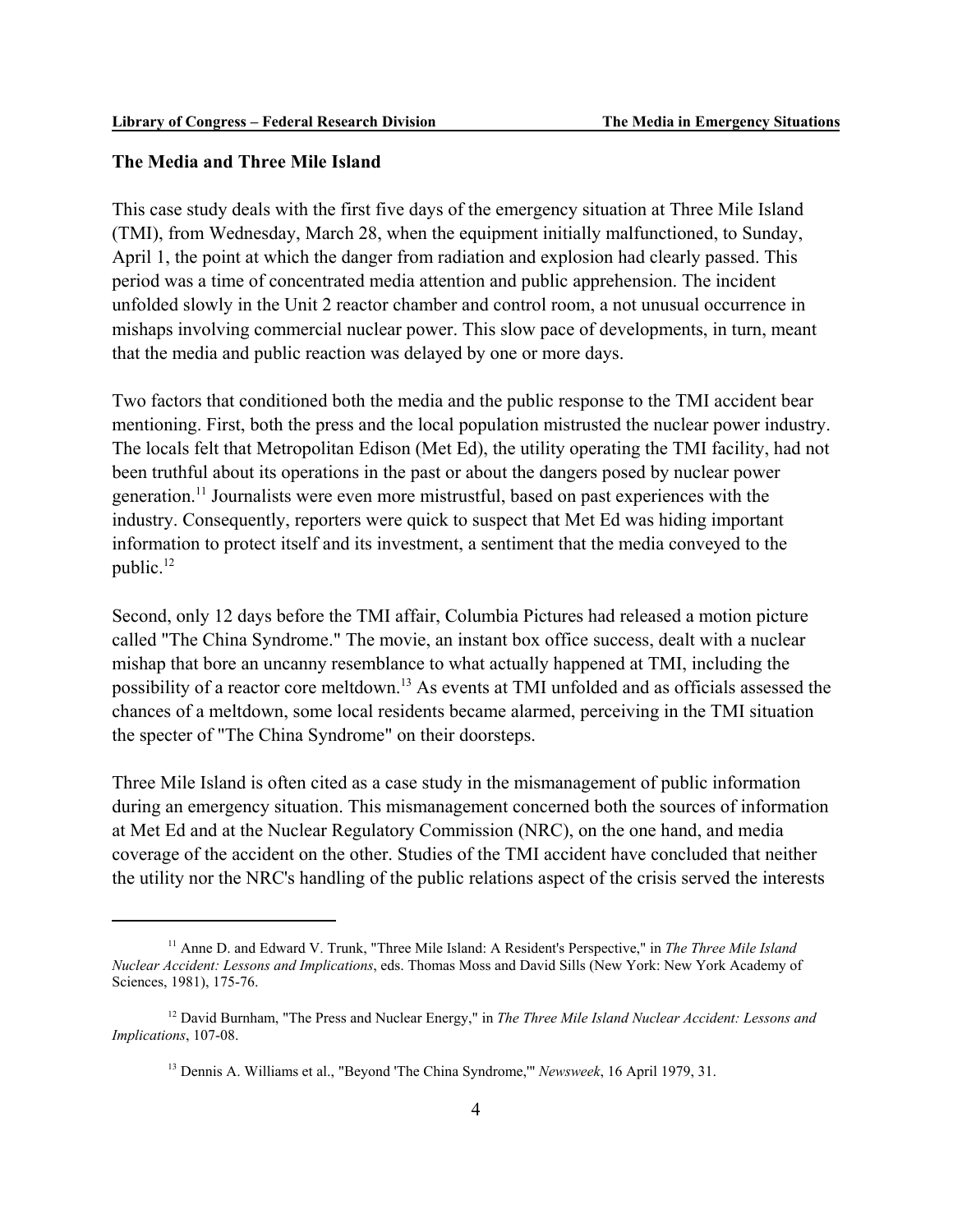## The Media and Three Mile Island

This case study deals with the first five days of the emergency situation at Three Mile Island (TMI), from Wednesday, March 28, when the equipment initially malfunctioned, to Sunday, April 1, the point at which the danger from radiation and explosion had clearly passed. This period was a time of concentrated media attention and public apprehension. The incident unfolded slowly in the Unit 2 reactor chamber and control room, a not unusual occurrence in mishaps involving commercial nuclear power. This slow pace of developments, in turn, meant that the media and public reaction was delayed by one or more days.

Two factors that conditioned both the media and the public response to the TMI accident bear mentioning. First, both the press and the local population mistrusted the nuclear power industry. The locals felt that Metropolitan Edison (Met Ed), the utility operating the TMI facility, had not been truthful about its operations in the past or about the dangers posed by nuclear power generation.[11] Journalists were even more mistrustful, based on past experiences with the industry. Consequently, reporters were quick to suspect that Met Ed was hiding important information to protect itself and its investment, a sentiment that the media conveyed to the public.[12]

Second, only 12 days before the TMI affair, Columbia Pictures had released a motion picture called "The China Syndrome." The movie, an instant box office success, dealt with a nuclear mishap that bore an uncanny resemblance to what actually happened at TMI, including the possibility of a reactor core meltdown.[13] As events at TMI unfolded and as officials assessed the chances of a meltdown, some local residents became alarmed, perceiving in the TMI situation the specter of "The China Syndrome" on their doorsteps.

Three Mile Island is often cited as a case study in the mismanagement of public information during an emergency situation. This mismanagement concerned both the sources of information at Met Ed and at the Nuclear Regulatory Commission (NRC), on the one hand, and media coverage of the accident on the other. Studies of the TMI accident have concluded that neither the utility nor the NRC's handling of the public relations aspect of the crisis served the interests

---

[11] Anne D. and Edward V. Trunk, "Three Mile Island: A Resident's Perspective," in *The Three Mile Island Nuclear Accident: Lessons and Implications*, eds. Thomas Moss and David Sills (New York: New York Academy of Sciences, 1981), 175-76.

[12] David Burnham, "The Press and Nuclear Energy," in *The Three Mile Island Nuclear Accident: Lessons and Implications*, 107-08.

[13] Dennis A. Williams et al., "Beyond 'The China Syndrome,'" *Newsweek*, 16 April 1979, 31.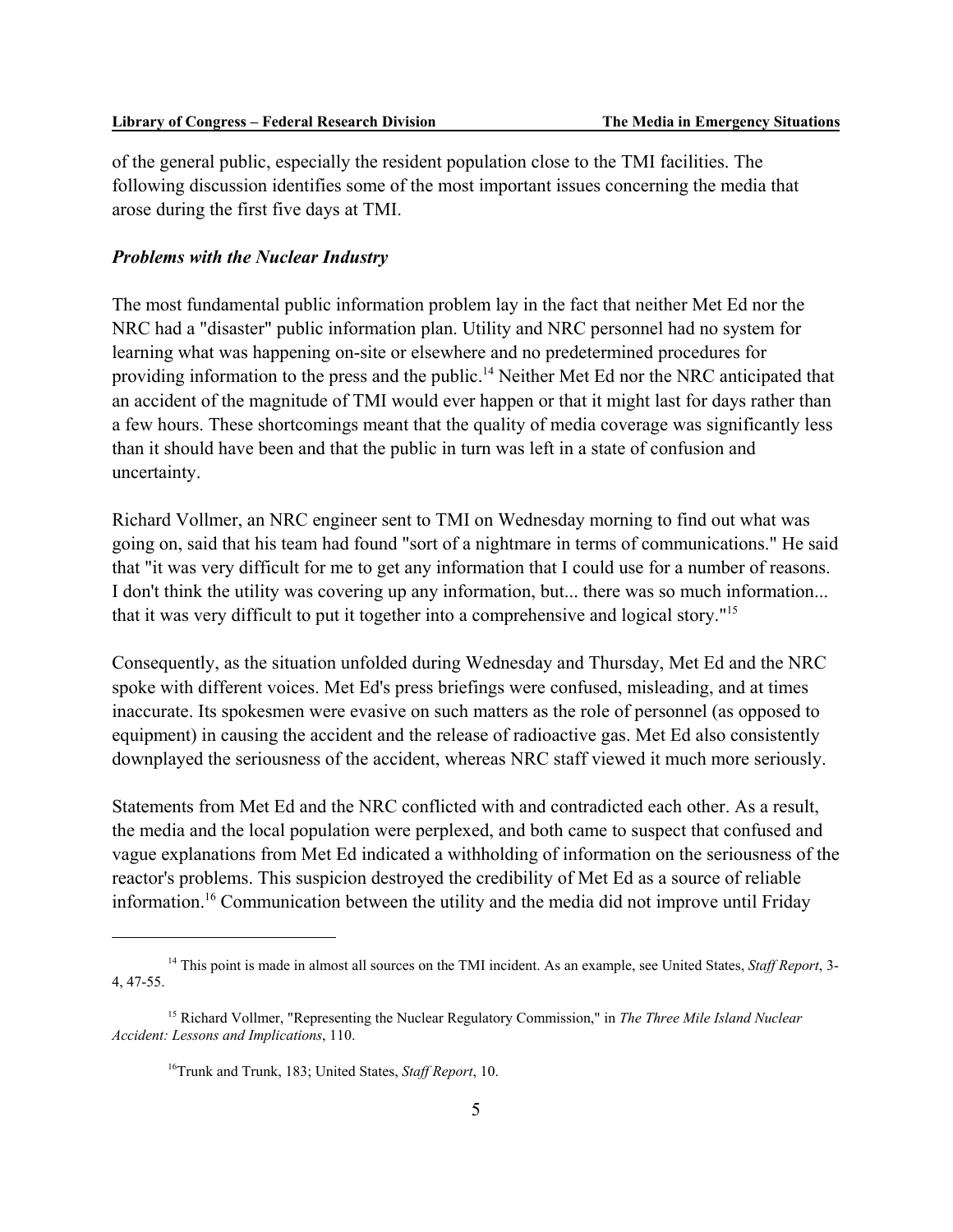of the general public, especially the resident population close to the TMI facilities. The following discussion identifies some of the most important issues concerning the media that arose during the first five days at TMI.

### *Problems with the Nuclear Industry*

The most fundamental public information problem lay in the fact that neither Met Ed nor the NRC had a "disaster" public information plan. Utility and NRC personnel had no system for learning what was happening on-site or elsewhere and no predetermined procedures for providing information to the press and the public.[14] Neither Met Ed nor the NRC anticipated that an accident of the magnitude of TMI would ever happen or that it might last for days rather than a few hours. These shortcomings meant that the quality of media coverage was significantly less than it should have been and that the public in turn was left in a state of confusion and uncertainty.

Richard Vollmer, an NRC engineer sent to TMI on Wednesday morning to find out what was going on, said that his team had found "sort of a nightmare in terms of communications." He said that "it was very difficult for me to get any information that I could use for a number of reasons. I don't think the utility was covering up any information, but... there was so much information... that it was very difficult to put it together into a comprehensive and logical story."[15]

Consequently, as the situation unfolded during Wednesday and Thursday, Met Ed and the NRC spoke with different voices. Met Ed's press briefings were confused, misleading, and at times inaccurate. Its spokesmen were evasive on such matters as the role of personnel (as opposed to equipment) in causing the accident and the release of radioactive gas. Met Ed also consistently downplayed the seriousness of the accident, whereas NRC staff viewed it much more seriously.

Statements from Met Ed and the NRC conflicted with and contradicted each other. As a result, the media and the local population were perplexed, and both came to suspect that confused and vague explanations from Met Ed indicated a withholding of information on the seriousness of the reactor's problems. This suspicion destroyed the credibility of Met Ed as a source of reliable information.[16] Communication between the utility and the media did not improve until Friday

---

[14] This point is made in almost all sources on the TMI incident. As an example, see United States, *Staff Report*, 3-4, 47-55.

[15] Richard Vollmer, "Representing the Nuclear Regulatory Commission," in *The Three Mile Island Nuclear Accident: Lessons and Implications*, 110.

[16] Trunk and Trunk, 183; United States, *Staff Report*, 10.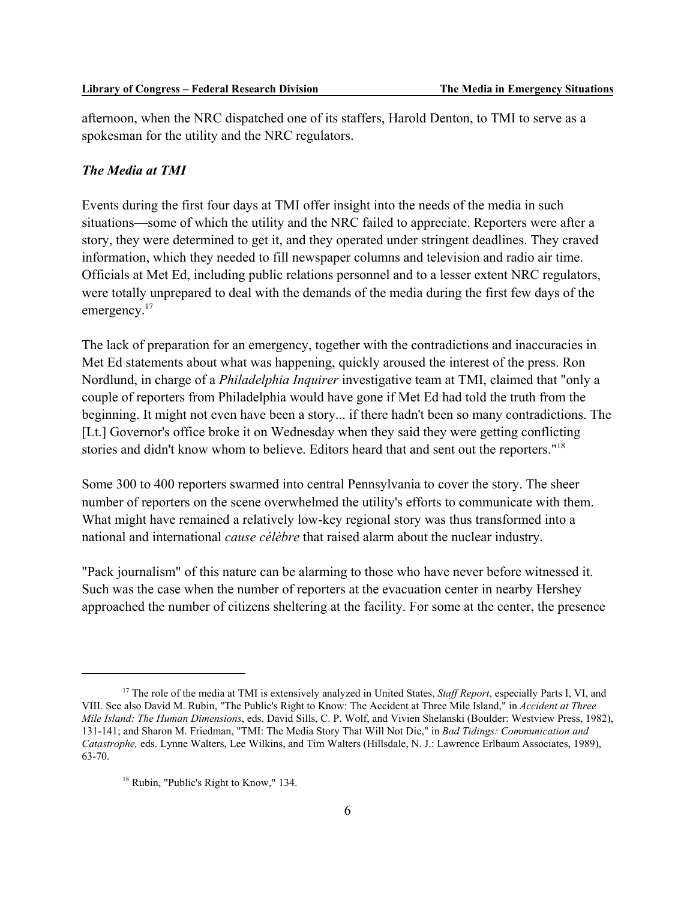afternoon, when the NRC dispatched one of its staffers, Harold Denton, to TMI to serve as a spokesman for the utility and the NRC regulators.

### *The Media at TMI*

Events during the first four days at TMI offer insight into the needs of the media in such situations—some of which the utility and the NRC failed to appreciate. Reporters were after a story, they were determined to get it, and they operated under stringent deadlines. They craved information, which they needed to fill newspaper columns and television and radio air time. Officials at Met Ed, including public relations personnel and to a lesser extent NRC regulators, were totally unprepared to deal with the demands of the media during the first few days of the emergency.[17]

The lack of preparation for an emergency, together with the contradictions and inaccuracies in Met Ed statements about what was happening, quickly aroused the interest of the press. Ron Nordlund, in charge of a *Philadelphia Inquirer* investigative team at TMI, claimed that "only a couple of reporters from Philadelphia would have gone if Met Ed had told the truth from the beginning. It might not even have been a story... if there hadn't been so many contradictions. The [Lt.] Governor's office broke it on Wednesday when they said they were getting conflicting stories and didn't know whom to believe. Editors heard that and sent out the reporters."[18]

Some 300 to 400 reporters swarmed into central Pennsylvania to cover the story. The sheer number of reporters on the scene overwhelmed the utility's efforts to communicate with them. What might have remained a relatively low-key regional story was thus transformed into a national and international *cause célèbre* that raised alarm about the nuclear industry.

"Pack journalism" of this nature can be alarming to those who have never before witnessed it. Such was the case when the number of reporters at the evacuation center in nearby Hershey approached the number of citizens sheltering at the facility. For some at the center, the presence

---

[17] The role of the media at TMI is extensively analyzed in United States, *Staff Report*, especially Parts I, VI, and VIII. See also David M. Rubin, "The Public's Right to Know: The Accident at Three Mile Island," in *Accident at Three Mile Island: The Human Dimensions*, eds. David Sills, C. P. Wolf, and Vivien Shelanski (Boulder: Westview Press, 1982), 131-141; and Sharon M. Friedman, "TMI: The Media Story That Will Not Die," in *Bad Tidings: Communication and Catastrophe,* eds. Lynne Walters, Lee Wilkins, and Tim Walters (Hillsdale, N. J.: Lawrence Erlbaum Associates, 1989), 63-70.

[18] Rubin, "Public's Right to Know," 134.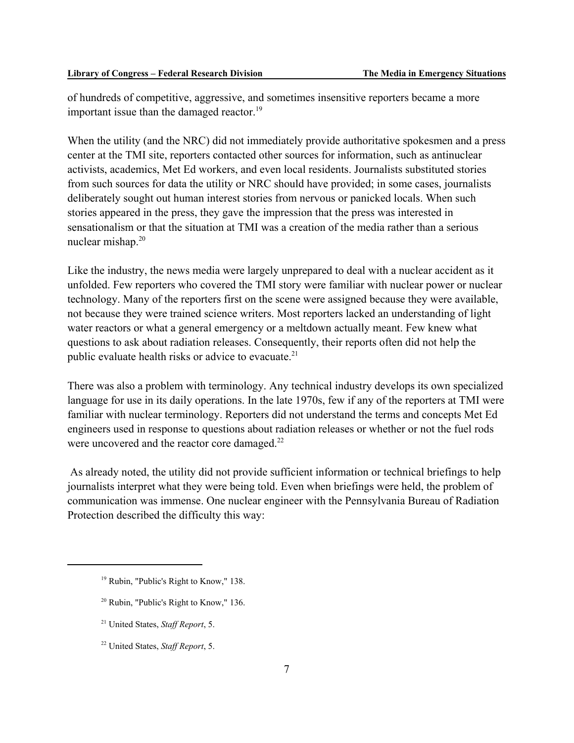of hundreds of competitive, aggressive, and sometimes insensitive reporters became a more important issue than the damaged reactor.[19]

When the utility (and the NRC) did not immediately provide authoritative spokesmen and a press center at the TMI site, reporters contacted other sources for information, such as antinuclear activists, academics, Met Ed workers, and even local residents. Journalists substituted stories from such sources for data the utility or NRC should have provided; in some cases, journalists deliberately sought out human interest stories from nervous or panicked locals. When such stories appeared in the press, they gave the impression that the press was interested in sensationalism or that the situation at TMI was a creation of the media rather than a serious nuclear mishap.[20]

Like the industry, the news media were largely unprepared to deal with a nuclear accident as it unfolded. Few reporters who covered the TMI story were familiar with nuclear power or nuclear technology. Many of the reporters first on the scene were assigned because they were available, not because they were trained science writers. Most reporters lacked an understanding of light water reactors or what a general emergency or a meltdown actually meant. Few knew what questions to ask about radiation releases. Consequently, their reports often did not help the public evaluate health risks or advice to evacuate.[21]

There was also a problem with terminology. Any technical industry develops its own specialized language for use in its daily operations. In the late 1970s, few if any of the reporters at TMI were familiar with nuclear terminology. Reporters did not understand the terms and concepts Met Ed engineers used in response to questions about radiation releases or whether or not the fuel rods were uncovered and the reactor core damaged.[22]

As already noted, the utility did not provide sufficient information or technical briefings to help journalists interpret what they were being told. Even when briefings were held, the problem of communication was immense. One nuclear engineer with the Pennsylvania Bureau of Radiation Protection described the difficulty this way:

---

[19] Rubin, "Public's Right to Know," 138.

[20] Rubin, "Public's Right to Know," 136.

[21] United States, *Staff Report*, 5.

[22] United States, *Staff Report*, 5.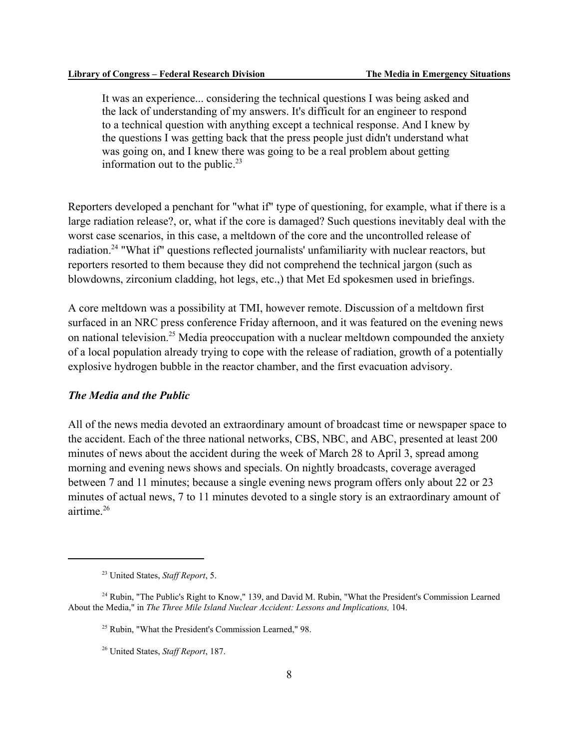> It was an experience... considering the technical questions I was being asked and the lack of understanding of my answers. It's difficult for an engineer to respond to a technical question with anything except a technical response. And I knew by the questions I was getting back that the press people just didn't understand what was going on, and I knew there was going to be a real problem about getting information out to the public.[23]

Reporters developed a penchant for "what if" type of questioning, for example, what if there is a large radiation release?, or, what if the core is damaged? Such questions inevitably deal with the worst case scenarios, in this case, a meltdown of the core and the uncontrolled release of radiation.[24] "What if" questions reflected journalists' unfamiliarity with nuclear reactors, but reporters resorted to them because they did not comprehend the technical jargon (such as blowdowns, zirconium cladding, hot legs, etc.,) that Met Ed spokesmen used in briefings.

A core meltdown was a possibility at TMI, however remote. Discussion of a meltdown first surfaced in an NRC press conference Friday afternoon, and it was featured on the evening news on national television.[25] Media preoccupation with a nuclear meltdown compounded the anxiety of a local population already trying to cope with the release of radiation, growth of a potentially explosive hydrogen bubble in the reactor chamber, and the first evacuation advisory.

### *The Media and the Public*

All of the news media devoted an extraordinary amount of broadcast time or newspaper space to the accident. Each of the three national networks, CBS, NBC, and ABC, presented at least 200 minutes of news about the accident during the week of March 28 to April 3, spread among morning and evening news shows and specials. On nightly broadcasts, coverage averaged between 7 and 11 minutes; because a single evening news program offers only about 22 or 23 minutes of actual news, 7 to 11 minutes devoted to a single story is an extraordinary amount of airtime.[26]

---

[23] United States, *Staff Report*, 5.

[24] Rubin, "The Public's Right to Know," 139, and David M. Rubin, "What the President's Commission Learned About the Media," in *The Three Mile Island Nuclear Accident: Lessons and Implications,* 104.

[25] Rubin, "What the President's Commission Learned," 98.

[26] United States, *Staff Report*, 187.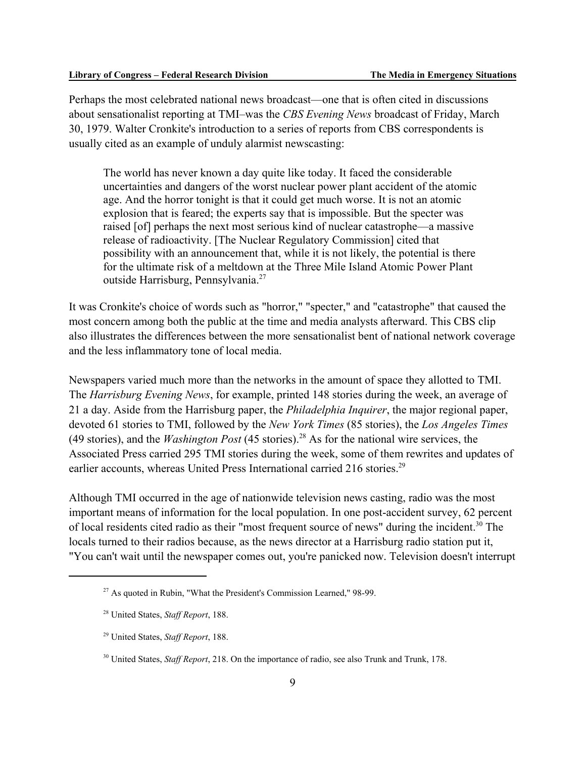Perhaps the most celebrated national news broadcast—one that is often cited in discussions about sensationalist reporting at TMI–was the *CBS Evening News* broadcast of Friday, March 30, 1979. Walter Cronkite's introduction to a series of reports from CBS correspondents is usually cited as an example of unduly alarmist newscasting:

> The world has never known a day quite like today. It faced the considerable uncertainties and dangers of the worst nuclear power plant accident of the atomic age. And the horror tonight is that it could get much worse. It is not an atomic explosion that is feared; the experts say that is impossible. But the specter was raised [of] perhaps the next most serious kind of nuclear catastrophe—a massive release of radioactivity. [The Nuclear Regulatory Commission] cited that possibility with an announcement that, while it is not likely, the potential is there for the ultimate risk of a meltdown at the Three Mile Island Atomic Power Plant outside Harrisburg, Pennsylvania.[27]

It was Cronkite's choice of words such as "horror," "specter," and "catastrophe" that caused the most concern among both the public at the time and media analysts afterward. This CBS clip also illustrates the differences between the more sensationalist bent of national network coverage and the less inflammatory tone of local media.

Newspapers varied much more than the networks in the amount of space they allotted to TMI. The *Harrisburg Evening News*, for example, printed 148 stories during the week, an average of 21 a day. Aside from the Harrisburg paper, the *Philadelphia Inquirer*, the major regional paper, devoted 61 stories to TMI, followed by the *New York Times* (85 stories), the *Los Angeles Times* (49 stories), and the *Washington Post* (45 stories).[28] As for the national wire services, the Associated Press carried 295 TMI stories during the week, some of them rewrites and updates of earlier accounts, whereas United Press International carried 216 stories.[29]

Although TMI occurred in the age of nationwide television news casting, radio was the most important means of information for the local population. In one post-accident survey, 62 percent of local residents cited radio as their "most frequent source of news" during the incident.[30] The locals turned to their radios because, as the news director at a Harrisburg radio station put it, "You can't wait until the newspaper comes out, you're panicked now. Television doesn't interrupt

---

[27] As quoted in Rubin, "What the President's Commission Learned," 98-99.

[28] United States, *Staff Report*, 188.

[29] United States, *Staff Report*, 188.

[30] United States, *Staff Report*, 218. On the importance of radio, see also Trunk and Trunk, 178.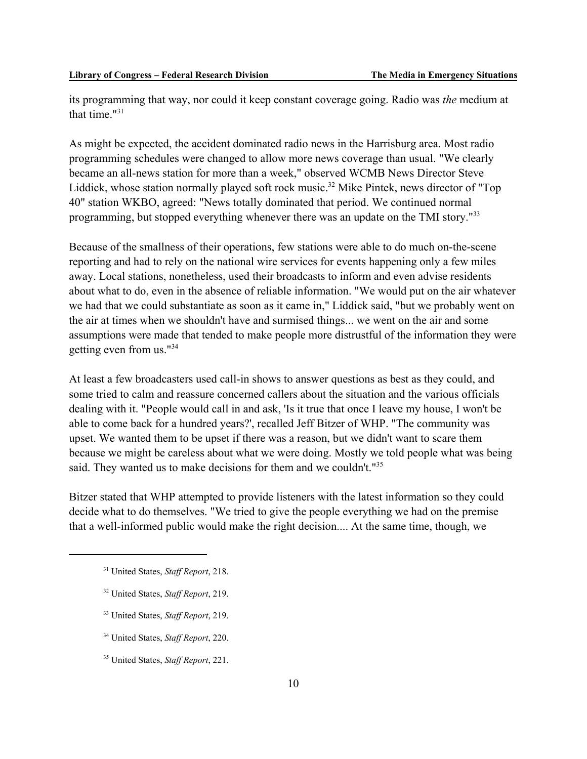its programming that way, nor could it keep constant coverage going. Radio was *the* medium at that time."[31]

As might be expected, the accident dominated radio news in the Harrisburg area. Most radio programming schedules were changed to allow more news coverage than usual. "We clearly became an all-news station for more than a week," observed WCMB News Director Steve Liddick, whose station normally played soft rock music.[32] Mike Pintek, news director of "Top 40" station WKBO, agreed: "News totally dominated that period. We continued normal programming, but stopped everything whenever there was an update on the TMI story."[33]

Because of the smallness of their operations, few stations were able to do much on-the-scene reporting and had to rely on the national wire services for events happening only a few miles away. Local stations, nonetheless, used their broadcasts to inform and even advise residents about what to do, even in the absence of reliable information. "We would put on the air whatever we had that we could substantiate as soon as it came in," Liddick said, "but we probably went on the air at times when we shouldn't have and surmised things... we went on the air and some assumptions were made that tended to make people more distrustful of the information they were getting even from us."[34]

At least a few broadcasters used call-in shows to answer questions as best as they could, and some tried to calm and reassure concerned callers about the situation and the various officials dealing with it. "People would call in and ask, 'Is it true that once I leave my house, I won't be able to come back for a hundred years?', recalled Jeff Bitzer of WHP. "The community was upset. We wanted them to be upset if there was a reason, but we didn't want to scare them because we might be careless about what we were doing. Mostly we told people what was being said. They wanted us to make decisions for them and we couldn't."[35]

Bitzer stated that WHP attempted to provide listeners with the latest information so they could decide what to do themselves. "We tried to give the people everything we had on the premise that a well-informed public would make the right decision.... At the same time, though, we

---

[31] United States, *Staff Report*, 218.

[32] United States, *Staff Report*, 219.

[33] United States, *Staff Report*, 219.

[34] United States, *Staff Report*, 220.

[35] United States, *Staff Report*, 221.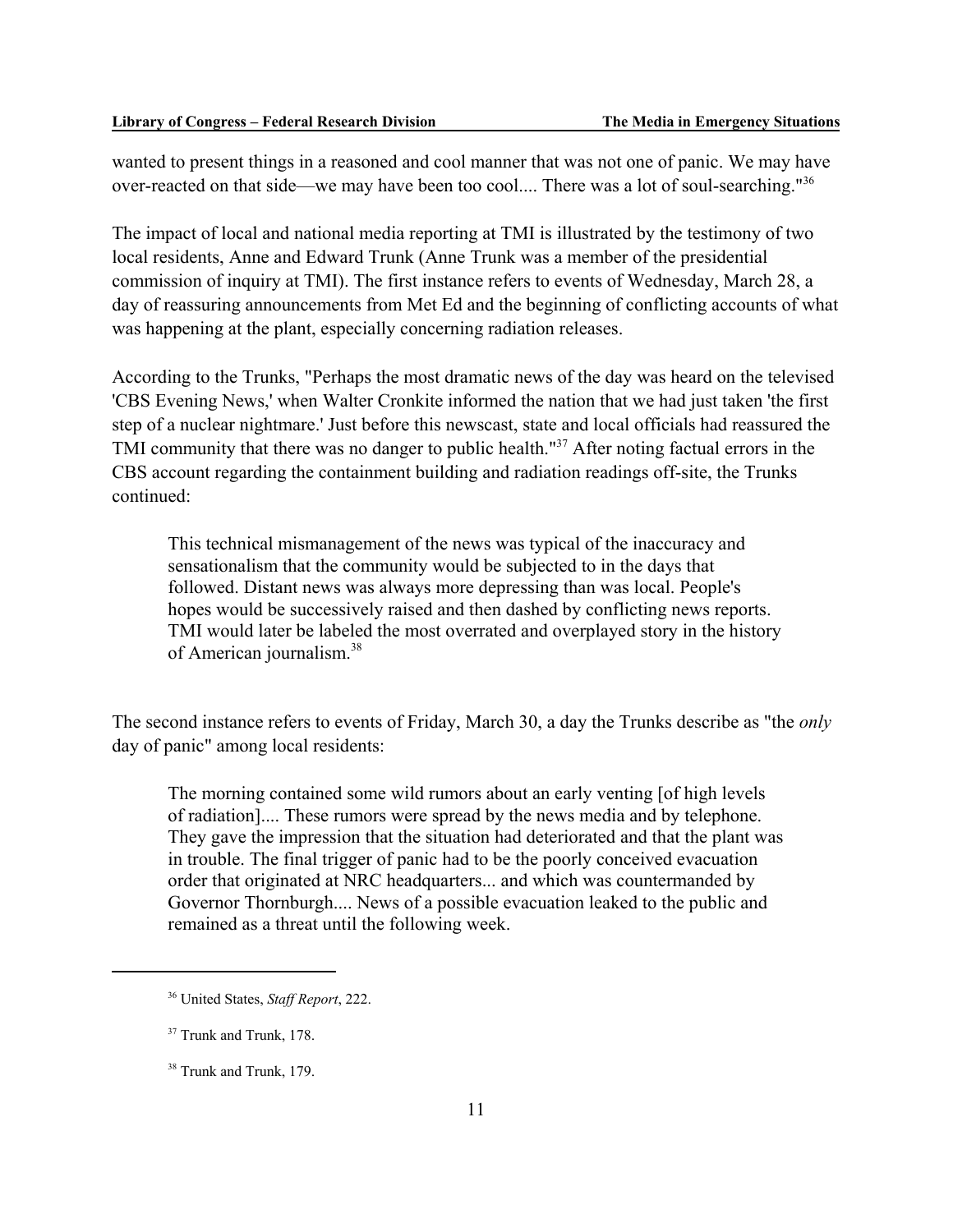wanted to present things in a reasoned and cool manner that was not one of panic. We may have over-reacted on that side—we may have been too cool.... There was a lot of soul-searching."[36]

The impact of local and national media reporting at TMI is illustrated by the testimony of two local residents, Anne and Edward Trunk (Anne Trunk was a member of the presidential commission of inquiry at TMI). The first instance refers to events of Wednesday, March 28, a day of reassuring announcements from Met Ed and the beginning of conflicting accounts of what was happening at the plant, especially concerning radiation releases.

According to the Trunks, "Perhaps the most dramatic news of the day was heard on the televised 'CBS Evening News,' when Walter Cronkite informed the nation that we had just taken 'the first step of a nuclear nightmare.' Just before this newscast, state and local officials had reassured the TMI community that there was no danger to public health."[37] After noting factual errors in the CBS account regarding the containment building and radiation readings off-site, the Trunks continued:

> This technical mismanagement of the news was typical of the inaccuracy and sensationalism that the community would be subjected to in the days that followed. Distant news was always more depressing than was local. People's hopes would be successively raised and then dashed by conflicting news reports. TMI would later be labeled the most overrated and overplayed story in the history of American journalism.[38]

The second instance refers to events of Friday, March 30, a day the Trunks describe as "the *only* day of panic" among local residents:

> The morning contained some wild rumors about an early venting [of high levels of radiation].... These rumors were spread by the news media and by telephone. They gave the impression that the situation had deteriorated and that the plant was in trouble. The final trigger of panic had to be the poorly conceived evacuation order that originated at NRC headquarters... and which was countermanded by Governor Thornburgh.... News of a possible evacuation leaked to the public and remained as a threat until the following week.

---

[36] United States, *Staff Report*, 222.

[37] Trunk and Trunk, 178.

[38] Trunk and Trunk, 179.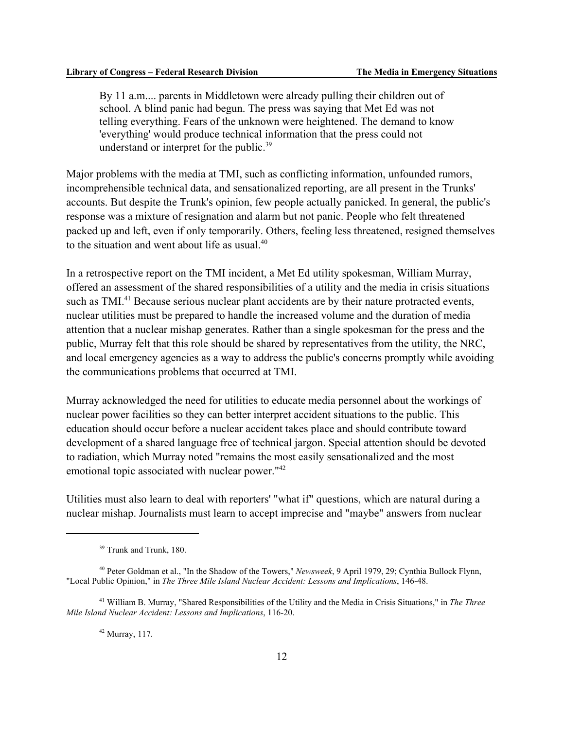> By 11 a.m.... parents in Middletown were already pulling their children out of school. A blind panic had begun. The press was saying that Met Ed was not telling everything. Fears of the unknown were heightened. The demand to know 'everything' would produce technical information that the press could not understand or interpret for the public.[39]

Major problems with the media at TMI, such as conflicting information, unfounded rumors, incomprehensible technical data, and sensationalized reporting, are all present in the Trunks' accounts. But despite the Trunk's opinion, few people actually panicked. In general, the public's response was a mixture of resignation and alarm but not panic. People who felt threatened packed up and left, even if only temporarily. Others, feeling less threatened, resigned themselves to the situation and went about life as usual.[40]

In a retrospective report on the TMI incident, a Met Ed utility spokesman, William Murray, offered an assessment of the shared responsibilities of a utility and the media in crisis situations such as TMI.[41] Because serious nuclear plant accidents are by their nature protracted events, nuclear utilities must be prepared to handle the increased volume and the duration of media attention that a nuclear mishap generates. Rather than a single spokesman for the press and the public, Murray felt that this role should be shared by representatives from the utility, the NRC, and local emergency agencies as a way to address the public's concerns promptly while avoiding the communications problems that occurred at TMI.

Murray acknowledged the need for utilities to educate media personnel about the workings of nuclear power facilities so they can better interpret accident situations to the public. This education should occur before a nuclear accident takes place and should contribute toward development of a shared language free of technical jargon. Special attention should be devoted to radiation, which Murray noted "remains the most easily sensationalized and the most emotional topic associated with nuclear power."[42]

Utilities must also learn to deal with reporters' "what if" questions, which are natural during a nuclear mishap. Journalists must learn to accept imprecise and "maybe" answers from nuclear

---

[39] Trunk and Trunk, 180.

[40] Peter Goldman et al., "In the Shadow of the Towers," *Newsweek*, 9 April 1979, 29; Cynthia Bullock Flynn, "Local Public Opinion," in *The Three Mile Island Nuclear Accident: Lessons and Implications*, 146-48.

[41] William B. Murray, "Shared Responsibilities of the Utility and the Media in Crisis Situations," in *The Three Mile Island Nuclear Accident: Lessons and Implications*, 116-20.

[42] Murray, 117.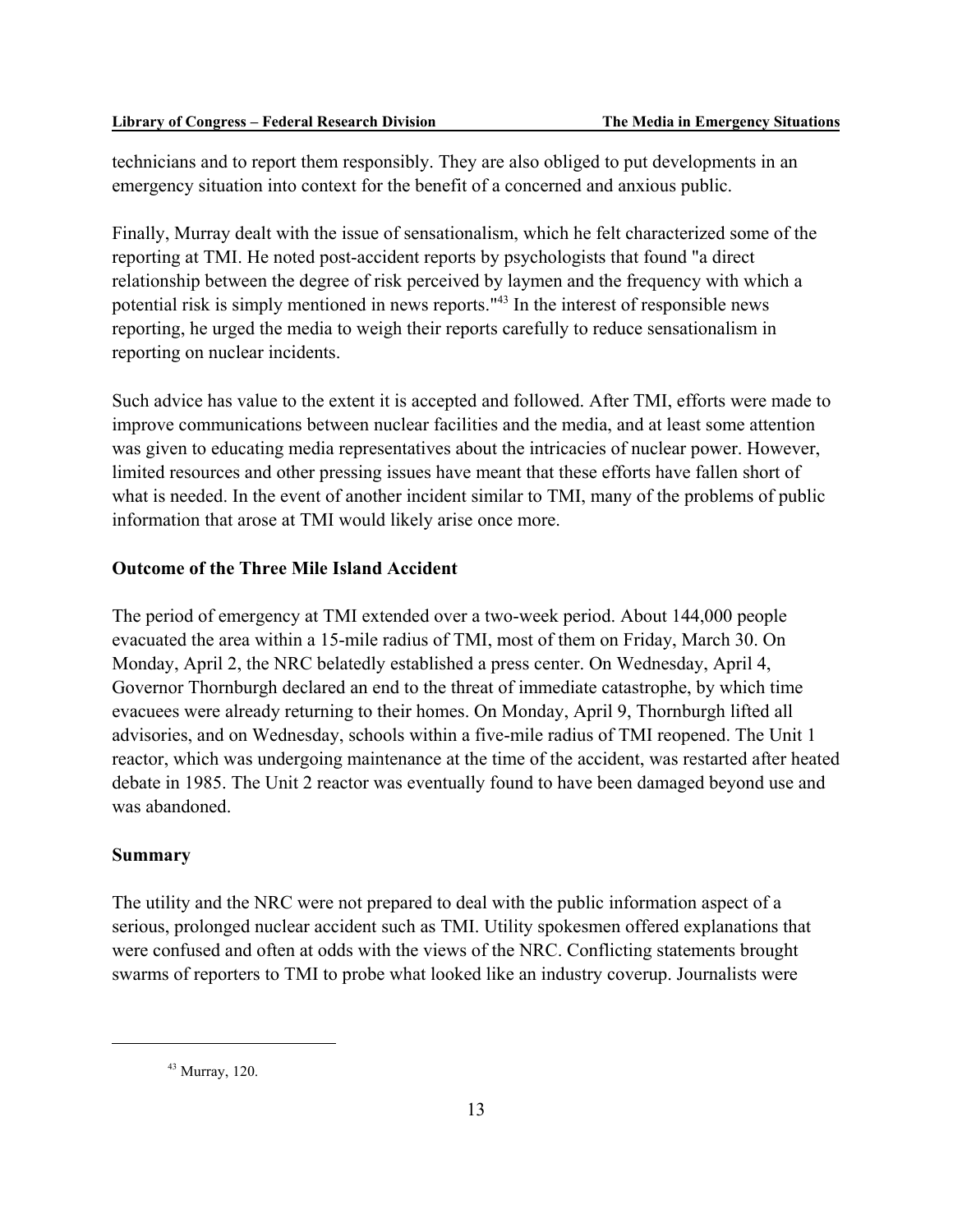technicians and to report them responsibly. They are also obliged to put developments in an emergency situation into context for the benefit of a concerned and anxious public.

Finally, Murray dealt with the issue of sensationalism, which he felt characterized some of the reporting at TMI. He noted post-accident reports by psychologists that found "a direct relationship between the degree of risk perceived by laymen and the frequency with which a potential risk is simply mentioned in news reports."[43] In the interest of responsible news reporting, he urged the media to weigh their reports carefully to reduce sensationalism in reporting on nuclear incidents.

Such advice has value to the extent it is accepted and followed. After TMI, efforts were made to improve communications between nuclear facilities and the media, and at least some attention was given to educating media representatives about the intricacies of nuclear power. However, limited resources and other pressing issues have meant that these efforts have fallen short of what is needed. In the event of another incident similar to TMI, many of the problems of public information that arose at TMI would likely arise once more.

### Outcome of the Three Mile Island Accident

The period of emergency at TMI extended over a two-week period. About 144,000 people evacuated the area within a 15-mile radius of TMI, most of them on Friday, March 30. On Monday, April 2, the NRC belatedly established a press center. On Wednesday, April 4, Governor Thornburgh declared an end to the threat of immediate catastrophe, by which time evacuees were already returning to their homes. On Monday, April 9, Thornburgh lifted all advisories, and on Wednesday, schools within a five-mile radius of TMI reopened. The Unit 1 reactor, which was undergoing maintenance at the time of the accident, was restarted after heated debate in 1985. The Unit 2 reactor was eventually found to have been damaged beyond use and was abandoned.

### Summary

The utility and the NRC were not prepared to deal with the public information aspect of a serious, prolonged nuclear accident such as TMI. Utility spokesmen offered explanations that were confused and often at odds with the views of the NRC. Conflicting statements brought swarms of reporters to TMI to probe what looked like an industry coverup. Journalists were

[43] Murray, 120.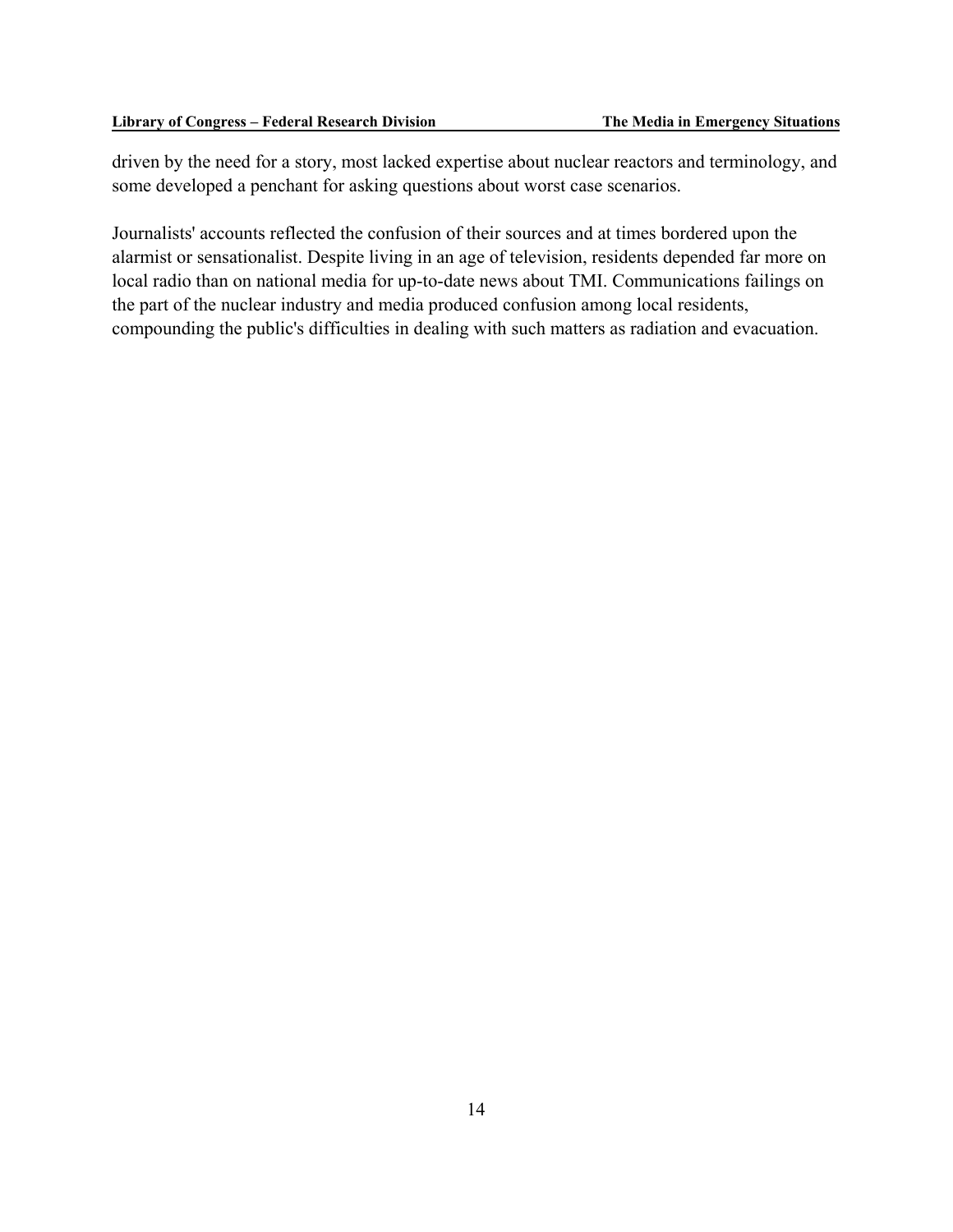driven by the need for a story, most lacked expertise about nuclear reactors and terminology, and some developed a penchant for asking questions about worst case scenarios.

Journalists' accounts reflected the confusion of their sources and at times bordered upon the alarmist or sensationalist. Despite living in an age of television, residents depended far more on local radio than on national media for up-to-date news about TMI. Communications failings on the part of the nuclear industry and media produced confusion among local residents, compounding the public's difficulties in dealing with such matters as radiation and evacuation.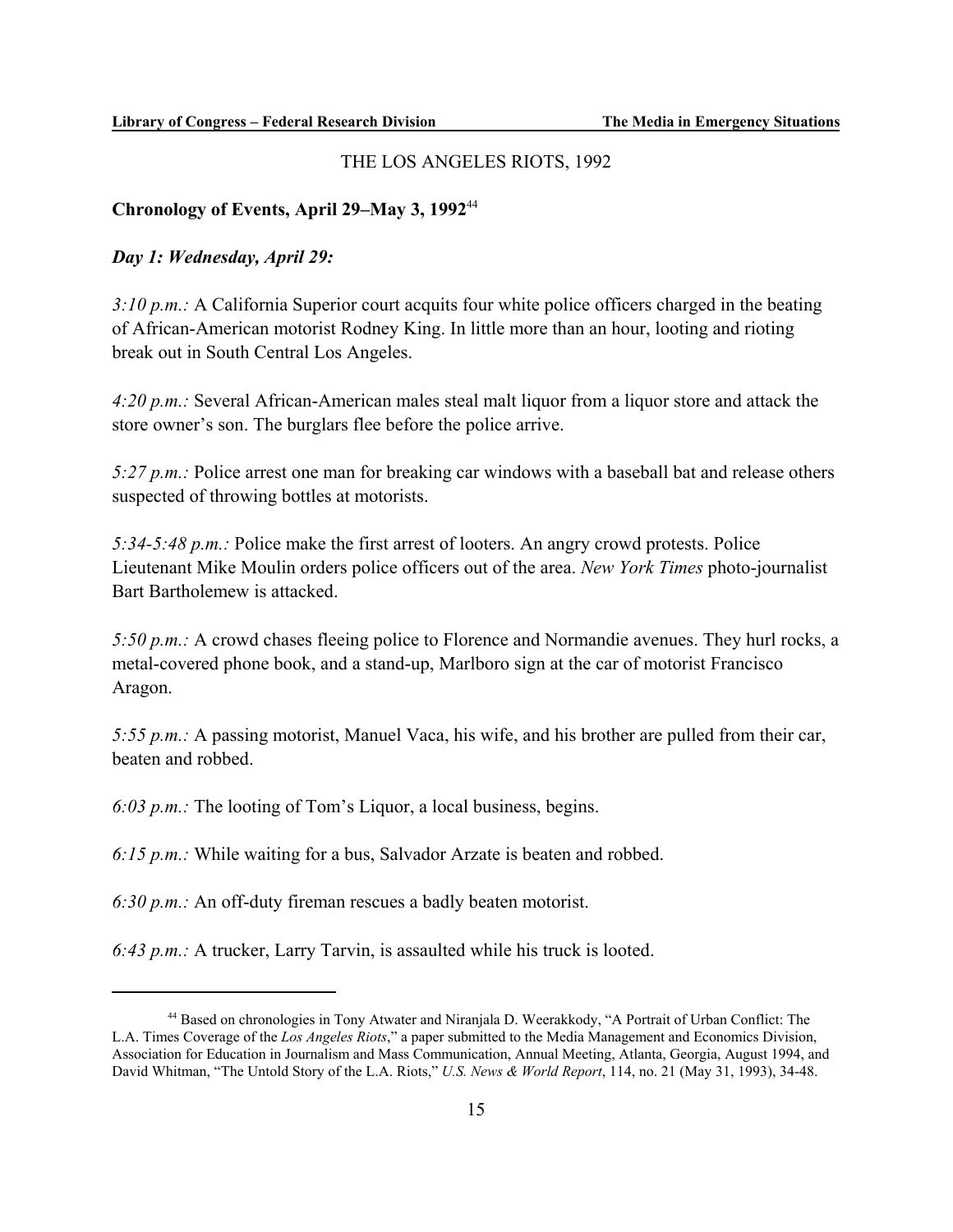THE LOS ANGELES RIOTS, 1992

## Chronology of Events, April 29–May 3, 1992[44]

### *Day 1: Wednesday, April 29:*

*3:10 p.m.:* A California Superior court acquits four white police officers charged in the beating of African-American motorist Rodney King. In little more than an hour, looting and rioting break out in South Central Los Angeles.

*4:20 p.m.:* Several African-American males steal malt liquor from a liquor store and attack the store owner's son. The burglars flee before the police arrive.

*5:27 p.m.:* Police arrest one man for breaking car windows with a baseball bat and release others suspected of throwing bottles at motorists.

*5:34-5:48 p.m.:* Police make the first arrest of looters. An angry crowd protests. Police Lieutenant Mike Moulin orders police officers out of the area. *New York Times* photo-journalist Bart Bartholemew is attacked.

*5:50 p.m.:* A crowd chases fleeing police to Florence and Normandie avenues. They hurl rocks, a metal-covered phone book, and a stand-up, Marlboro sign at the car of motorist Francisco Aragon.

*5:55 p.m.:* A passing motorist, Manuel Vaca, his wife, and his brother are pulled from their car, beaten and robbed.

*6:03 p.m.:* The looting of Tom's Liquor, a local business, begins.

*6:15 p.m.:* While waiting for a bus, Salvador Arzate is beaten and robbed.

*6:30 p.m.:* An off-duty fireman rescues a badly beaten motorist.

*6:43 p.m.:* A trucker, Larry Tarvin, is assaulted while his truck is looted.

---

[44] Based on chronologies in Tony Atwater and Niranjala D. Weerakkody, "A Portrait of Urban Conflict: The L.A. Times Coverage of the *Los Angeles Riots*," a paper submitted to the Media Management and Economics Division, Association for Education in Journalism and Mass Communication, Annual Meeting, Atlanta, Georgia, August 1994, and David Whitman, "The Untold Story of the L.A. Riots," *U.S. News & World Report*, 114, no. 21 (May 31, 1993), 34-48.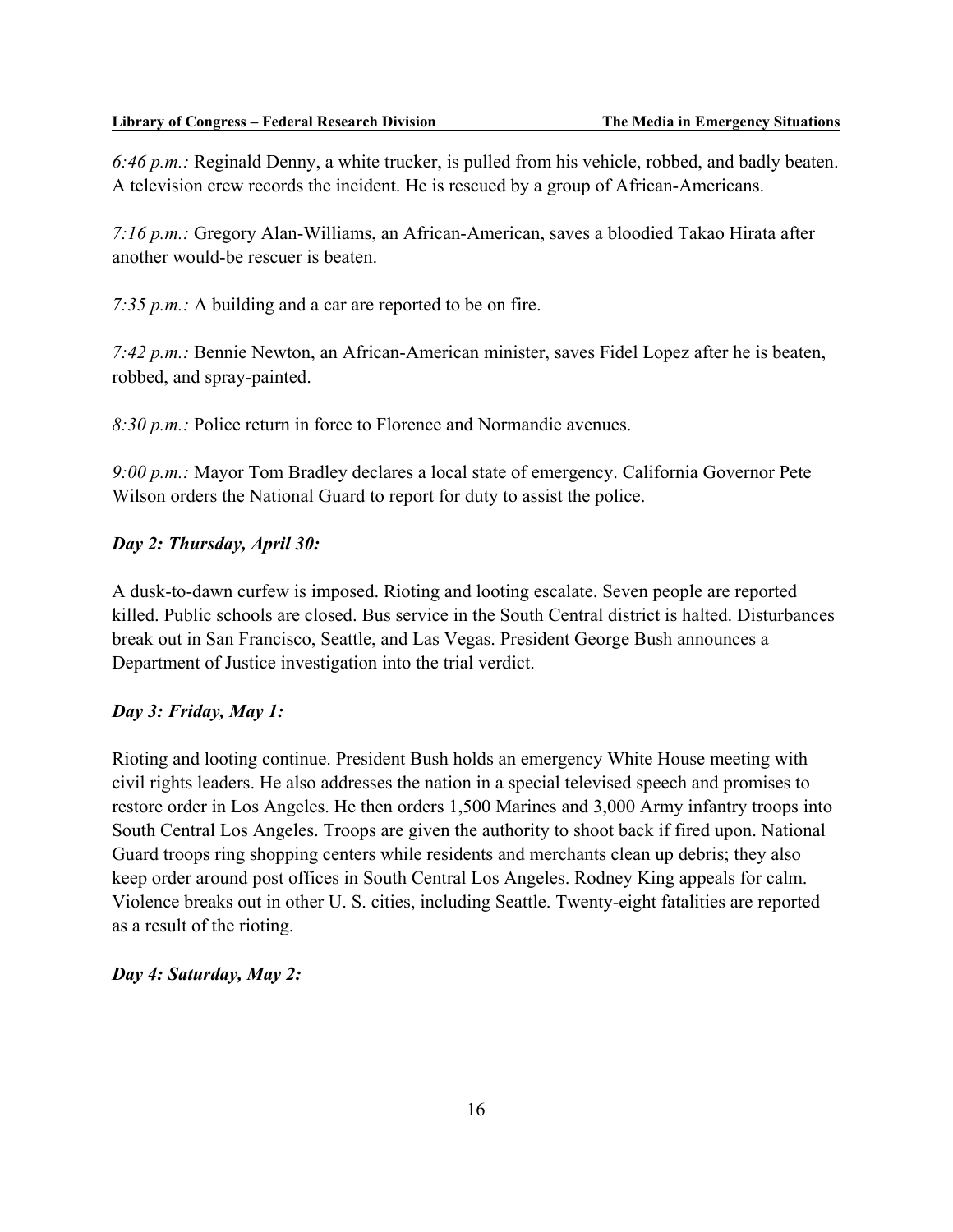*6:46 p.m.:* Reginald Denny, a white trucker, is pulled from his vehicle, robbed, and badly beaten. A television crew records the incident. He is rescued by a group of African-Americans.

*7:16 p.m.:* Gregory Alan-Williams, an African-American, saves a bloodied Takao Hirata after another would-be rescuer is beaten.

*7:35 p.m.:* A building and a car are reported to be on fire.

*7:42 p.m.:* Bennie Newton, an African-American minister, saves Fidel Lopez after he is beaten, robbed, and spray-painted.

*8:30 p.m.:* Police return in force to Florence and Normandie avenues.

*9:00 p.m.:* Mayor Tom Bradley declares a local state of emergency. California Governor Pete Wilson orders the National Guard to report for duty to assist the police.

***Day 2: Thursday, April 30:***

A dusk-to-dawn curfew is imposed. Rioting and looting escalate. Seven people are reported killed. Public schools are closed. Bus service in the South Central district is halted. Disturbances break out in San Francisco, Seattle, and Las Vegas. President George Bush announces a Department of Justice investigation into the trial verdict.

***Day 3: Friday, May 1:***

Rioting and looting continue. President Bush holds an emergency White House meeting with civil rights leaders. He also addresses the nation in a special televised speech and promises to restore order in Los Angeles. He then orders 1,500 Marines and 3,000 Army infantry troops into South Central Los Angeles. Troops are given the authority to shoot back if fired upon. National Guard troops ring shopping centers while residents and merchants clean up debris; they also keep order around post offices in South Central Los Angeles. Rodney King appeals for calm. Violence breaks out in other U. S. cities, including Seattle. Twenty-eight fatalities are reported as a result of the rioting.

***Day 4: Saturday, May 2:***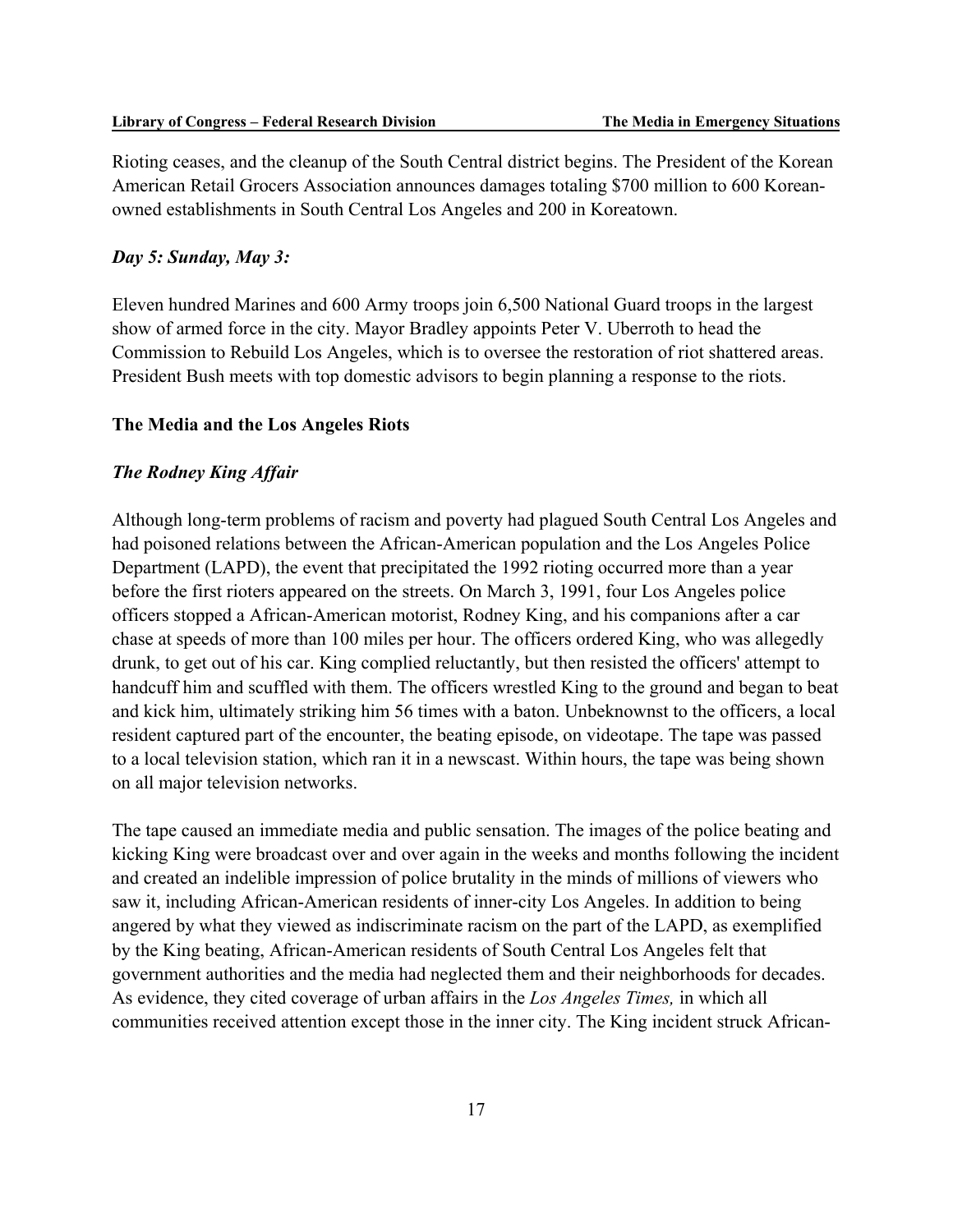Rioting ceases, and the cleanup of the South Central district begins. The President of the Korean American Retail Grocers Association announces damages totaling $700 million to 600 Korean-owned establishments in South Central Los Angeles and 200 in Koreatown.

### *Day 5: Sunday, May 3:*

Eleven hundred Marines and 600 Army troops join 6,500 National Guard troops in the largest show of armed force in the city. Mayor Bradley appoints Peter V. Uberroth to head the Commission to Rebuild Los Angeles, which is to oversee the restoration of riot shattered areas. President Bush meets with top domestic advisors to begin planning a response to the riots.

## The Media and the Los Angeles Riots

### *The Rodney King Affair*

Although long-term problems of racism and poverty had plagued South Central Los Angeles and had poisoned relations between the African-American population and the Los Angeles Police Department (LAPD), the event that precipitated the 1992 rioting occurred more than a year before the first rioters appeared on the streets. On March 3, 1991, four Los Angeles police officers stopped a African-American motorist, Rodney King, and his companions after a car chase at speeds of more than 100 miles per hour. The officers ordered King, who was allegedly drunk, to get out of his car. King complied reluctantly, but then resisted the officers' attempt to handcuff him and scuffled with them. The officers wrestled King to the ground and began to beat and kick him, ultimately striking him 56 times with a baton. Unbeknownst to the officers, a local resident captured part of the encounter, the beating episode, on videotape. The tape was passed to a local television station, which ran it in a newscast. Within hours, the tape was being shown on all major television networks.

The tape caused an immediate media and public sensation. The images of the police beating and kicking King were broadcast over and over again in the weeks and months following the incident and created an indelible impression of police brutality in the minds of millions of viewers who saw it, including African-American residents of inner-city Los Angeles. In addition to being angered by what they viewed as indiscriminate racism on the part of the LAPD, as exemplified by the King beating, African-American residents of South Central Los Angeles felt that government authorities and the media had neglected them and their neighborhoods for decades. As evidence, they cited coverage of urban affairs in the *Los Angeles Times,* in which all communities received attention except those in the inner city. The King incident struck African-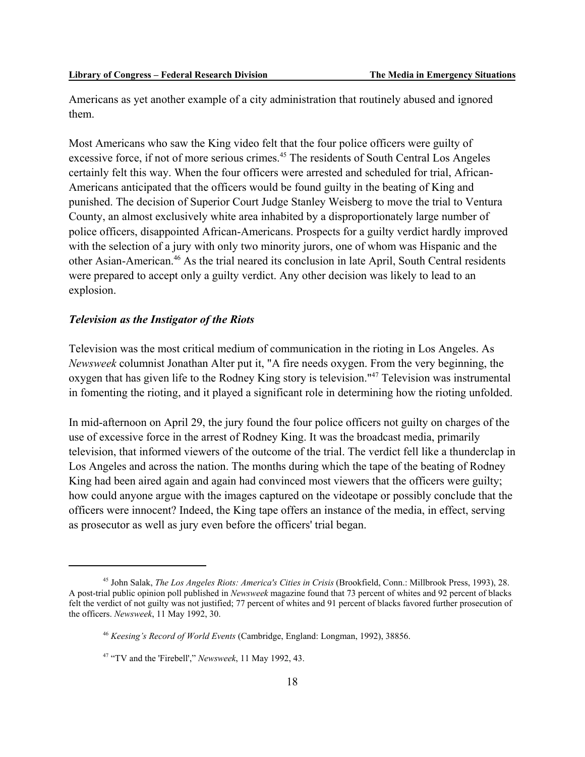Americans as yet another example of a city administration that routinely abused and ignored them.

Most Americans who saw the King video felt that the four police officers were guilty of excessive force, if not of more serious crimes.[45] The residents of South Central Los Angeles certainly felt this way. When the four officers were arrested and scheduled for trial, African-Americans anticipated that the officers would be found guilty in the beating of King and punished. The decision of Superior Court Judge Stanley Weisberg to move the trial to Ventura County, an almost exclusively white area inhabited by a disproportionately large number of police officers, disappointed African-Americans. Prospects for a guilty verdict hardly improved with the selection of a jury with only two minority jurors, one of whom was Hispanic and the other Asian-American.[46] As the trial neared its conclusion in late April, South Central residents were prepared to accept only a guilty verdict. Any other decision was likely to lead to an explosion.

### *Television as the Instigator of the Riots*

Television was the most critical medium of communication in the rioting in Los Angeles. As *Newsweek* columnist Jonathan Alter put it, "A fire needs oxygen. From the very beginning, the oxygen that has given life to the Rodney King story is television."[47] Television was instrumental in fomenting the rioting, and it played a significant role in determining how the rioting unfolded.

In mid-afternoon on April 29, the jury found the four police officers not guilty on charges of the use of excessive force in the arrest of Rodney King. It was the broadcast media, primarily television, that informed viewers of the outcome of the trial. The verdict fell like a thunderclap in Los Angeles and across the nation. The months during which the tape of the beating of Rodney King had been aired again and again had convinced most viewers that the officers were guilty; how could anyone argue with the images captured on the videotape or possibly conclude that the officers were innocent? Indeed, the King tape offers an instance of the media, in effect, serving as prosecutor as well as jury even before the officers' trial began.

---

[45] John Salak, *The Los Angeles Riots: America's Cities in Crisis* (Brookfield, Conn.: Millbrook Press, 1993), 28. A post-trial public opinion poll published in *Newsweek* magazine found that 73 percent of whites and 92 percent of blacks felt the verdict of not guilty was not justified; 77 percent of whites and 91 percent of blacks favored further prosecution of the officers. *Newsweek*, 11 May 1992, 30.

[46] *Keesing's Record of World Events* (Cambridge, England: Longman, 1992), 38856.

[47] "TV and the 'Firebell'," *Newsweek*, 11 May 1992, 43.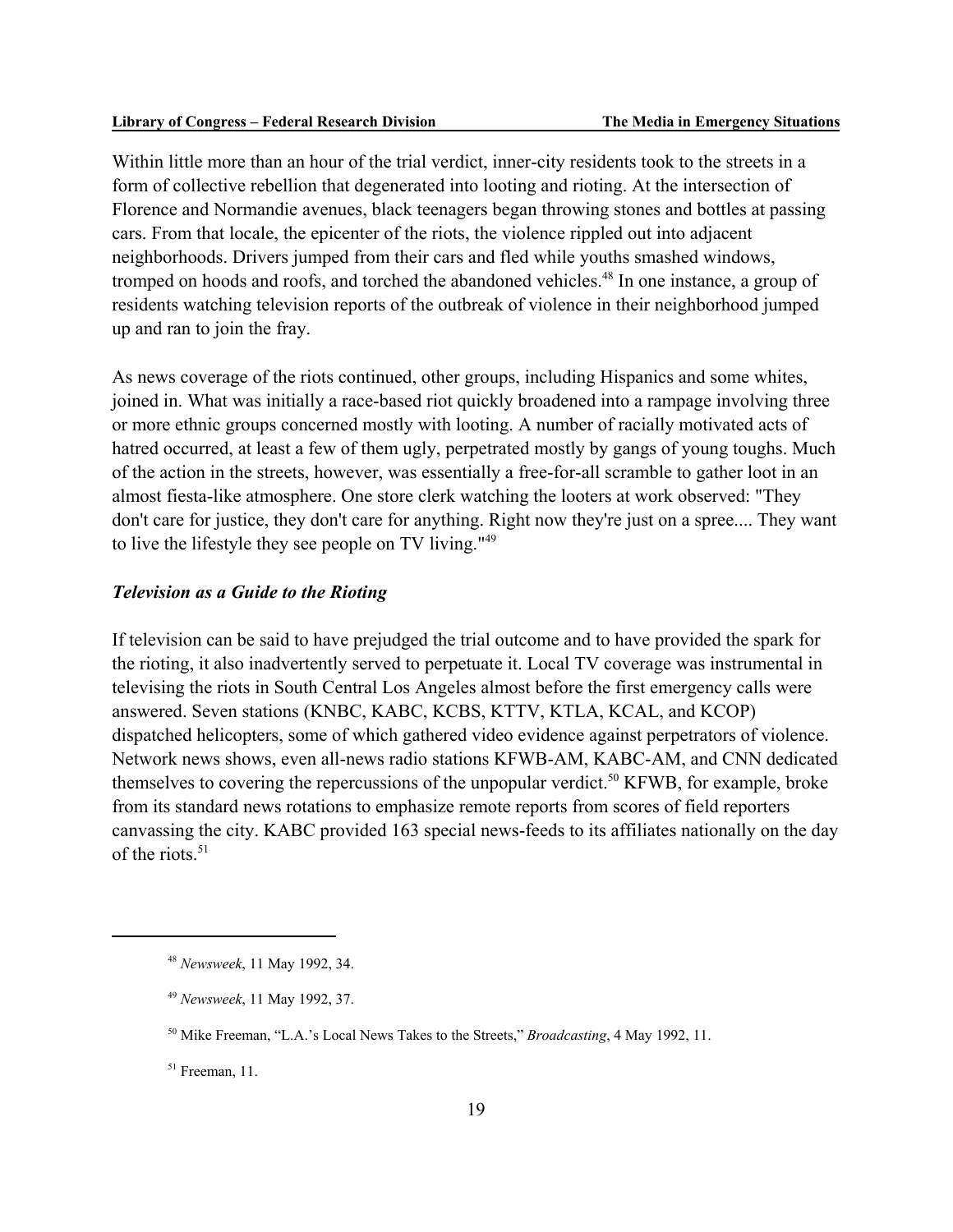Within little more than an hour of the trial verdict, inner-city residents took to the streets in a form of collective rebellion that degenerated into looting and rioting. At the intersection of Florence and Normandie avenues, black teenagers began throwing stones and bottles at passing cars. From that locale, the epicenter of the riots, the violence rippled out into adjacent neighborhoods. Drivers jumped from their cars and fled while youths smashed windows, tromped on hoods and roofs, and torched the abandoned vehicles.[48] In one instance, a group of residents watching television reports of the outbreak of violence in their neighborhood jumped up and ran to join the fray.

As news coverage of the riots continued, other groups, including Hispanics and some whites, joined in. What was initially a race-based riot quickly broadened into a rampage involving three or more ethnic groups concerned mostly with looting. A number of racially motivated acts of hatred occurred, at least a few of them ugly, perpetrated mostly by gangs of young toughs. Much of the action in the streets, however, was essentially a free-for-all scramble to gather loot in an almost fiesta-like atmosphere. One store clerk watching the looters at work observed: "They don't care for justice, they don't care for anything. Right now they're just on a spree.... They want to live the lifestyle they see people on TV living."[49]

### *Television as a Guide to the Rioting*

If television can be said to have prejudged the trial outcome and to have provided the spark for the rioting, it also inadvertently served to perpetuate it. Local TV coverage was instrumental in televising the riots in South Central Los Angeles almost before the first emergency calls were answered. Seven stations (KNBC, KABC, KCBS, KTTV, KTLA, KCAL, and KCOP) dispatched helicopters, some of which gathered video evidence against perpetrators of violence. Network news shows, even all-news radio stations KFWB-AM, KABC-AM, and CNN dedicated themselves to covering the repercussions of the unpopular verdict.[50] KFWB, for example, broke from its standard news rotations to emphasize remote reports from scores of field reporters canvassing the city. KABC provided 163 special news-feeds to its affiliates nationally on the day of the riots.[51]

---

[48] *Newsweek*, 11 May 1992, 34.

[49] *Newsweek*, 11 May 1992, 37.

[50] Mike Freeman, "L.A.'s Local News Takes to the Streets," *Broadcasting*, 4 May 1992, 11.

[51] Freeman, 11.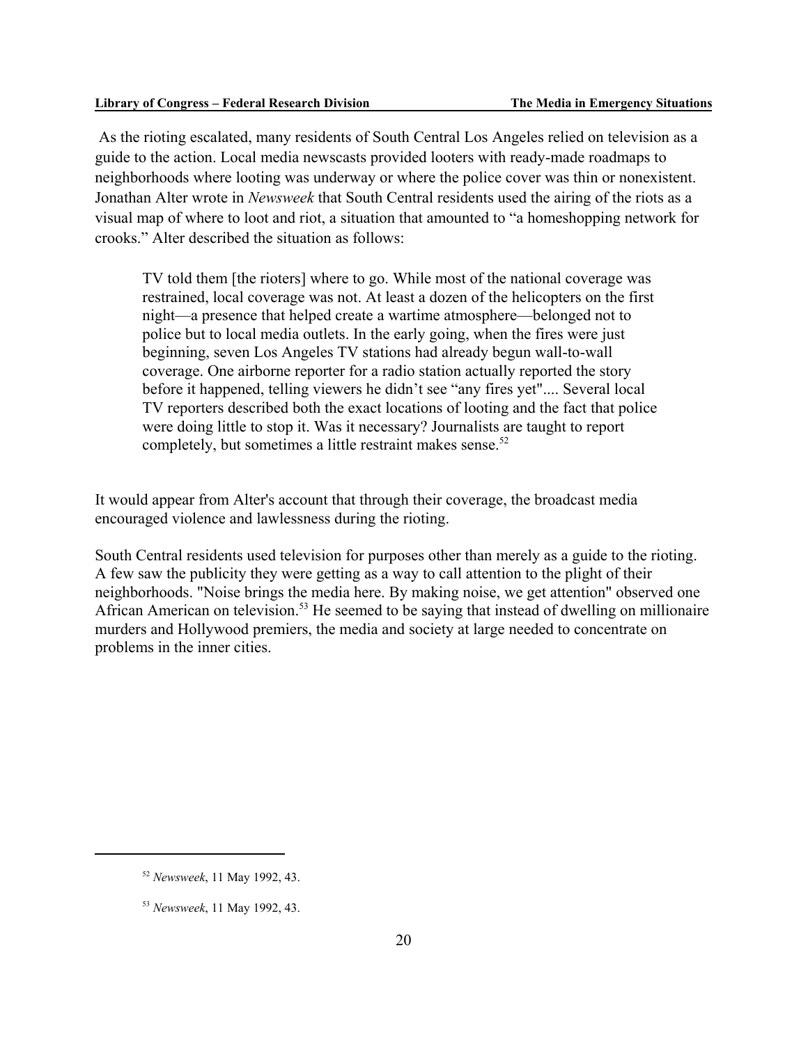As the rioting escalated, many residents of South Central Los Angeles relied on television as a guide to the action. Local media newscasts provided looters with ready-made roadmaps to neighborhoods where looting was underway or where the police cover was thin or nonexistent. Jonathan Alter wrote in *Newsweek* that South Central residents used the airing of the riots as a visual map of where to loot and riot, a situation that amounted to "a homeshopping network for crooks." Alter described the situation as follows:

> TV told them [the rioters] where to go. While most of the national coverage was restrained, local coverage was not. At least a dozen of the helicopters on the first night—a presence that helped create a wartime atmosphere—belonged not to police but to local media outlets. In the early going, when the fires were just beginning, seven Los Angeles TV stations had already begun wall-to-wall coverage. One airborne reporter for a radio station actually reported the story before it happened, telling viewers he didn't see "any fires yet".... Several local TV reporters described both the exact locations of looting and the fact that police were doing little to stop it. Was it necessary? Journalists are taught to report completely, but sometimes a little restraint makes sense.[52]

It would appear from Alter's account that through their coverage, the broadcast media encouraged violence and lawlessness during the rioting.

South Central residents used television for purposes other than merely as a guide to the rioting. A few saw the publicity they were getting as a way to call attention to the plight of their neighborhoods. "Noise brings the media here. By making noise, we get attention" observed one African American on television.[53] He seemed to be saying that instead of dwelling on millionaire murders and Hollywood premiers, the media and society at large needed to concentrate on problems in the inner cities.

---

[52] *Newsweek*, 11 May 1992, 43.

[53] *Newsweek*, 11 May 1992, 43.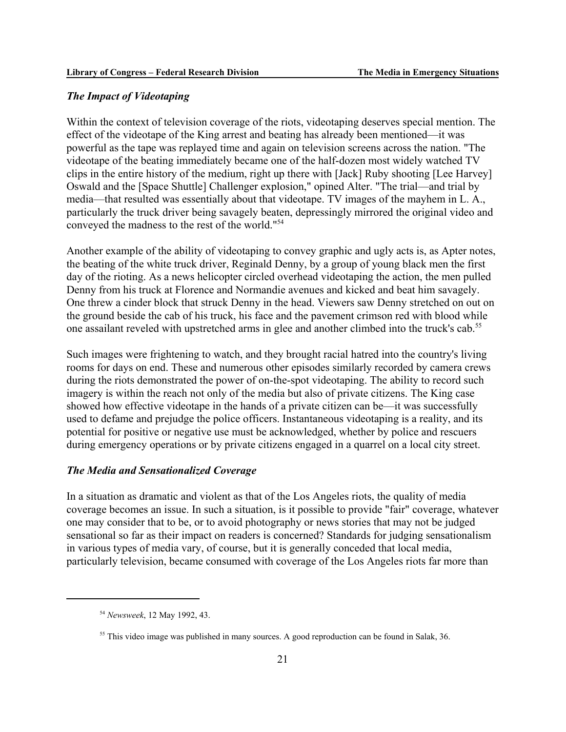### *The Impact of Videotaping*

Within the context of television coverage of the riots, videotaping deserves special mention. The effect of the videotape of the King arrest and beating has already been mentioned—it was powerful as the tape was replayed time and again on television screens across the nation. "The videotape of the beating immediately became one of the half-dozen most widely watched TV clips in the entire history of the medium, right up there with [Jack] Ruby shooting [Lee Harvey] Oswald and the [Space Shuttle] Challenger explosion," opined Alter. "The trial—and trial by media—that resulted was essentially about that videotape. TV images of the mayhem in L. A., particularly the truck driver being savagely beaten, depressingly mirrored the original video and conveyed the madness to the rest of the world."[54]

Another example of the ability of videotaping to convey graphic and ugly acts is, as Apter notes, the beating of the white truck driver, Reginald Denny, by a group of young black men the first day of the rioting. As a news helicopter circled overhead videotaping the action, the men pulled Denny from his truck at Florence and Normandie avenues and kicked and beat him savagely. One threw a cinder block that struck Denny in the head. Viewers saw Denny stretched on out on the ground beside the cab of his truck, his face and the pavement crimson red with blood while one assailant reveled with upstretched arms in glee and another climbed into the truck's cab.[55]

Such images were frightening to watch, and they brought racial hatred into the country's living rooms for days on end. These and numerous other episodes similarly recorded by camera crews during the riots demonstrated the power of on-the-spot videotaping. The ability to record such imagery is within the reach not only of the media but also of private citizens. The King case showed how effective videotape in the hands of a private citizen can be—it was successfully used to defame and prejudge the police officers. Instantaneous videotaping is a reality, and its potential for positive or negative use must be acknowledged, whether by police and rescuers during emergency operations or by private citizens engaged in a quarrel on a local city street.

### *The Media and Sensationalized Coverage*

In a situation as dramatic and violent as that of the Los Angeles riots, the quality of media coverage becomes an issue. In such a situation, is it possible to provide "fair" coverage, whatever one may consider that to be, or to avoid photography or news stories that may not be judged sensational so far as their impact on readers is concerned? Standards for judging sensationalism in various types of media vary, of course, but it is generally conceded that local media, particularly television, became consumed with coverage of the Los Angeles riots far more than

---

[54] *Newsweek*, 12 May 1992, 43.

[55] This video image was published in many sources. A good reproduction can be found in Salak, 36.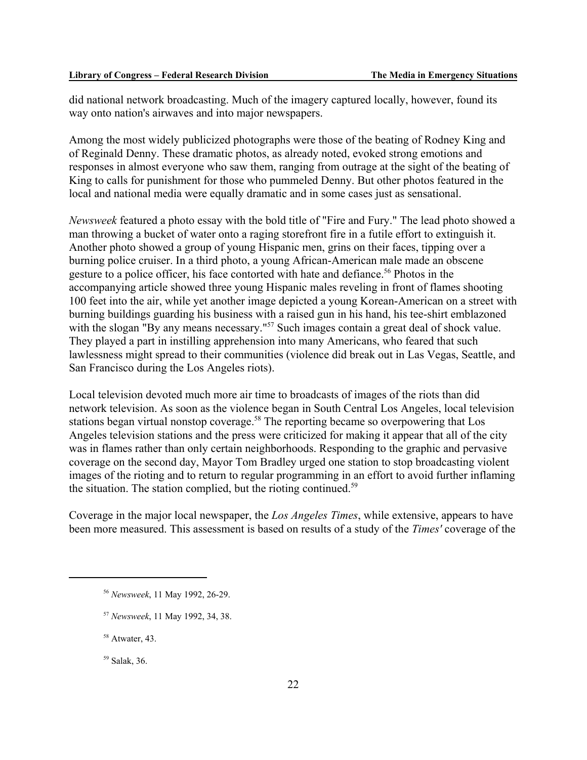did national network broadcasting. Much of the imagery captured locally, however, found its way onto nation's airwaves and into major newspapers.

Among the most widely publicized photographs were those of the beating of Rodney King and of Reginald Denny. These dramatic photos, as already noted, evoked strong emotions and responses in almost everyone who saw them, ranging from outrage at the sight of the beating of King to calls for punishment for those who pummeled Denny. But other photos featured in the local and national media were equally dramatic and in some cases just as sensational.

*Newsweek* featured a photo essay with the bold title of "Fire and Fury." The lead photo showed a man throwing a bucket of water onto a raging storefront fire in a futile effort to extinguish it. Another photo showed a group of young Hispanic men, grins on their faces, tipping over a burning police cruiser. In a third photo, a young African-American male made an obscene gesture to a police officer, his face contorted with hate and defiance.[56] Photos in the accompanying article showed three young Hispanic males reveling in front of flames shooting 100 feet into the air, while yet another image depicted a young Korean-American on a street with burning buildings guarding his business with a raised gun in his hand, his tee-shirt emblazoned with the slogan "By any means necessary."[57] Such images contain a great deal of shock value. They played a part in instilling apprehension into many Americans, who feared that such lawlessness might spread to their communities (violence did break out in Las Vegas, Seattle, and San Francisco during the Los Angeles riots).

Local television devoted much more air time to broadcasts of images of the riots than did network television. As soon as the violence began in South Central Los Angeles, local television stations began virtual nonstop coverage.[58] The reporting became so overpowering that Los Angeles television stations and the press were criticized for making it appear that all of the city was in flames rather than only certain neighborhoods. Responding to the graphic and pervasive coverage on the second day, Mayor Tom Bradley urged one station to stop broadcasting violent images of the rioting and to return to regular programming in an effort to avoid further inflaming the situation. The station complied, but the rioting continued.[59]

Coverage in the major local newspaper, the *Los Angeles Times*, while extensive, appears to have been more measured. This assessment is based on results of a study of the *Times'* coverage of the

---

[56] *Newsweek*, 11 May 1992, 26-29.

[57] *Newsweek*, 11 May 1992, 34, 38.

[58] Atwater, 43.

[59] Salak, 36.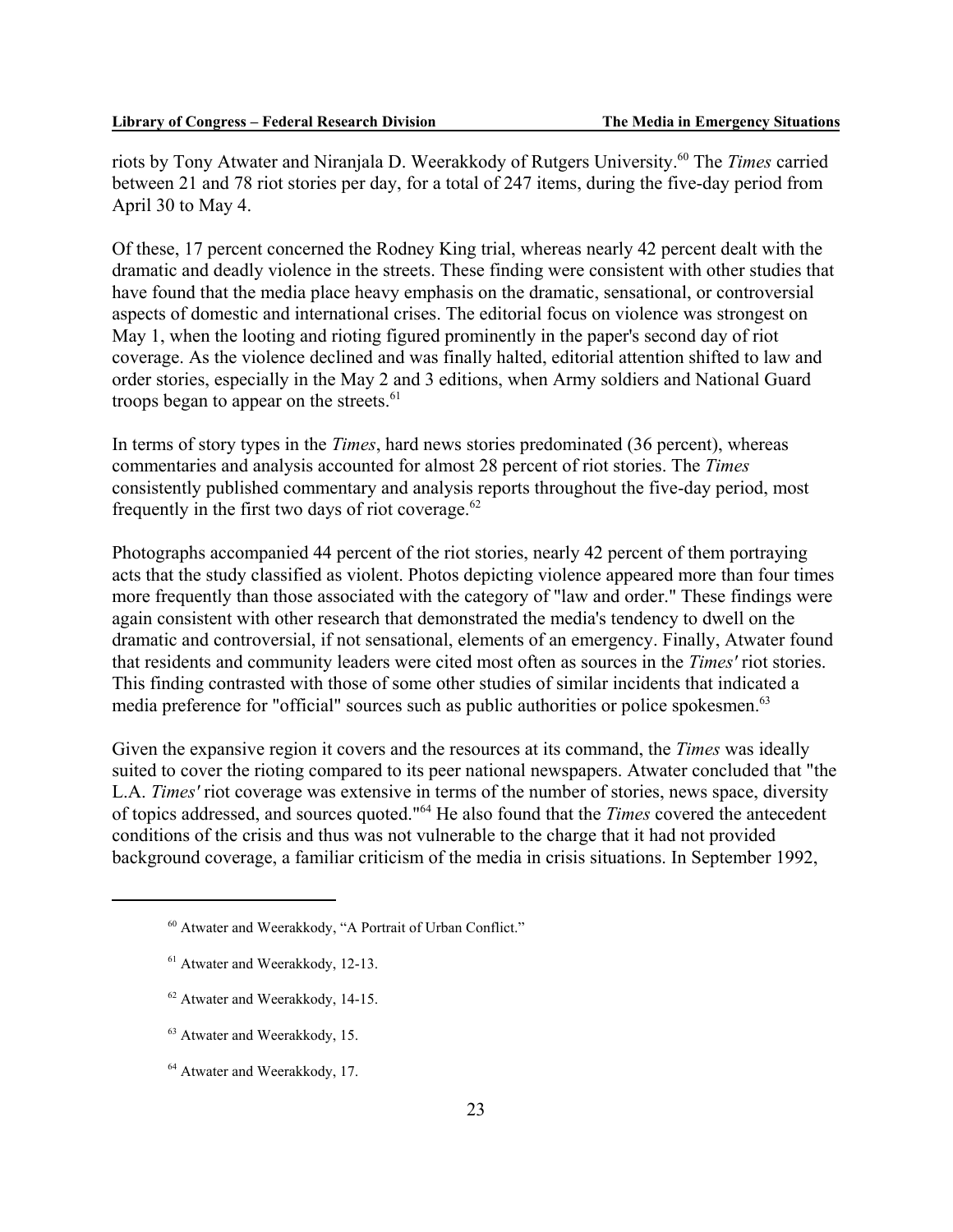riots by Tony Atwater and Niranjala D. Weerakkody of Rutgers University.[60] The *Times* carried between 21 and 78 riot stories per day, for a total of 247 items, during the five-day period from April 30 to May 4.

Of these, 17 percent concerned the Rodney King trial, whereas nearly 42 percent dealt with the dramatic and deadly violence in the streets. These finding were consistent with other studies that have found that the media place heavy emphasis on the dramatic, sensational, or controversial aspects of domestic and international crises. The editorial focus on violence was strongest on May 1, when the looting and rioting figured prominently in the paper's second day of riot coverage. As the violence declined and was finally halted, editorial attention shifted to law and order stories, especially in the May 2 and 3 editions, when Army soldiers and National Guard troops began to appear on the streets.[61]

In terms of story types in the *Times*, hard news stories predominated (36 percent), whereas commentaries and analysis accounted for almost 28 percent of riot stories. The *Times* consistently published commentary and analysis reports throughout the five-day period, most frequently in the first two days of riot coverage.[62]

Photographs accompanied 44 percent of the riot stories, nearly 42 percent of them portraying acts that the study classified as violent. Photos depicting violence appeared more than four times more frequently than those associated with the category of "law and order." These findings were again consistent with other research that demonstrated the media's tendency to dwell on the dramatic and controversial, if not sensational, elements of an emergency. Finally, Atwater found that residents and community leaders were cited most often as sources in the *Times'* riot stories. This finding contrasted with those of some other studies of similar incidents that indicated a media preference for "official" sources such as public authorities or police spokesmen.[63]

Given the expansive region it covers and the resources at its command, the *Times* was ideally suited to cover the rioting compared to its peer national newspapers. Atwater concluded that "the L.A. *Times'* riot coverage was extensive in terms of the number of stories, news space, diversity of topics addressed, and sources quoted."[64] He also found that the *Times* covered the antecedent conditions of the crisis and thus was not vulnerable to the charge that it had not provided background coverage, a familiar criticism of the media in crisis situations. In September 1992,

---

[60] Atwater and Weerakkody, "A Portrait of Urban Conflict."

[61] Atwater and Weerakkody, 12-13.

[62] Atwater and Weerakkody, 14-15.

[63] Atwater and Weerakkody, 15.

[64] Atwater and Weerakkody, 17.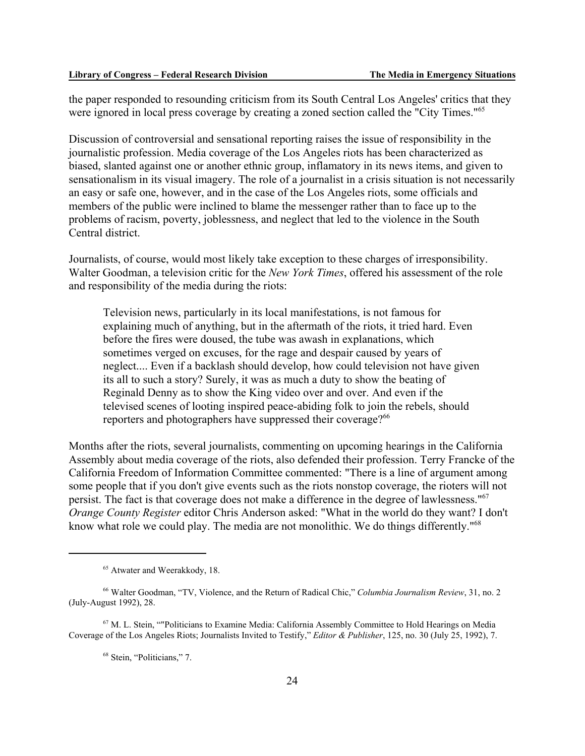the paper responded to resounding criticism from its South Central Los Angeles' critics that they were ignored in local press coverage by creating a zoned section called the "City Times."[65]

Discussion of controversial and sensational reporting raises the issue of responsibility in the journalistic profession. Media coverage of the Los Angeles riots has been characterized as biased, slanted against one or another ethnic group, inflammatory in its news items, and given to sensationalism in its visual imagery. The role of a journalist in a crisis situation is not necessarily an easy or safe one, however, and in the case of the Los Angeles riots, some officials and members of the public were inclined to blame the messenger rather than to face up to the problems of racism, poverty, joblessness, and neglect that led to the violence in the South Central district.

Journalists, of course, would most likely take exception to these charges of irresponsibility. Walter Goodman, a television critic for the *New York Times*, offered his assessment of the role and responsibility of the media during the riots:

> Television news, particularly in its local manifestations, is not famous for explaining much of anything, but in the aftermath of the riots, it tried hard. Even before the fires were doused, the tube was awash in explanations, which sometimes verged on excuses, for the rage and despair caused by years of neglect.... Even if a backlash should develop, how could television not have given its all to such a story? Surely, it was as much a duty to show the beating of Reginald Denny as to show the King video over and over. And even if the televised scenes of looting inspired peace-abiding folk to join the rebels, should reporters and photographers have suppressed their coverage?[66]

Months after the riots, several journalists, commenting on upcoming hearings in the California Assembly about media coverage of the riots, also defended their profession. Terry Francke of the California Freedom of Information Committee commented: "There is a line of argument among some people that if you don't give events such as the riots nonstop coverage, the rioters will not persist. The fact is that coverage does not make a difference in the degree of lawlessness."[67] *Orange County Register* editor Chris Anderson asked: "What in the world do they want? I don't know what role we could play. The media are not monolithic. We do things differently."[68]

---

[65] Atwater and Weerakkody, 18.

[66] Walter Goodman, "TV, Violence, and the Return of Radical Chic," *Columbia Journalism Review*, 31, no. 2 (July-August 1992), 28.

[67] M. L. Stein, ""Politicians to Examine Media: California Assembly Committee to Hold Hearings on Media Coverage of the Los Angeles Riots; Journalists Invited to Testify," *Editor & Publisher*, 125, no. 30 (July 25, 1992), 7.

[68] Stein, "Politicians," 7.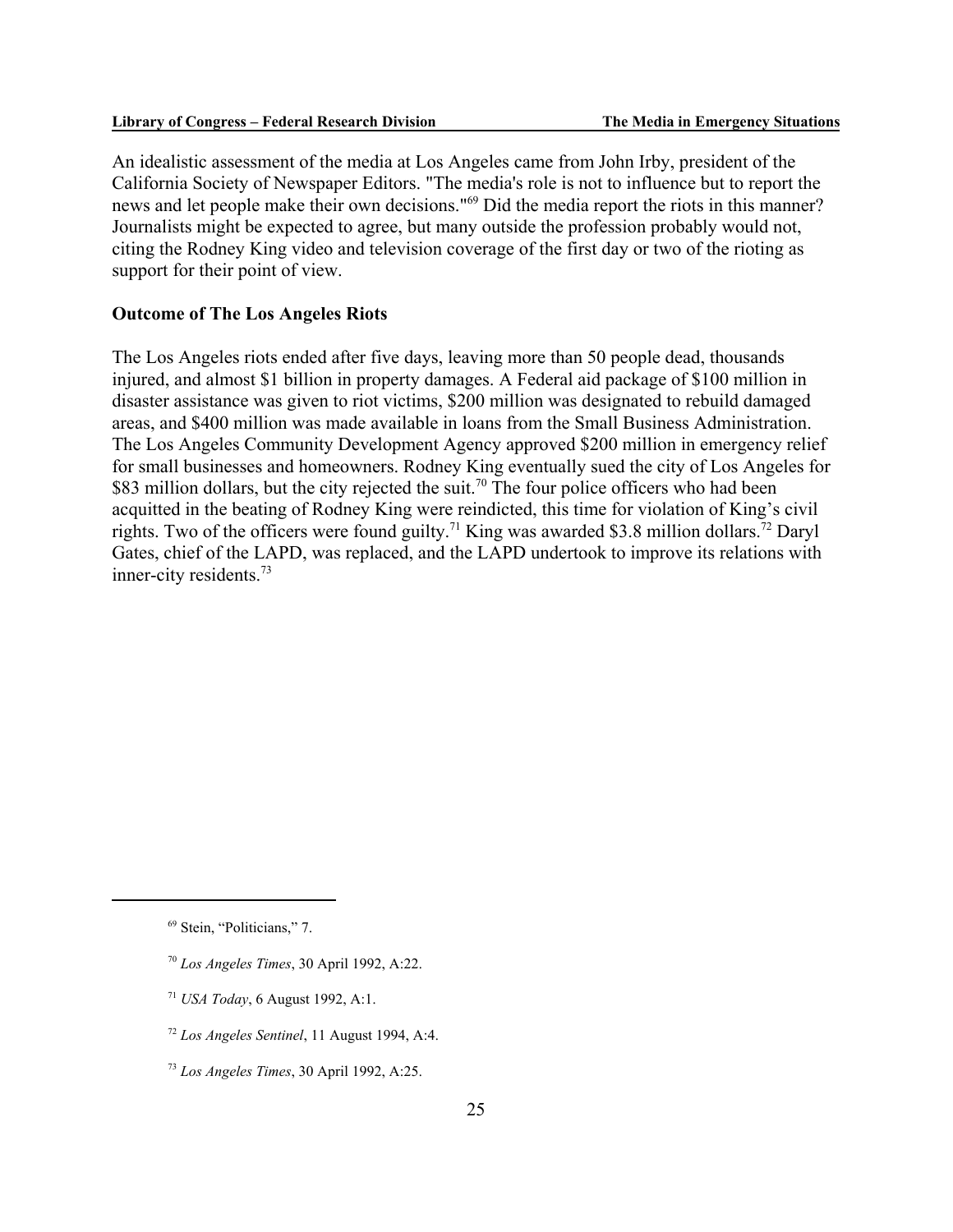An idealistic assessment of the media at Los Angeles came from John Irby, president of the California Society of Newspaper Editors. "The media's role is not to influence but to report the news and let people make their own decisions."[69] Did the media report the riots in this manner? Journalists might be expected to agree, but many outside the profession probably would not, citing the Rodney King video and television coverage of the first day or two of the rioting as support for their point of view.

**Outcome of The Los Angeles Riots**

The Los Angeles riots ended after five days, leaving more than 50 people dead, thousands injured, and almost $1 billion in property damages. A Federal aid package of $100 million in disaster assistance was given to riot victims, $200 million was designated to rebuild damaged areas, and $400 million was made available in loans from the Small Business Administration. The Los Angeles Community Development Agency approved $200 million in emergency relief for small businesses and homeowners. Rodney King eventually sued the city of Los Angeles for $83 million dollars, but the city rejected the suit.[70] The four police officers who had been acquitted in the beating of Rodney King were reindicted, this time for violation of King's civil rights. Two of the officers were found guilty.[71] King was awarded $3.8 million dollars.[72] Daryl Gates, chief of the LAPD, was replaced, and the LAPD undertook to improve its relations with inner-city residents.[73]

---

[69] Stein, "Politicians," 7.

[70] *Los Angeles Times*, 30 April 1992, A:22.

[71] *USA Today*, 6 August 1992, A:1.

[72] *Los Angeles Sentinel*, 11 August 1994, A:4.

[73] *Los Angeles Times*, 30 April 1992, A:25.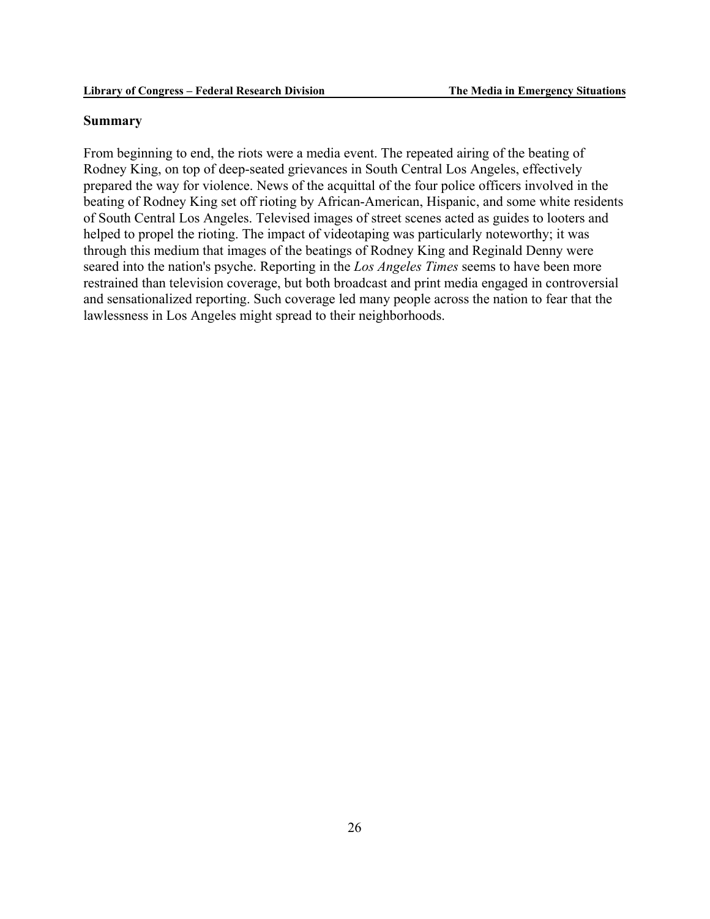## Summary

From beginning to end, the riots were a media event. The repeated airing of the beating of Rodney King, on top of deep-seated grievances in South Central Los Angeles, effectively prepared the way for violence. News of the acquittal of the four police officers involved in the beating of Rodney King set off rioting by African-American, Hispanic, and some white residents of South Central Los Angeles. Televised images of street scenes acted as guides to looters and helped to propel the rioting. The impact of videotaping was particularly noteworthy; it was through this medium that images of the beatings of Rodney King and Reginald Denny were seared into the nation's psyche. Reporting in the *Los Angeles Times* seems to have been more restrained than television coverage, but both broadcast and print media engaged in controversial and sensationalized reporting. Such coverage led many people across the nation to fear that the lawlessness in Los Angeles might spread to their neighborhoods.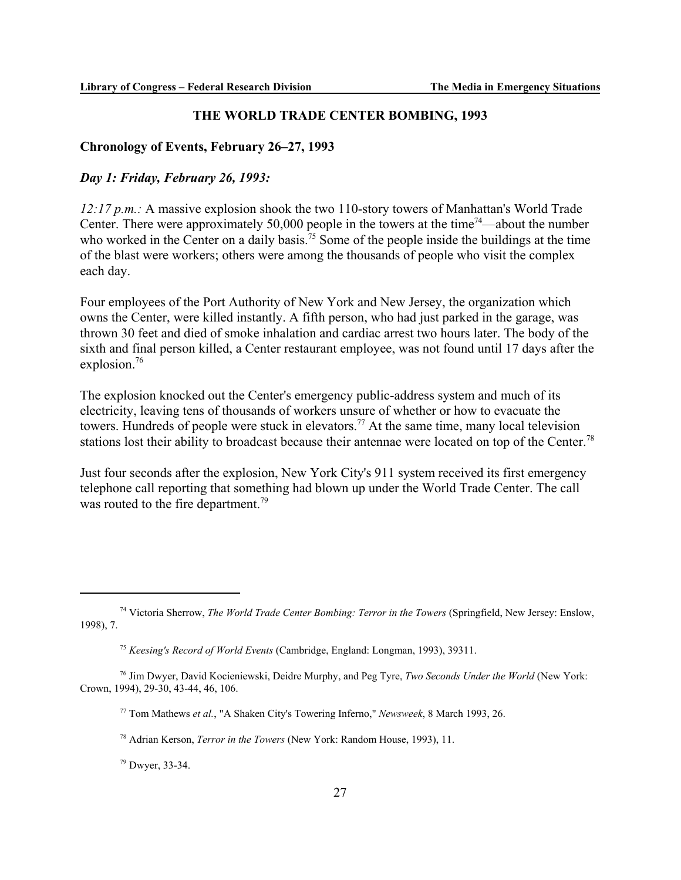## THE WORLD TRADE CENTER BOMBING, 1993

### Chronology of Events, February 26–27, 1993

#### *Day 1: Friday, February 26, 1993:*

*12:17 p.m.:* A massive explosion shook the two 110-story towers of Manhattan's World Trade Center. There were approximately 50,000 people in the towers at the time[74]—about the number who worked in the Center on a daily basis.[75] Some of the people inside the buildings at the time of the blast were workers; others were among the thousands of people who visit the complex each day.

Four employees of the Port Authority of New York and New Jersey, the organization which owns the Center, were killed instantly. A fifth person, who had just parked in the garage, was thrown 30 feet and died of smoke inhalation and cardiac arrest two hours later. The body of the sixth and final person killed, a Center restaurant employee, was not found until 17 days after the explosion.[76]

The explosion knocked out the Center's emergency public-address system and much of its electricity, leaving tens of thousands of workers unsure of whether or how to evacuate the towers. Hundreds of people were stuck in elevators.[77] At the same time, many local television stations lost their ability to broadcast because their antennae were located on top of the Center.[78]

Just four seconds after the explosion, New York City's 911 system received its first emergency telephone call reporting that something had blown up under the World Trade Center. The call was routed to the fire department.[79]

---

[74] Victoria Sherrow, *The World Trade Center Bombing: Terror in the Towers* (Springfield, New Jersey: Enslow, 1998), 7.

[75] *Keesing's Record of World Events* (Cambridge, England: Longman, 1993), 39311.

[76] Jim Dwyer, David Kocieniewski, Deidre Murphy, and Peg Tyre, *Two Seconds Under the World* (New York: Crown, 1994), 29-30, 43-44, 46, 106.

[77] Tom Mathews *et al.*, "A Shaken City's Towering Inferno," *Newsweek*, 8 March 1993, 26.

[78] Adrian Kerson, *Terror in the Towers* (New York: Random House, 1993), 11.

[79] Dwyer, 33-34.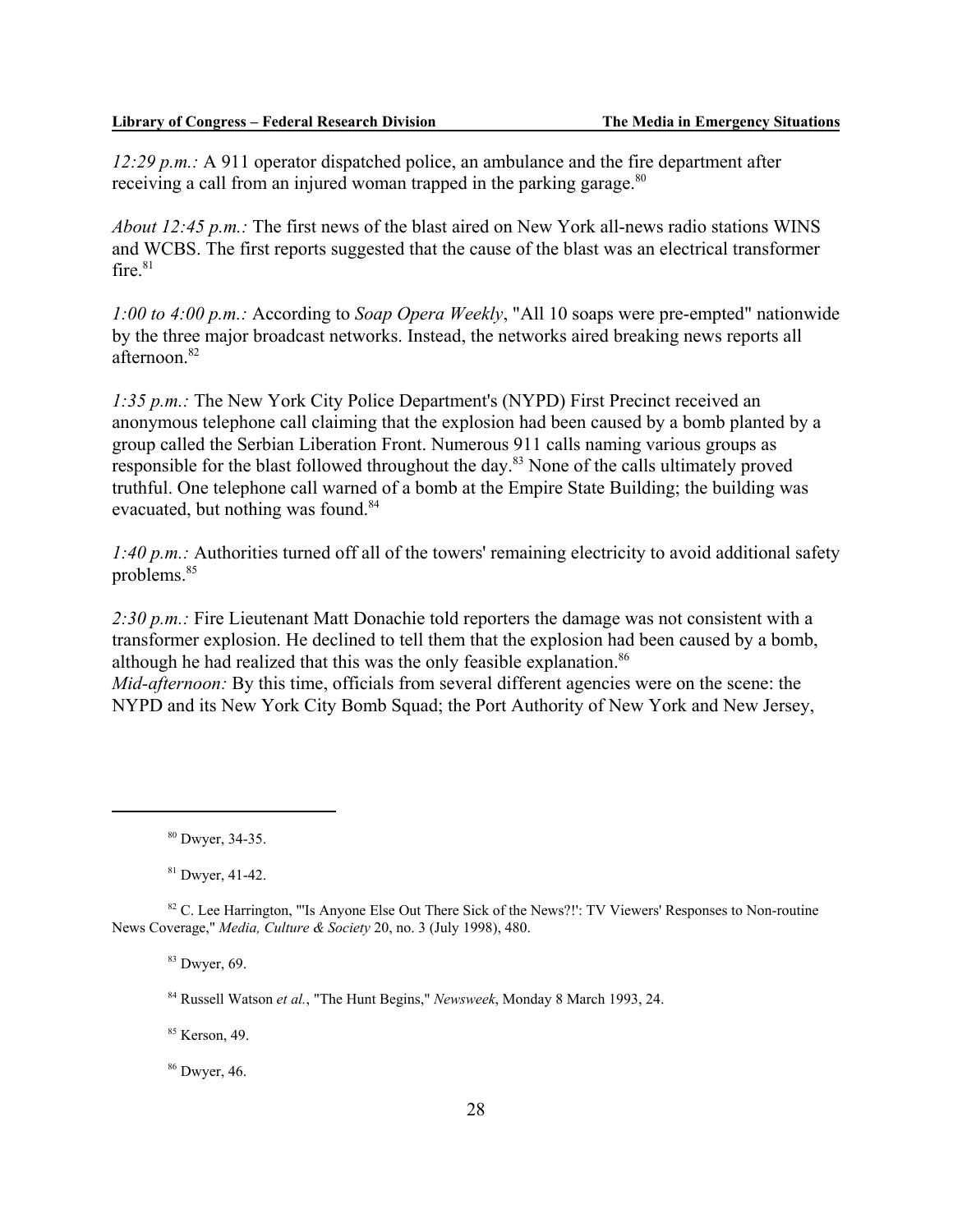*12:29 p.m.:* A 911 operator dispatched police, an ambulance and the fire department after receiving a call from an injured woman trapped in the parking garage.[80]

*About 12:45 p.m.:* The first news of the blast aired on New York all-news radio stations WINS and WCBS. The first reports suggested that the cause of the blast was an electrical transformer fire.[81]

*1:00 to 4:00 p.m.:* According to *Soap Opera Weekly*, "All 10 soaps were pre-empted" nationwide by the three major broadcast networks. Instead, the networks aired breaking news reports all afternoon.[82]

*1:35 p.m.:* The New York City Police Department's (NYPD) First Precinct received an anonymous telephone call claiming that the explosion had been caused by a bomb planted by a group called the Serbian Liberation Front. Numerous 911 calls naming various groups as responsible for the blast followed throughout the day.[83] None of the calls ultimately proved truthful. One telephone call warned of a bomb at the Empire State Building; the building was evacuated, but nothing was found.[84]

*1:40 p.m.:* Authorities turned off all of the towers' remaining electricity to avoid additional safety problems.[85]

*2:30 p.m.:* Fire Lieutenant Matt Donachie told reporters the damage was not consistent with a transformer explosion. He declined to tell them that the explosion had been caused by a bomb, although he had realized that this was the only feasible explanation.[86]

*Mid-afternoon:* By this time, officials from several different agencies were on the scene: the NYPD and its New York City Bomb Squad; the Port Authority of New York and New Jersey,

---

[80] Dwyer, 34-35.

[81] Dwyer, 41-42.

[82] C. Lee Harrington, "'Is Anyone Else Out There Sick of the News?!': TV Viewers' Responses to Non-routine News Coverage," *Media, Culture & Society* 20, no. 3 (July 1998), 480.

[83] Dwyer, 69.

[84] Russell Watson *et al.*, "The Hunt Begins," *Newsweek*, Monday 8 March 1993, 24.

[85] Kerson, 49.

[86] Dwyer, 46.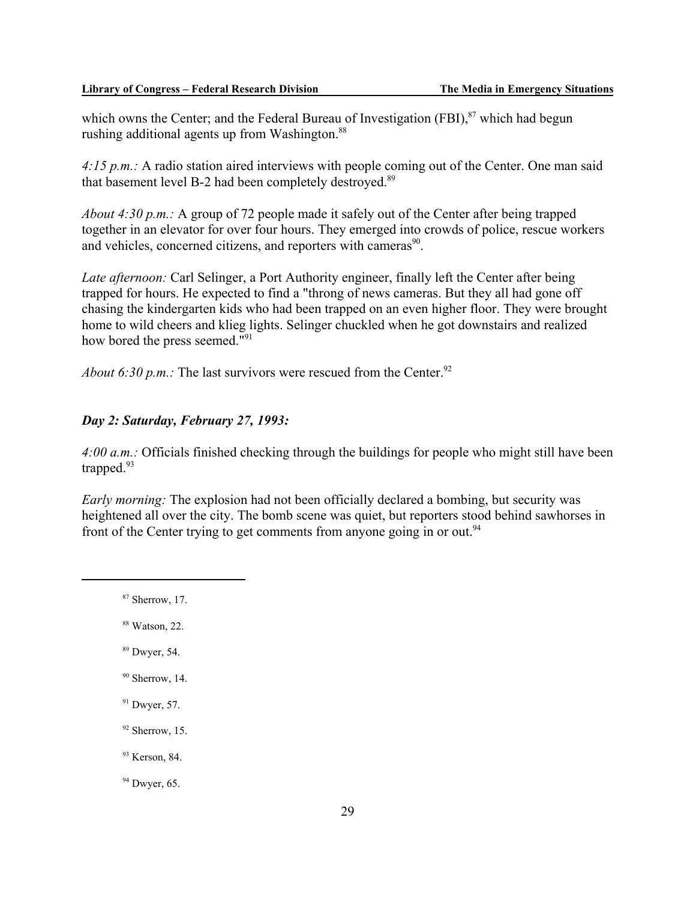which owns the Center; and the Federal Bureau of Investigation (FBI),[87] which had begun rushing additional agents up from Washington.[88]

*4:15 p.m.:* A radio station aired interviews with people coming out of the Center. One man said that basement level B-2 had been completely destroyed.[89]

*About 4:30 p.m.:* A group of 72 people made it safely out of the Center after being trapped together in an elevator for over four hours. They emerged into crowds of police, rescue workers and vehicles, concerned citizens, and reporters with cameras[90].

*Late afternoon:* Carl Selinger, a Port Authority engineer, finally left the Center after being trapped for hours. He expected to find a "throng of news cameras. But they all had gone off chasing the kindergarten kids who had been trapped on an even higher floor. They were brought home to wild cheers and klieg lights. Selinger chuckled when he got downstairs and realized how bored the press seemed."[91]

*About 6:30 p.m.:* The last survivors were rescued from the Center.[92]

### *Day 2: Saturday, February 27, 1993:*

*4:00 a.m.:* Officials finished checking through the buildings for people who might still have been trapped.[93]

*Early morning:* The explosion had not been officially declared a bombing, but security was heightened all over the city. The bomb scene was quiet, but reporters stood behind sawhorses in front of the Center trying to get comments from anyone going in or out.[94]

---

[87] Sherrow, 17.

[88] Watson, 22.

[89] Dwyer, 54.

[90] Sherrow, 14.

[91] Dwyer, 57.

[92] Sherrow, 15.

[93] Kerson, 84.

[94] Dwyer, 65.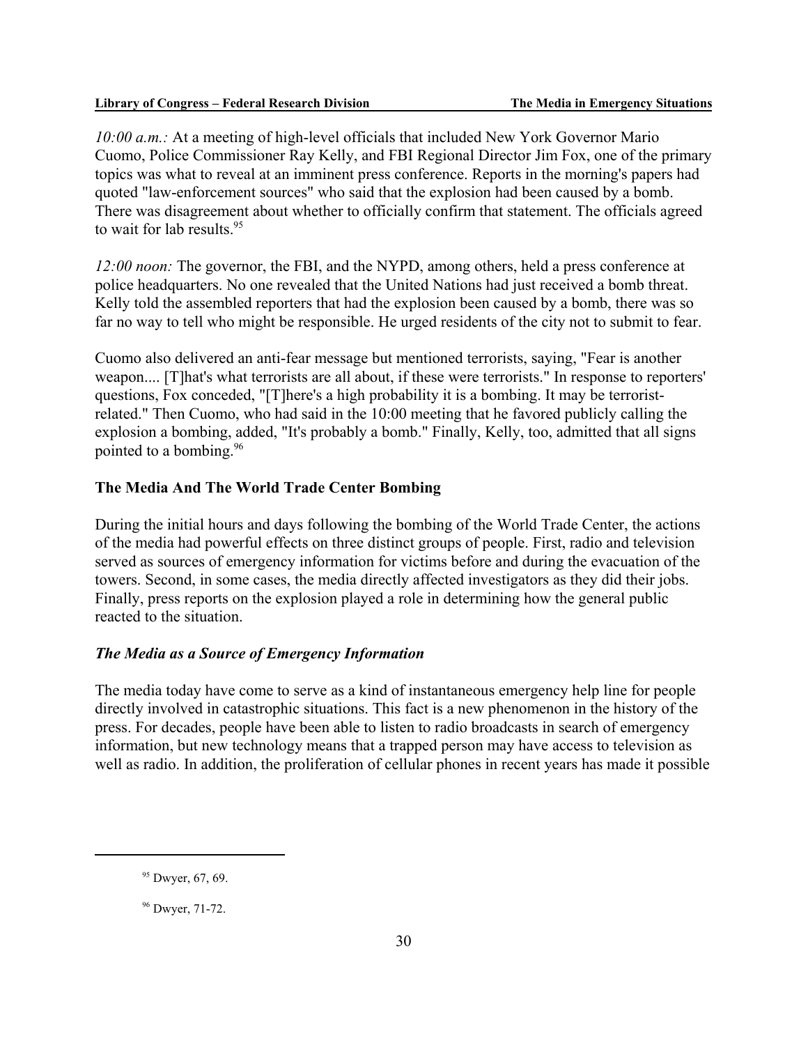*10:00 a.m.:* At a meeting of high-level officials that included New York Governor Mario Cuomo, Police Commissioner Ray Kelly, and FBI Regional Director Jim Fox, one of the primary topics was what to reveal at an imminent press conference. Reports in the morning's papers had quoted "law-enforcement sources" who said that the explosion had been caused by a bomb. There was disagreement about whether to officially confirm that statement. The officials agreed to wait for lab results.[95]

*12:00 noon:* The governor, the FBI, and the NYPD, among others, held a press conference at police headquarters. No one revealed that the United Nations had just received a bomb threat. Kelly told the assembled reporters that had the explosion been caused by a bomb, there was so far no way to tell who might be responsible. He urged residents of the city not to submit to fear.

Cuomo also delivered an anti-fear message but mentioned terrorists, saying, "Fear is another weapon.... [T]hat's what terrorists are all about, if these were terrorists." In response to reporters' questions, Fox conceded, "[T]here's a high probability it is a bombing. It may be terrorist-related." Then Cuomo, who had said in the 10:00 meeting that he favored publicly calling the explosion a bombing, added, "It's probably a bomb." Finally, Kelly, too, admitted that all signs pointed to a bombing.[96]

## The Media And The World Trade Center Bombing

During the initial hours and days following the bombing of the World Trade Center, the actions of the media had powerful effects on three distinct groups of people. First, radio and television served as sources of emergency information for victims before and during the evacuation of the towers. Second, in some cases, the media directly affected investigators as they did their jobs. Finally, press reports on the explosion played a role in determining how the general public reacted to the situation.

### *The Media as a Source of Emergency Information*

The media today have come to serve as a kind of instantaneous emergency help line for people directly involved in catastrophic situations. This fact is a new phenomenon in the history of the press. For decades, people have been able to listen to radio broadcasts in search of emergency information, but new technology means that a trapped person may have access to television as well as radio. In addition, the proliferation of cellular phones in recent years has made it possible

[95] Dwyer, 67, 69.

[96] Dwyer, 71-72.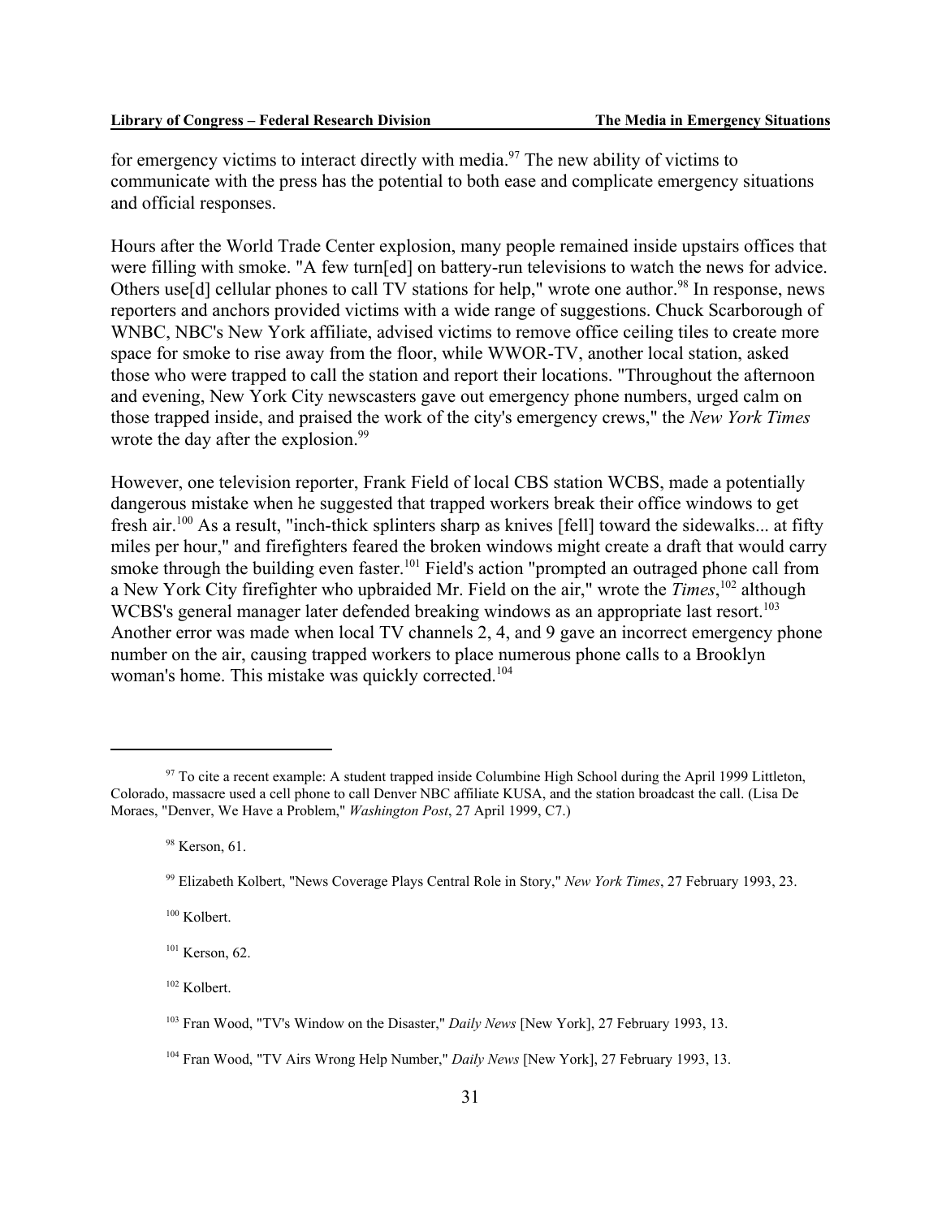for emergency victims to interact directly with media.[97] The new ability of victims to communicate with the press has the potential to both ease and complicate emergency situations and official responses.

Hours after the World Trade Center explosion, many people remained inside upstairs offices that were filling with smoke. "A few turn[ed] on battery-run televisions to watch the news for advice. Others use[d] cellular phones to call TV stations for help," wrote one author.[98] In response, news reporters and anchors provided victims with a wide range of suggestions. Chuck Scarborough of WNBC, NBC's New York affiliate, advised victims to remove office ceiling tiles to create more space for smoke to rise away from the floor, while WWOR-TV, another local station, asked those who were trapped to call the station and report their locations. "Throughout the afternoon and evening, New York City newscasters gave out emergency phone numbers, urged calm on those trapped inside, and praised the work of the city's emergency crews," the *New York Times* wrote the day after the explosion.[99]

However, one television reporter, Frank Field of local CBS station WCBS, made a potentially dangerous mistake when he suggested that trapped workers break their office windows to get fresh air.[100] As a result, "inch-thick splinters sharp as knives [fell] toward the sidewalks... at fifty miles per hour," and firefighters feared the broken windows might create a draft that would carry smoke through the building even faster.[101] Field's action "prompted an outraged phone call from a New York City firefighter who upbraided Mr. Field on the air," wrote the *Times*,[102] although WCBS's general manager later defended breaking windows as an appropriate last resort.[103] Another error was made when local TV channels 2, 4, and 9 gave an incorrect emergency phone number on the air, causing trapped workers to place numerous phone calls to a Brooklyn woman's home. This mistake was quickly corrected.[104]

---

[97] To cite a recent example: A student trapped inside Columbine High School during the April 1999 Littleton, Colorado, massacre used a cell phone to call Denver NBC affiliate KUSA, and the station broadcast the call. (Lisa De Moraes, "Denver, We Have a Problem," *Washington Post*, 27 April 1999, C7.)

[98] Kerson, 61.

[99] Elizabeth Kolbert, "News Coverage Plays Central Role in Story," *New York Times*, 27 February 1993, 23.

[100] Kolbert.

[101] Kerson, 62.

[102] Kolbert.

[103] Fran Wood, "TV's Window on the Disaster," *Daily News* [New York], 27 February 1993, 13.

[104] Fran Wood, "TV Airs Wrong Help Number," *Daily News* [New York], 27 February 1993, 13.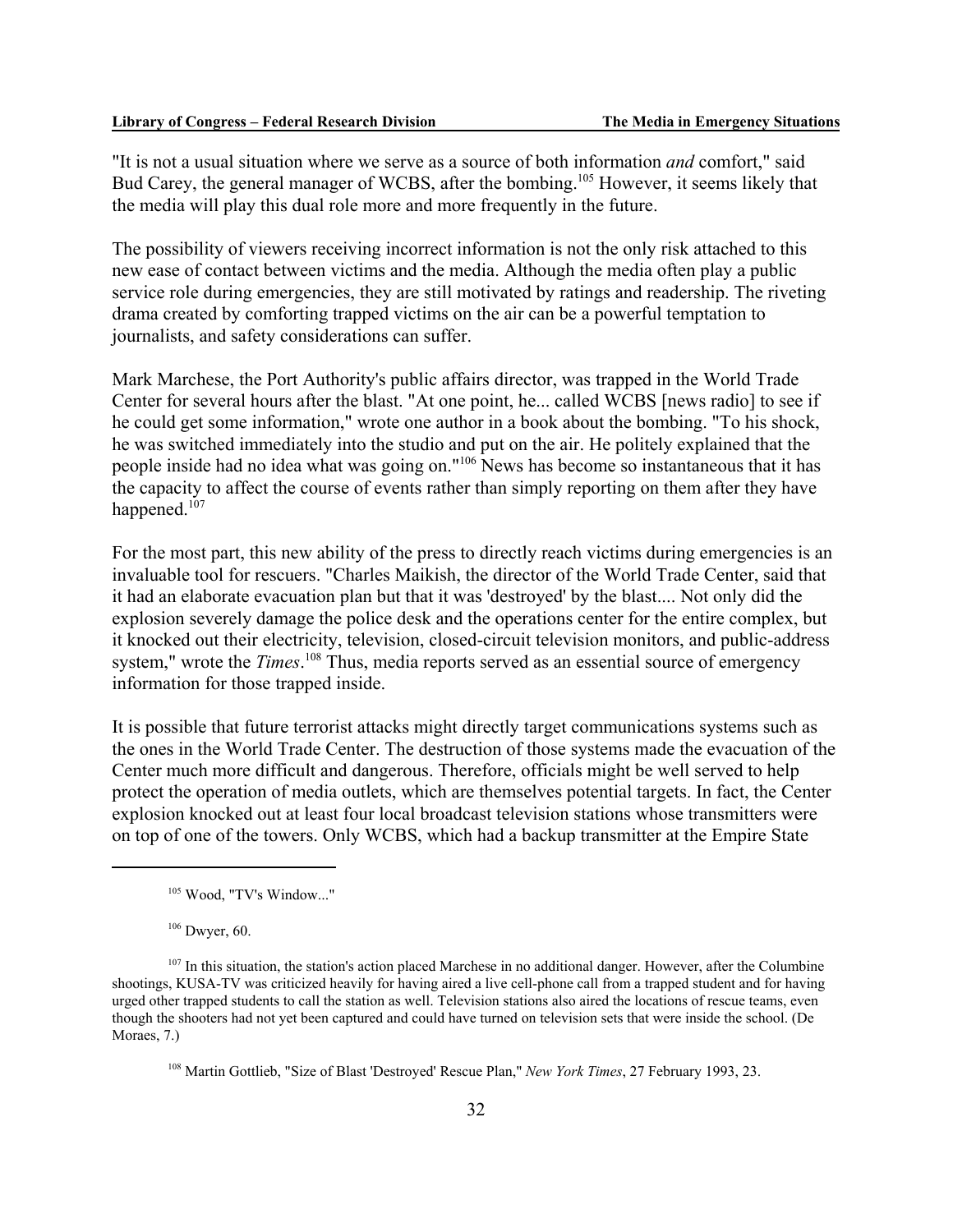"It is not a usual situation where we serve as a source of both information *and* comfort," said Bud Carey, the general manager of WCBS, after the bombing.[105] However, it seems likely that the media will play this dual role more and more frequently in the future.

The possibility of viewers receiving incorrect information is not the only risk attached to this new ease of contact between victims and the media. Although the media often play a public service role during emergencies, they are still motivated by ratings and readership. The riveting drama created by comforting trapped victims on the air can be a powerful temptation to journalists, and safety considerations can suffer.

Mark Marchese, the Port Authority's public affairs director, was trapped in the World Trade Center for several hours after the blast. "At one point, he... called WCBS [news radio] to see if he could get some information," wrote one author in a book about the bombing. "To his shock, he was switched immediately into the studio and put on the air. He politely explained that the people inside had no idea what was going on."[106] News has become so instantaneous that it has the capacity to affect the course of events rather than simply reporting on them after they have happened.[107]

For the most part, this new ability of the press to directly reach victims during emergencies is an invaluable tool for rescuers. "Charles Maikish, the director of the World Trade Center, said that it had an elaborate evacuation plan but that it was 'destroyed' by the blast.... Not only did the explosion severely damage the police desk and the operations center for the entire complex, but it knocked out their electricity, television, closed-circuit television monitors, and public-address system," wrote the *Times*.[108] Thus, media reports served as an essential source of emergency information for those trapped inside.

It is possible that future terrorist attacks might directly target communications systems such as the ones in the World Trade Center. The destruction of those systems made the evacuation of the Center much more difficult and dangerous. Therefore, officials might be well served to help protect the operation of media outlets, which are themselves potential targets. In fact, the Center explosion knocked out at least four local broadcast television stations whose transmitters were on top of one of the towers. Only WCBS, which had a backup transmitter at the Empire State

---

[105] Wood, "TV's Window..."

[106] Dwyer, 60.

[107] In this situation, the station's action placed Marchese in no additional danger. However, after the Columbine shootings, KUSA-TV was criticized heavily for having aired a live cell-phone call from a trapped student and for having urged other trapped students to call the station as well. Television stations also aired the locations of rescue teams, even though the shooters had not yet been captured and could have turned on television sets that were inside the school. (De Moraes, 7.)

[108] Martin Gottlieb, "Size of Blast 'Destroyed' Rescue Plan," *New York Times*, 27 February 1993, 23.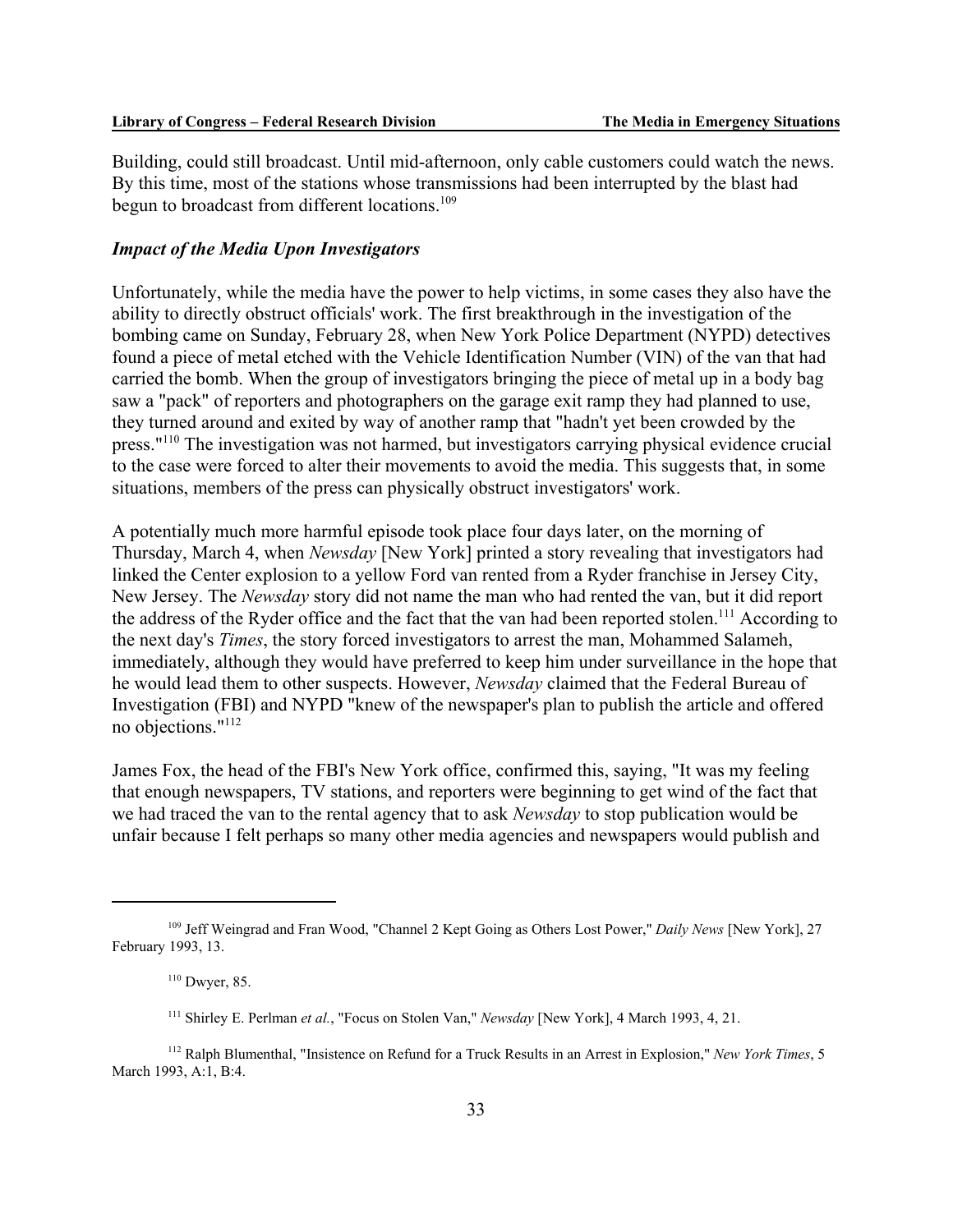Building, could still broadcast. Until mid-afternoon, only cable customers could watch the news. By this time, most of the stations whose transmissions had been interrupted by the blast had begun to broadcast from different locations.[109]

### *Impact of the Media Upon Investigators*

Unfortunately, while the media have the power to help victims, in some cases they also have the ability to directly obstruct officials' work. The first breakthrough in the investigation of the bombing came on Sunday, February 28, when New York Police Department (NYPD) detectives found a piece of metal etched with the Vehicle Identification Number (VIN) of the van that had carried the bomb. When the group of investigators bringing the piece of metal up in a body bag saw a "pack" of reporters and photographers on the garage exit ramp they had planned to use, they turned around and exited by way of another ramp that "hadn't yet been crowded by the press."[110] The investigation was not harmed, but investigators carrying physical evidence crucial to the case were forced to alter their movements to avoid the media. This suggests that, in some situations, members of the press can physically obstruct investigators' work.

A potentially much more harmful episode took place four days later, on the morning of Thursday, March 4, when *Newsday* [New York] printed a story revealing that investigators had linked the Center explosion to a yellow Ford van rented from a Ryder franchise in Jersey City, New Jersey. The *Newsday* story did not name the man who had rented the van, but it did report the address of the Ryder office and the fact that the van had been reported stolen.[111] According to the next day's *Times*, the story forced investigators to arrest the man, Mohammed Salameh, immediately, although they would have preferred to keep him under surveillance in the hope that he would lead them to other suspects. However, *Newsday* claimed that the Federal Bureau of Investigation (FBI) and NYPD "knew of the newspaper's plan to publish the article and offered no objections."[112]

James Fox, the head of the FBI's New York office, confirmed this, saying, "It was my feeling that enough newspapers, TV stations, and reporters were beginning to get wind of the fact that we had traced the van to the rental agency that to ask *Newsday* to stop publication would be unfair because I felt perhaps so many other media agencies and newspapers would publish and

---

[109] Jeff Weingrad and Fran Wood, "Channel 2 Kept Going as Others Lost Power," *Daily News* [New York], 27 February 1993, 13.

[110] Dwyer, 85.

[111] Shirley E. Perlman *et al.*, "Focus on Stolen Van," *Newsday* [New York], 4 March 1993, 4, 21.

[112] Ralph Blumenthal, "Insistence on Refund for a Truck Results in an Arrest in Explosion," *New York Times*, 5 March 1993, A:1, B:4.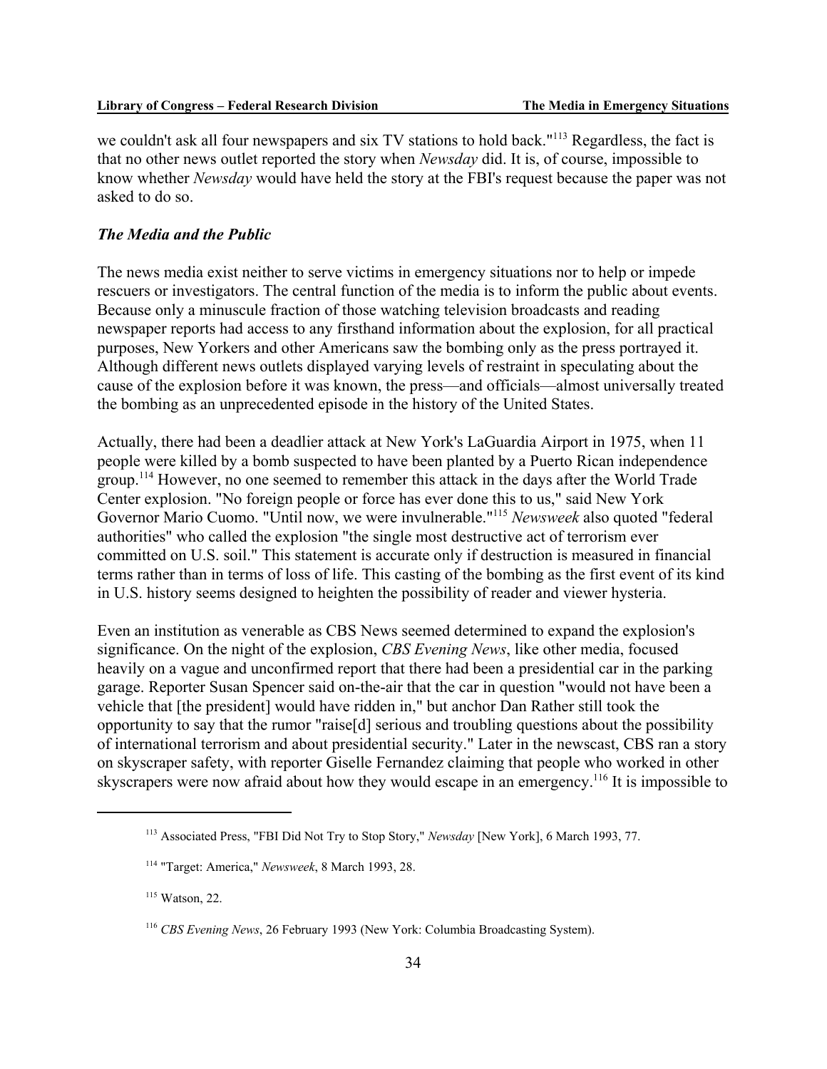we couldn't ask all four newspapers and six TV stations to hold back."[113] Regardless, the fact is that no other news outlet reported the story when *Newsday* did. It is, of course, impossible to know whether *Newsday* would have held the story at the FBI's request because the paper was not asked to do so.

### *The Media and the Public*

The news media exist neither to serve victims in emergency situations nor to help or impede rescuers or investigators. The central function of the media is to inform the public about events. Because only a minuscule fraction of those watching television broadcasts and reading newspaper reports had access to any firsthand information about the explosion, for all practical purposes, New Yorkers and other Americans saw the bombing only as the press portrayed it. Although different news outlets displayed varying levels of restraint in speculating about the cause of the explosion before it was known, the press—and officials—almost universally treated the bombing as an unprecedented episode in the history of the United States.

Actually, there had been a deadlier attack at New York's LaGuardia Airport in 1975, when 11 people were killed by a bomb suspected to have been planted by a Puerto Rican independence group.[114] However, no one seemed to remember this attack in the days after the World Trade Center explosion. "No foreign people or force has ever done this to us," said New York Governor Mario Cuomo. "Until now, we were invulnerable."[115] *Newsweek* also quoted "federal authorities" who called the explosion "the single most destructive act of terrorism ever committed on U.S. soil." This statement is accurate only if destruction is measured in financial terms rather than in terms of loss of life. This casting of the bombing as the first event of its kind in U.S. history seems designed to heighten the possibility of reader and viewer hysteria.

Even an institution as venerable as CBS News seemed determined to expand the explosion's significance. On the night of the explosion, *CBS Evening News*, like other media, focused heavily on a vague and unconfirmed report that there had been a presidential car in the parking garage. Reporter Susan Spencer said on-the-air that the car in question "would not have been a vehicle that [the president] would have ridden in," but anchor Dan Rather still took the opportunity to say that the rumor "raise[d] serious and troubling questions about the possibility of international terrorism and about presidential security." Later in the newscast, CBS ran a story on skyscraper safety, with reporter Giselle Fernandez claiming that people who worked in other skyscrapers were now afraid about how they would escape in an emergency.[116] It is impossible to

---

[113] Associated Press, "FBI Did Not Try to Stop Story," *Newsday* [New York], 6 March 1993, 77.

[114] "Target: America," *Newsweek*, 8 March 1993, 28.

[115] Watson, 22.

[116] *CBS Evening News*, 26 February 1993 (New York: Columbia Broadcasting System).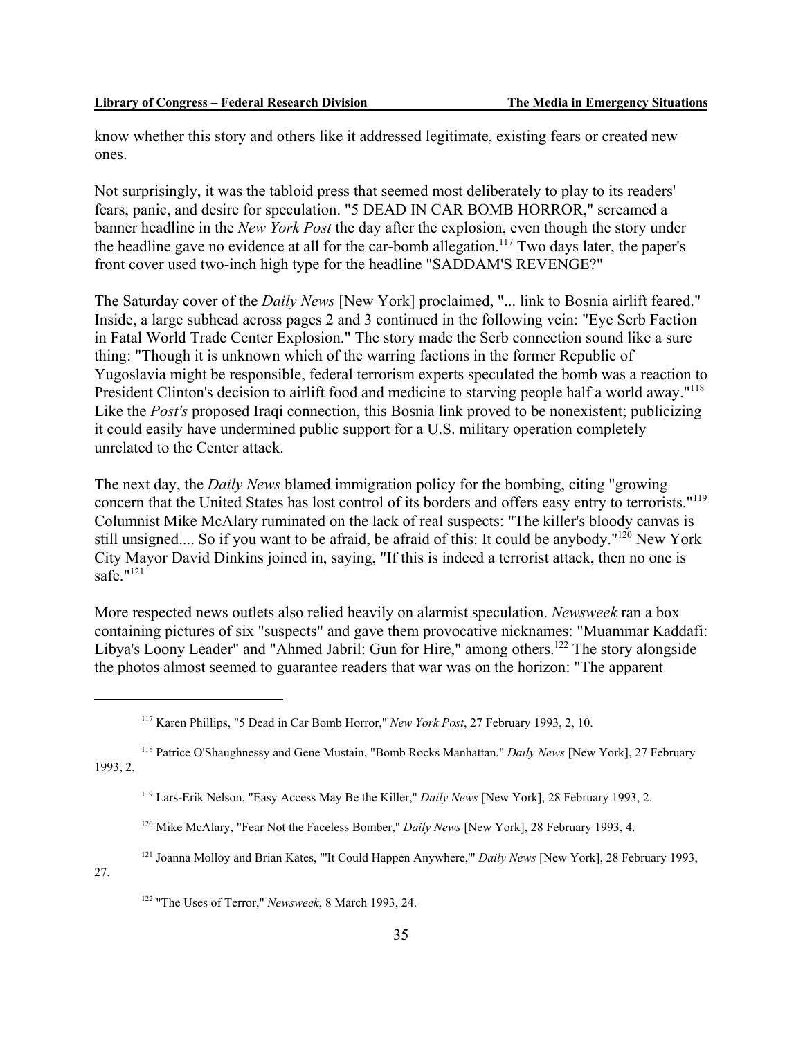know whether this story and others like it addressed legitimate, existing fears or created new ones.

Not surprisingly, it was the tabloid press that seemed most deliberately to play to its readers' fears, panic, and desire for speculation. "5 DEAD IN CAR BOMB HORROR," screamed a banner headline in the *New York Post* the day after the explosion, even though the story under the headline gave no evidence at all for the car-bomb allegation.[117] Two days later, the paper's front cover used two-inch high type for the headline "SADDAM'S REVENGE?"

The Saturday cover of the *Daily News* [New York] proclaimed, "... link to Bosnia airlift feared." Inside, a large subhead across pages 2 and 3 continued in the following vein: "Eye Serb Faction in Fatal World Trade Center Explosion." The story made the Serb connection sound like a sure thing: "Though it is unknown which of the warring factions in the former Republic of Yugoslavia might be responsible, federal terrorism experts speculated the bomb was a reaction to President Clinton's decision to airlift food and medicine to starving people half a world away."[118] Like the *Post's* proposed Iraqi connection, this Bosnia link proved to be nonexistent; publicizing it could easily have undermined public support for a U.S. military operation completely unrelated to the Center attack.

The next day, the *Daily News* blamed immigration policy for the bombing, citing "growing concern that the United States has lost control of its borders and offers easy entry to terrorists."[119] Columnist Mike McAlary ruminated on the lack of real suspects: "The killer's bloody canvas is still unsigned.... So if you want to be afraid, be afraid of this: It could be anybody."[120] New York City Mayor David Dinkins joined in, saying, "If this is indeed a terrorist attack, then no one is safe."[121]

More respected news outlets also relied heavily on alarmist speculation. *Newsweek* ran a box containing pictures of six "suspects" and gave them provocative nicknames: "Muammar Kaddafi: Libya's Loony Leader" and "Ahmed Jabril: Gun for Hire," among others.[122] The story alongside the photos almost seemed to guarantee readers that war was on the horizon: "The apparent

---

[117] Karen Phillips, "5 Dead in Car Bomb Horror," *New York Post*, 27 February 1993, 2, 10.

[118] Patrice O'Shaughnessy and Gene Mustain, "Bomb Rocks Manhattan," *Daily News* [New York], 27 February 1993, 2.

[119] Lars-Erik Nelson, "Easy Access May Be the Killer," *Daily News* [New York], 28 February 1993, 2.

[120] Mike McAlary, "Fear Not the Faceless Bomber," *Daily News* [New York], 28 February 1993, 4.

[121] Joanna Molloy and Brian Kates, "'It Could Happen Anywhere,'" *Daily News* [New York], 28 February 1993, 27.

[122] "The Uses of Terror," *Newsweek*, 8 March 1993, 24.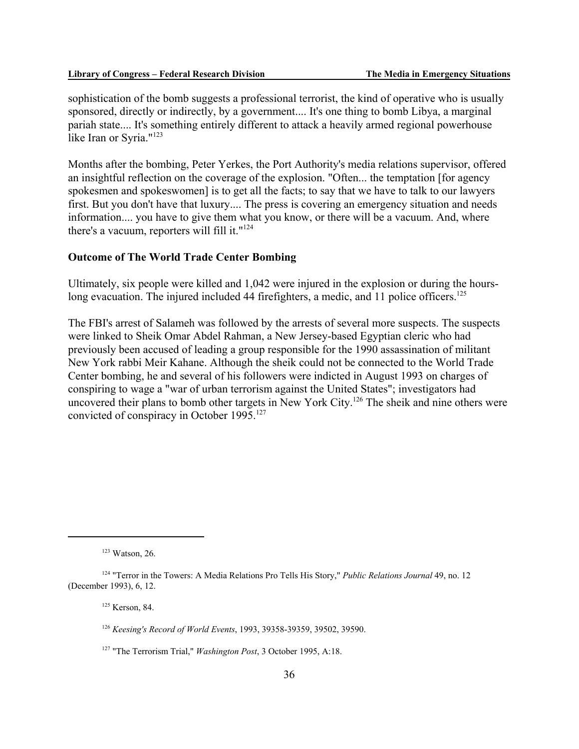sophistication of the bomb suggests a professional terrorist, the kind of operative who is usually sponsored, directly or indirectly, by a government.... It's one thing to bomb Libya, a marginal pariah state.... It's something entirely different to attack a heavily armed regional powerhouse like Iran or Syria."[123]

Months after the bombing, Peter Yerkes, the Port Authority's media relations supervisor, offered an insightful reflection on the coverage of the explosion. "Often... the temptation [for agency spokesmen and spokeswomen] is to get all the facts; to say that we have to talk to our lawyers first. But you don't have that luxury.... The press is covering an emergency situation and needs information.... you have to give them what you know, or there will be a vacuum. And, where there's a vacuum, reporters will fill it."[124]

### Outcome of The World Trade Center Bombing

Ultimately, six people were killed and 1,042 were injured in the explosion or during the hours-long evacuation. The injured included 44 firefighters, a medic, and 11 police officers.[125]

The FBI's arrest of Salameh was followed by the arrests of several more suspects. The suspects were linked to Sheik Omar Abdel Rahman, a New Jersey-based Egyptian cleric who had previously been accused of leading a group responsible for the 1990 assassination of militant New York rabbi Meir Kahane. Although the sheik could not be connected to the World Trade Center bombing, he and several of his followers were indicted in August 1993 on charges of conspiring to wage a "war of urban terrorism against the United States"; investigators had uncovered their plans to bomb other targets in New York City.[126] The sheik and nine others were convicted of conspiracy in October 1995.[127]

---

[123] Watson, 26.

[124] "Terror in the Towers: A Media Relations Pro Tells His Story," *Public Relations Journal* 49, no. 12 (December 1993), 6, 12.

[125] Kerson, 84.

[126] *Keesing's Record of World Events*, 1993, 39358-39359, 39502, 39590.

[127] "The Terrorism Trial," *Washington Post*, 3 October 1995, A:18.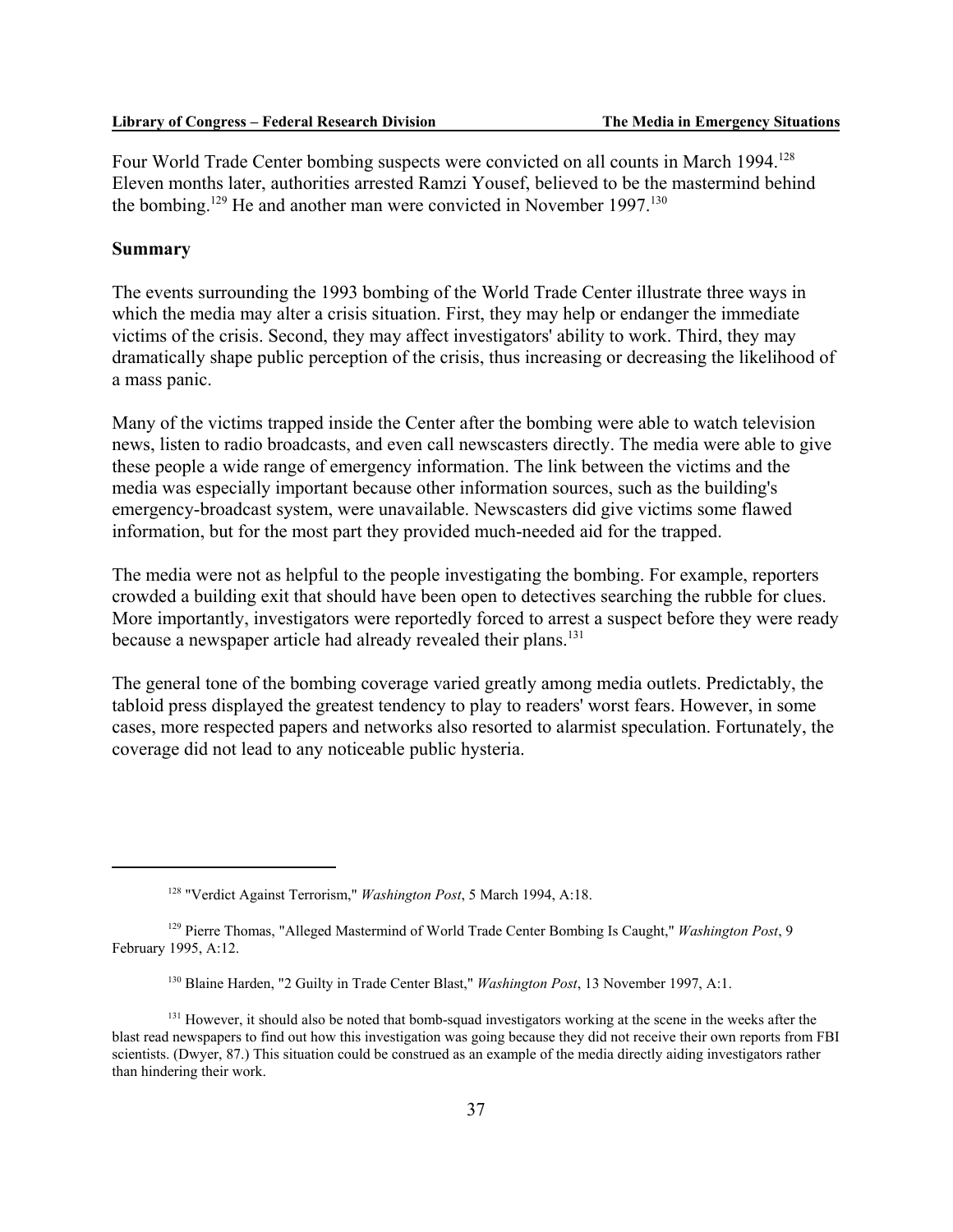Four World Trade Center bombing suspects were convicted on all counts in March 1994.[128] Eleven months later, authorities arrested Ramzi Yousef, believed to be the mastermind behind the bombing.[129] He and another man were convicted in November 1997.[130]

**Summary**

The events surrounding the 1993 bombing of the World Trade Center illustrate three ways in which the media may alter a crisis situation. First, they may help or endanger the immediate victims of the crisis. Second, they may affect investigators' ability to work. Third, they may dramatically shape public perception of the crisis, thus increasing or decreasing the likelihood of a mass panic.

Many of the victims trapped inside the Center after the bombing were able to watch television news, listen to radio broadcasts, and even call newscasters directly. The media were able to give these people a wide range of emergency information. The link between the victims and the media was especially important because other information sources, such as the building's emergency-broadcast system, were unavailable. Newscasters did give victims some flawed information, but for the most part they provided much-needed aid for the trapped.

The media were not as helpful to the people investigating the bombing. For example, reporters crowded a building exit that should have been open to detectives searching the rubble for clues. More importantly, investigators were reportedly forced to arrest a suspect before they were ready because a newspaper article had already revealed their plans.[131]

The general tone of the bombing coverage varied greatly among media outlets. Predictably, the tabloid press displayed the greatest tendency to play to readers' worst fears. However, in some cases, more respected papers and networks also resorted to alarmist speculation. Fortunately, the coverage did not lead to any noticeable public hysteria.

---

[128] "Verdict Against Terrorism," *Washington Post*, 5 March 1994, A:18.

[129] Pierre Thomas, "Alleged Mastermind of World Trade Center Bombing Is Caught," *Washington Post*, 9 February 1995, A:12.

[130] Blaine Harden, "2 Guilty in Trade Center Blast," *Washington Post*, 13 November 1997, A:1.

[131] However, it should also be noted that bomb-squad investigators working at the scene in the weeks after the blast read newspapers to find out how this investigation was going because they did not receive their own reports from FBI scientists. (Dwyer, 87.) This situation could be construed as an example of the media directly aiding investigators rather than hindering their work.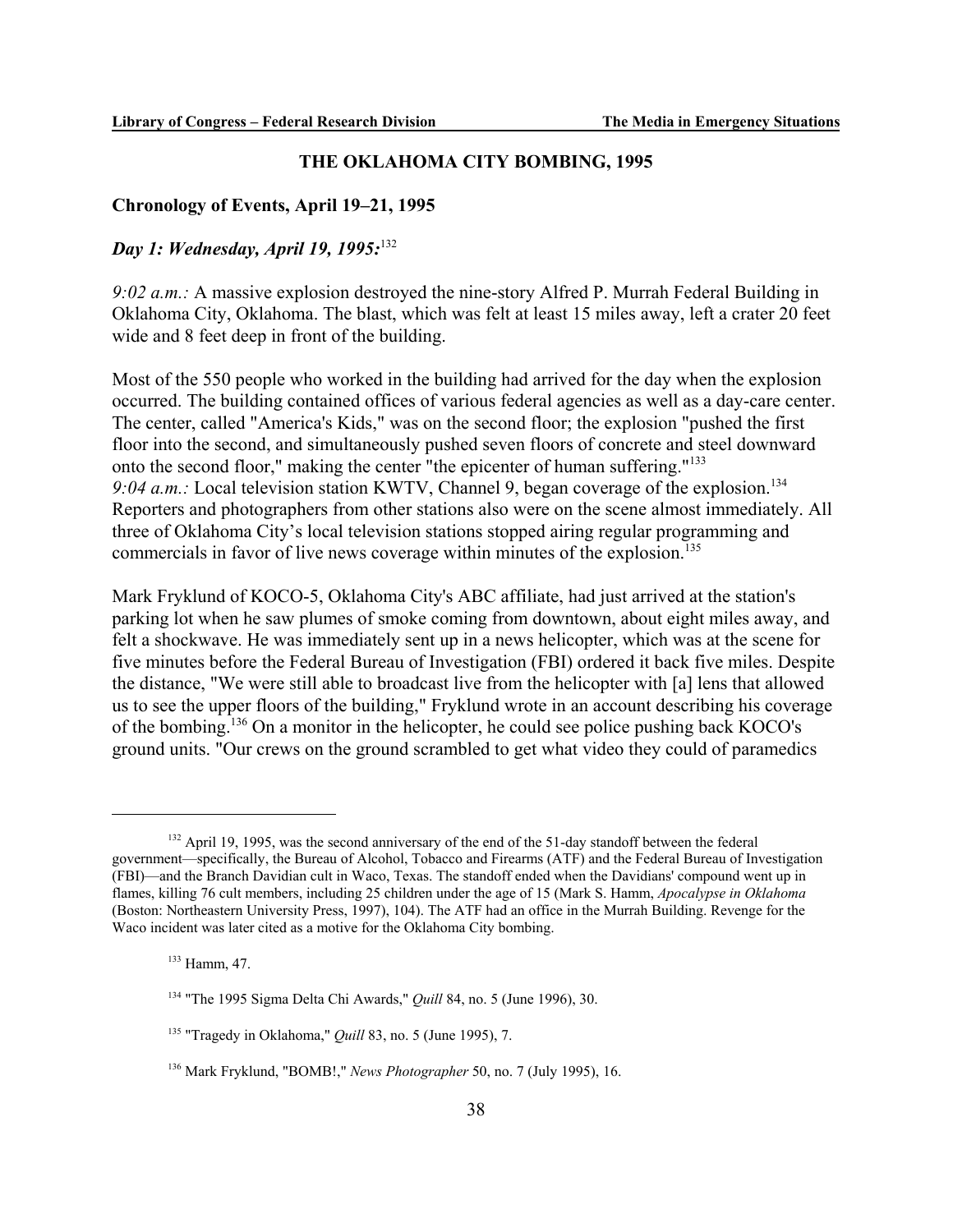## THE OKLAHOMA CITY BOMBING, 1995

### Chronology of Events, April 19–21, 1995

#### *Day 1: Wednesday, April 19, 1995:*[132]

*9:02 a.m.:* A massive explosion destroyed the nine-story Alfred P. Murrah Federal Building in Oklahoma City, Oklahoma. The blast, which was felt at least 15 miles away, left a crater 20 feet wide and 8 feet deep in front of the building.

Most of the 550 people who worked in the building had arrived for the day when the explosion occurred. The building contained offices of various federal agencies as well as a day-care center. The center, called "America's Kids," was on the second floor; the explosion "pushed the first floor into the second, and simultaneously pushed seven floors of concrete and steel downward onto the second floor," making the center "the epicenter of human suffering."[133]
*9:04 a.m.:* Local television station KWTV, Channel 9, began coverage of the explosion.[134] Reporters and photographers from other stations also were on the scene almost immediately. All three of Oklahoma City's local television stations stopped airing regular programming and commercials in favor of live news coverage within minutes of the explosion.[135]

Mark Fryklund of KOCO-5, Oklahoma City's ABC affiliate, had just arrived at the station's parking lot when he saw plumes of smoke coming from downtown, about eight miles away, and felt a shockwave. He was immediately sent up in a news helicopter, which was at the scene for five minutes before the Federal Bureau of Investigation (FBI) ordered it back five miles. Despite the distance, "We were still able to broadcast live from the helicopter with [a] lens that allowed us to see the upper floors of the building," Fryklund wrote in an account describing his coverage of the bombing.[136] On a monitor in the helicopter, he could see police pushing back KOCO's ground units. "Our crews on the ground scrambled to get what video they could of paramedics

---

[132] April 19, 1995, was the second anniversary of the end of the 51-day standoff between the federal government—specifically, the Bureau of Alcohol, Tobacco and Firearms (ATF) and the Federal Bureau of Investigation (FBI)—and the Branch Davidian cult in Waco, Texas. The standoff ended when the Davidians' compound went up in flames, killing 76 cult members, including 25 children under the age of 15 (Mark S. Hamm, *Apocalypse in Oklahoma* (Boston: Northeastern University Press, 1997), 104). The ATF had an office in the Murrah Building. Revenge for the Waco incident was later cited as a motive for the Oklahoma City bombing.

[133] Hamm, 47.

[134] "The 1995 Sigma Delta Chi Awards," *Quill* 84, no. 5 (June 1996), 30.

[135] "Tragedy in Oklahoma," *Quill* 83, no. 5 (June 1995), 7.

[136] Mark Fryklund, "BOMB!," *News Photographer* 50, no. 7 (July 1995), 16.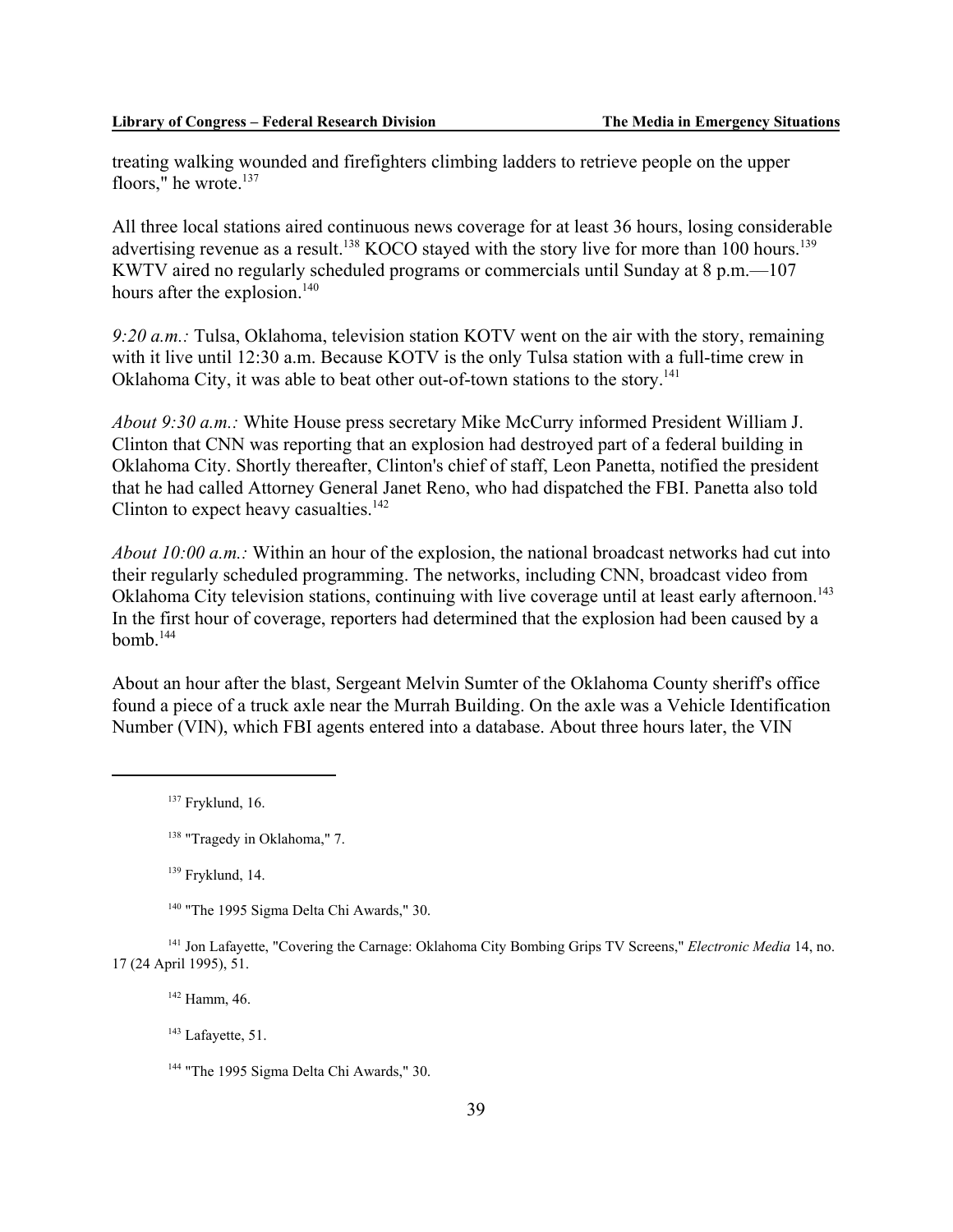treating walking wounded and firefighters climbing ladders to retrieve people on the upper floors," he wrote.[137]

All three local stations aired continuous news coverage for at least 36 hours, losing considerable advertising revenue as a result.[138] KOCO stayed with the story live for more than 100 hours.[139] KWTV aired no regularly scheduled programs or commercials until Sunday at 8 p.m.—107 hours after the explosion.[140]

*9:20 a.m.:* Tulsa, Oklahoma, television station KOTV went on the air with the story, remaining with it live until 12:30 a.m. Because KOTV is the only Tulsa station with a full-time crew in Oklahoma City, it was able to beat other out-of-town stations to the story.[141]

*About 9:30 a.m.:* White House press secretary Mike McCurry informed President William J. Clinton that CNN was reporting that an explosion had destroyed part of a federal building in Oklahoma City. Shortly thereafter, Clinton's chief of staff, Leon Panetta, notified the president that he had called Attorney General Janet Reno, who had dispatched the FBI. Panetta also told Clinton to expect heavy casualties.[142]

*About 10:00 a.m.:* Within an hour of the explosion, the national broadcast networks had cut into their regularly scheduled programming. The networks, including CNN, broadcast video from Oklahoma City television stations, continuing with live coverage until at least early afternoon.[143] In the first hour of coverage, reporters had determined that the explosion had been caused by a bomb.[144]

About an hour after the blast, Sergeant Melvin Sumter of the Oklahoma County sheriff's office found a piece of a truck axle near the Murrah Building. On the axle was a Vehicle Identification Number (VIN), which FBI agents entered into a database. About three hours later, the VIN

---

[137] Fryklund, 16.

[138] "Tragedy in Oklahoma," 7.

[139] Fryklund, 14.

[140] "The 1995 Sigma Delta Chi Awards," 30.

[141] Jon Lafayette, "Covering the Carnage: Oklahoma City Bombing Grips TV Screens," *Electronic Media* 14, no. 17 (24 April 1995), 51.

[142] Hamm, 46.

[143] Lafayette, 51.

[144] "The 1995 Sigma Delta Chi Awards," 30.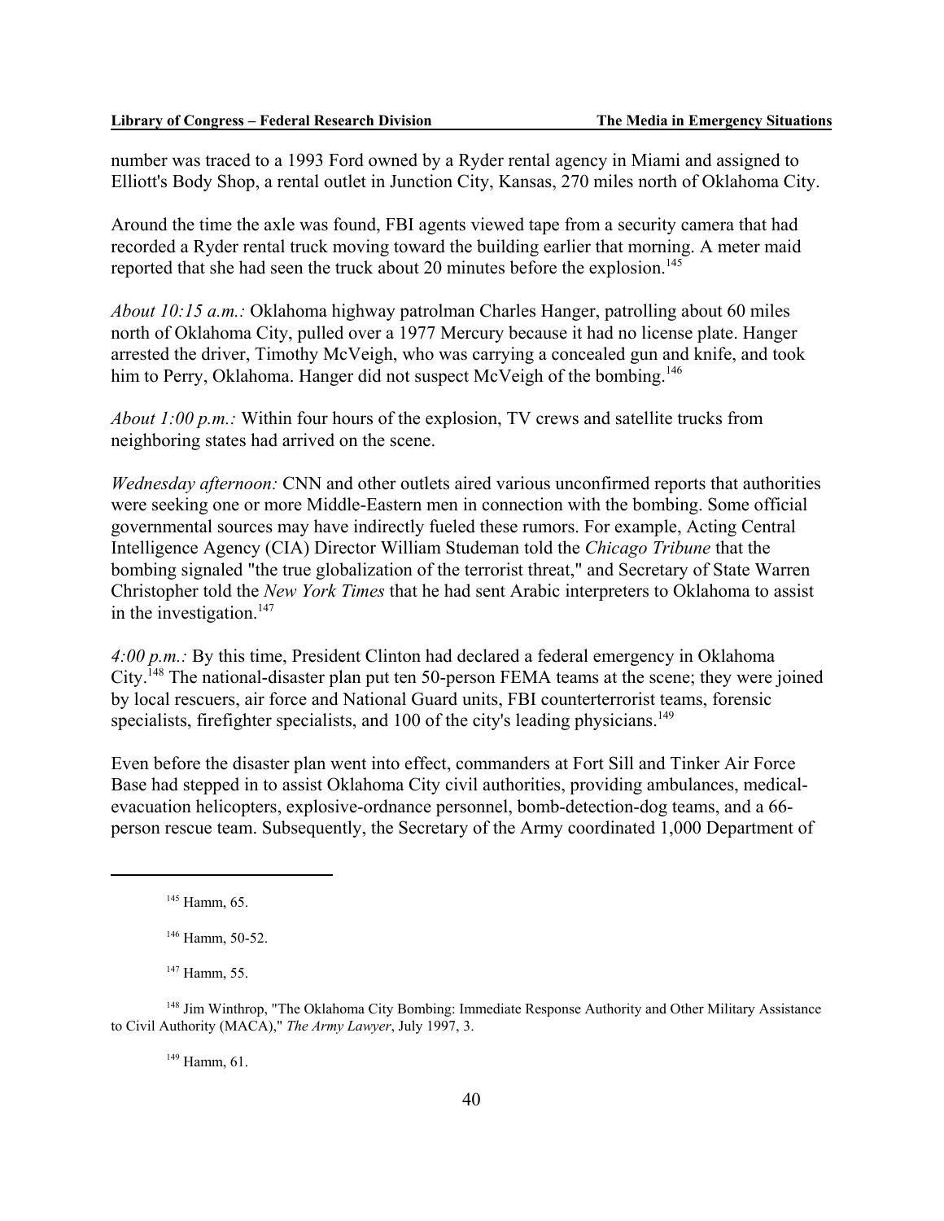number was traced to a 1993 Ford owned by a Ryder rental agency in Miami and assigned to Elliott's Body Shop, a rental outlet in Junction City, Kansas, 270 miles north of Oklahoma City.

Around the time the axle was found, FBI agents viewed tape from a security camera that had recorded a Ryder rental truck moving toward the building earlier that morning. A meter maid reported that she had seen the truck about 20 minutes before the explosion.[145]

*About 10:15 a.m.:* Oklahoma highway patrolman Charles Hanger, patrolling about 60 miles north of Oklahoma City, pulled over a 1977 Mercury because it had no license plate. Hanger arrested the driver, Timothy McVeigh, who was carrying a concealed gun and knife, and took him to Perry, Oklahoma. Hanger did not suspect McVeigh of the bombing.[146]

*About 1:00 p.m.:* Within four hours of the explosion, TV crews and satellite trucks from neighboring states had arrived on the scene.

*Wednesday afternoon:* CNN and other outlets aired various unconfirmed reports that authorities were seeking one or more Middle-Eastern men in connection with the bombing. Some official governmental sources may have indirectly fueled these rumors. For example, Acting Central Intelligence Agency (CIA) Director William Studeman told the *Chicago Tribune* that the bombing signaled "the true globalization of the terrorist threat," and Secretary of State Warren Christopher told the *New York Times* that he had sent Arabic interpreters to Oklahoma to assist in the investigation.[147]

*4:00 p.m.:* By this time, President Clinton had declared a federal emergency in Oklahoma City.[148] The national-disaster plan put ten 50-person FEMA teams at the scene; they were joined by local rescuers, air force and National Guard units, FBI counterterrorist teams, forensic specialists, firefighter specialists, and 100 of the city's leading physicians.[149]

Even before the disaster plan went into effect, commanders at Fort Sill and Tinker Air Force Base had stepped in to assist Oklahoma City civil authorities, providing ambulances, medical-evacuation helicopters, explosive-ordnance personnel, bomb-detection-dog teams, and a 66-person rescue team. Subsequently, the Secretary of the Army coordinated 1,000 Department of

---

[145] Hamm, 65.

[146] Hamm, 50-52.

[147] Hamm, 55.

[148] Jim Winthrop, "The Oklahoma City Bombing: Immediate Response Authority and Other Military Assistance to Civil Authority (MACA)," *The Army Lawyer*, July 1997, 3.

[149] Hamm, 61.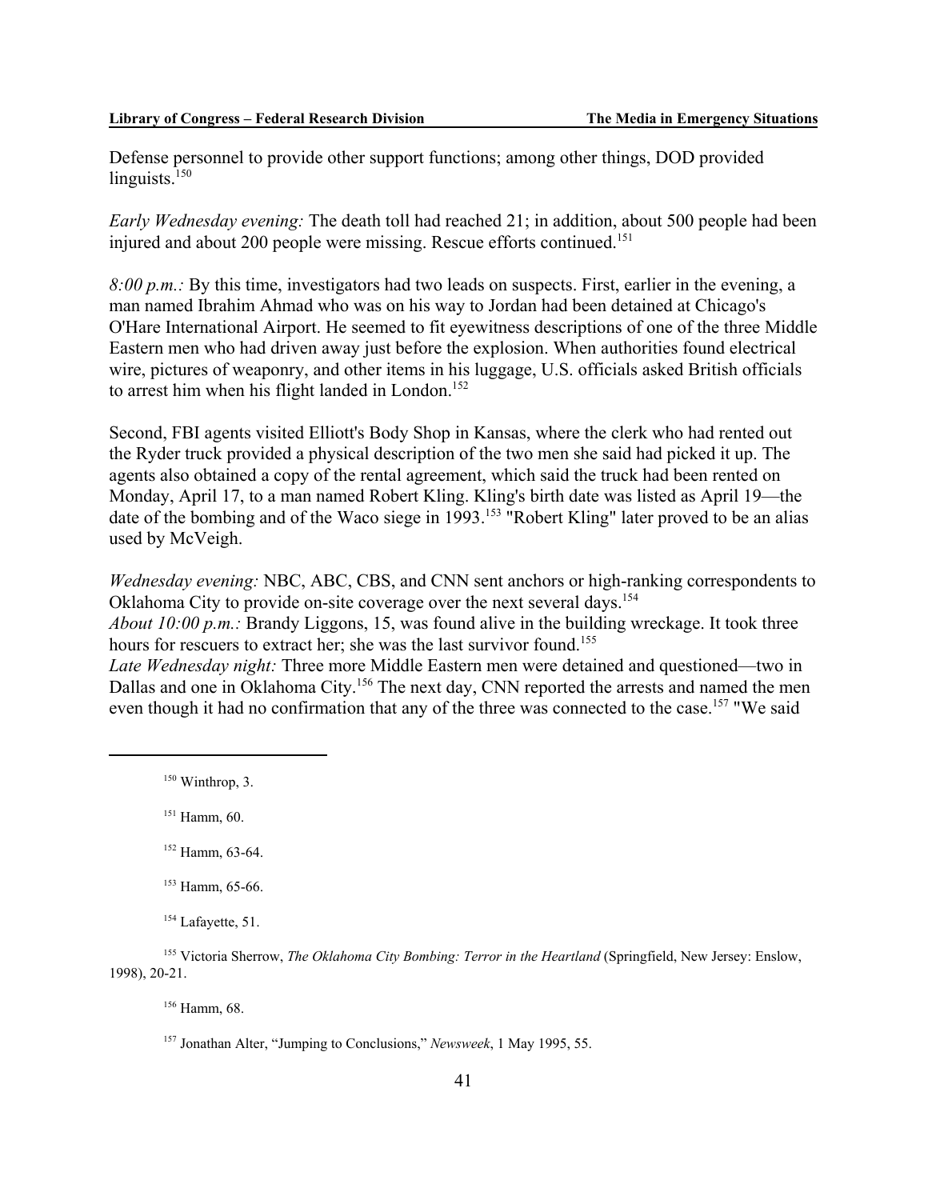Defense personnel to provide other support functions; among other things, DOD provided linguists.[150]

*Early Wednesday evening:* The death toll had reached 21; in addition, about 500 people had been injured and about 200 people were missing. Rescue efforts continued.[151]

*8:00 p.m.:* By this time, investigators had two leads on suspects. First, earlier in the evening, a man named Ibrahim Ahmad who was on his way to Jordan had been detained at Chicago's O'Hare International Airport. He seemed to fit eyewitness descriptions of one of the three Middle Eastern men who had driven away just before the explosion. When authorities found electrical wire, pictures of weaponry, and other items in his luggage, U.S. officials asked British officials to arrest him when his flight landed in London.[152]

Second, FBI agents visited Elliott's Body Shop in Kansas, where the clerk who had rented out the Ryder truck provided a physical description of the two men she said had picked it up. The agents also obtained a copy of the rental agreement, which said the truck had been rented on Monday, April 17, to a man named Robert Kling. Kling's birth date was listed as April 19—the date of the bombing and of the Waco siege in 1993.[153] "Robert Kling" later proved to be an alias used by McVeigh.

*Wednesday evening:* NBC, ABC, CBS, and CNN sent anchors or high-ranking correspondents to Oklahoma City to provide on-site coverage over the next several days.[154]
*About 10:00 p.m.:* Brandy Liggons, 15, was found alive in the building wreckage. It took three hours for rescuers to extract her; she was the last survivor found.[155]
*Late Wednesday night:* Three more Middle Eastern men were detained and questioned—two in Dallas and one in Oklahoma City.[156] The next day, CNN reported the arrests and named the men even though it had no confirmation that any of the three was connected to the case.[157] "We said

---

[150] Winthrop, 3.

[151] Hamm, 60.

[152] Hamm, 63-64.

[153] Hamm, 65-66.

[154] Lafayette, 51.

[155] Victoria Sherrow, *The Oklahoma City Bombing: Terror in the Heartland* (Springfield, New Jersey: Enslow, 1998), 20-21.

[156] Hamm, 68.

[157] Jonathan Alter, "Jumping to Conclusions," *Newsweek*, 1 May 1995, 55.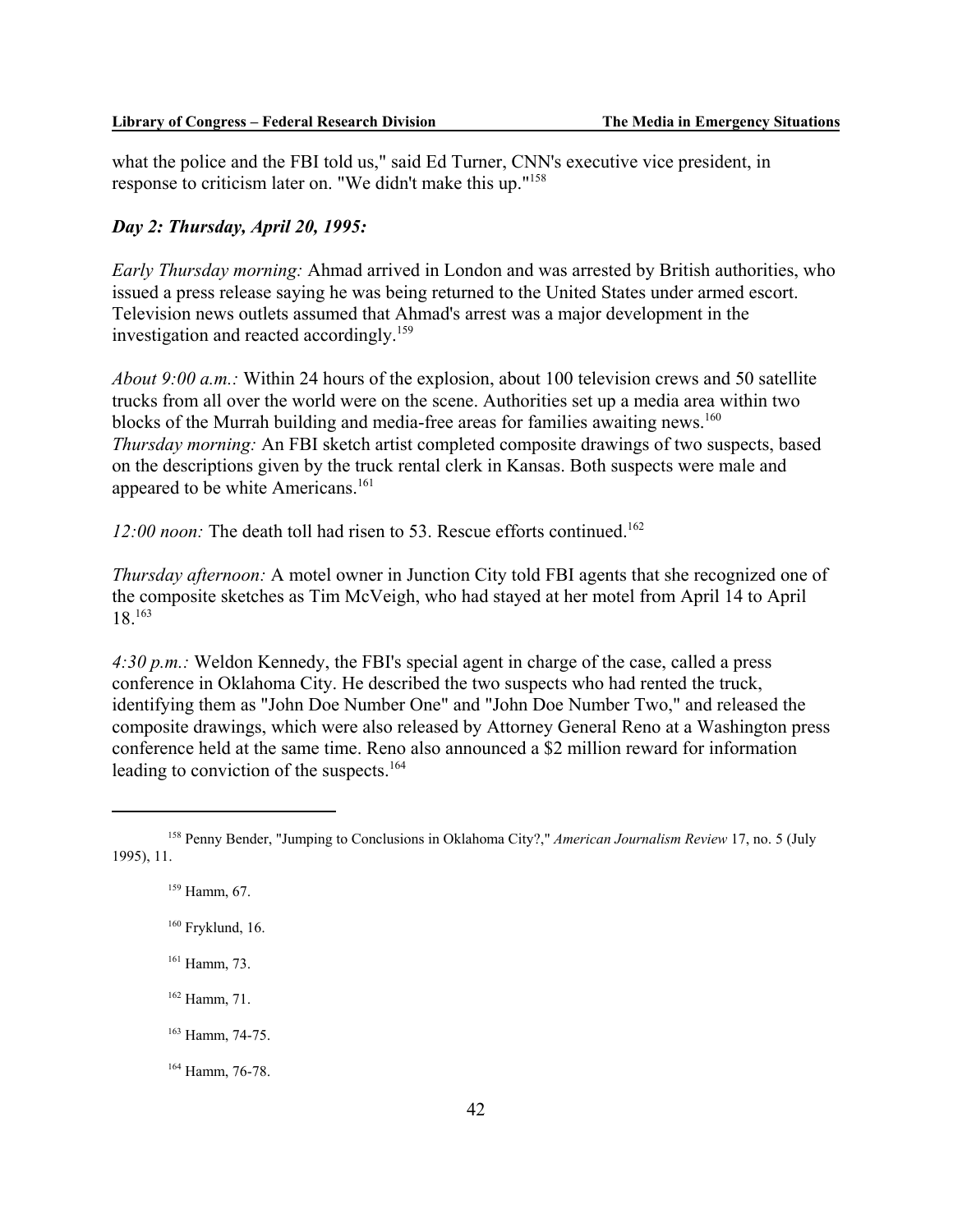what the police and the FBI told us," said Ed Turner, CNN's executive vice president, in response to criticism later on. "We didn't make this up."[158]

### *Day 2: Thursday, April 20, 1995:*

*Early Thursday morning:* Ahmad arrived in London and was arrested by British authorities, who issued a press release saying he was being returned to the United States under armed escort. Television news outlets assumed that Ahmad's arrest was a major development in the investigation and reacted accordingly.[159]

*About 9:00 a.m.:* Within 24 hours of the explosion, about 100 television crews and 50 satellite trucks from all over the world were on the scene. Authorities set up a media area within two blocks of the Murrah building and media-free areas for families awaiting news.[160]
*Thursday morning:* An FBI sketch artist completed composite drawings of two suspects, based on the descriptions given by the truck rental clerk in Kansas. Both suspects were male and appeared to be white Americans.[161]

*12:00 noon:* The death toll had risen to 53. Rescue efforts continued.[162]

*Thursday afternoon:* A motel owner in Junction City told FBI agents that she recognized one of the composite sketches as Tim McVeigh, who had stayed at her motel from April 14 to April 18.[163]

*4:30 p.m.:* Weldon Kennedy, the FBI's special agent in charge of the case, called a press conference in Oklahoma City. He described the two suspects who had rented the truck, identifying them as "John Doe Number One" and "John Doe Number Two," and released the composite drawings, which were also released by Attorney General Reno at a Washington press conference held at the same time. Reno also announced a $2 million reward for information leading to conviction of the suspects.[164]

---

[158] Penny Bender, "Jumping to Conclusions in Oklahoma City?," *American Journalism Review* 17, no. 5 (July 1995), 11.

[159] Hamm, 67.

[160] Fryklund, 16.

[161] Hamm, 73.

[162] Hamm, 71.

[163] Hamm, 74-75.

[164] Hamm, 76-78.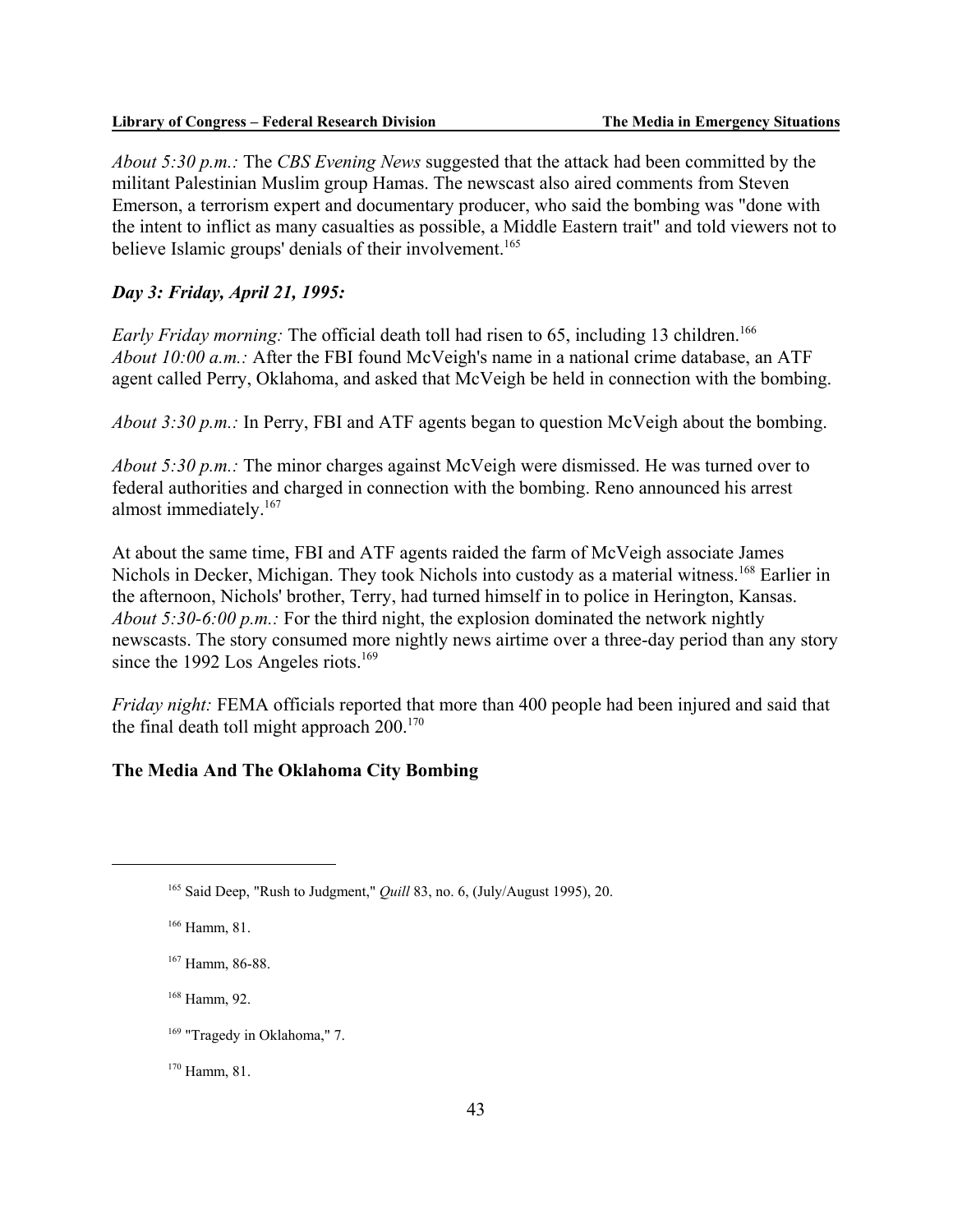*About 5:30 p.m.:* The *CBS Evening News* suggested that the attack had been committed by the militant Palestinian Muslim group Hamas. The newscast also aired comments from Steven Emerson, a terrorism expert and documentary producer, who said the bombing was "done with the intent to inflict as many casualties as possible, a Middle Eastern trait" and told viewers not to believe Islamic groups' denials of their involvement.[165]

### *Day 3: Friday, April 21, 1995:*

*Early Friday morning:* The official death toll had risen to 65, including 13 children.[166]
*About 10:00 a.m.:* After the FBI found McVeigh's name in a national crime database, an ATF agent called Perry, Oklahoma, and asked that McVeigh be held in connection with the bombing.

*About 3:30 p.m.:* In Perry, FBI and ATF agents began to question McVeigh about the bombing.

*About 5:30 p.m.:* The minor charges against McVeigh were dismissed. He was turned over to federal authorities and charged in connection with the bombing. Reno announced his arrest almost immediately.[167]

At about the same time, FBI and ATF agents raided the farm of McVeigh associate James Nichols in Decker, Michigan. They took Nichols into custody as a material witness.[168] Earlier in the afternoon, Nichols' brother, Terry, had turned himself in to police in Herington, Kansas.
*About 5:30-6:00 p.m.:* For the third night, the explosion dominated the network nightly newscasts. The story consumed more nightly news airtime over a three-day period than any story since the 1992 Los Angeles riots.[169]

*Friday night:* FEMA officials reported that more than 400 people had been injured and said that the final death toll might approach 200.[170]

## The Media And The Oklahoma City Bombing

---

[165] Said Deep, "Rush to Judgment," *Quill* 83, no. 6, (July/August 1995), 20.

[166] Hamm, 81.

[167] Hamm, 86-88.

[168] Hamm, 92.

[169] "Tragedy in Oklahoma," 7.

[170] Hamm, 81.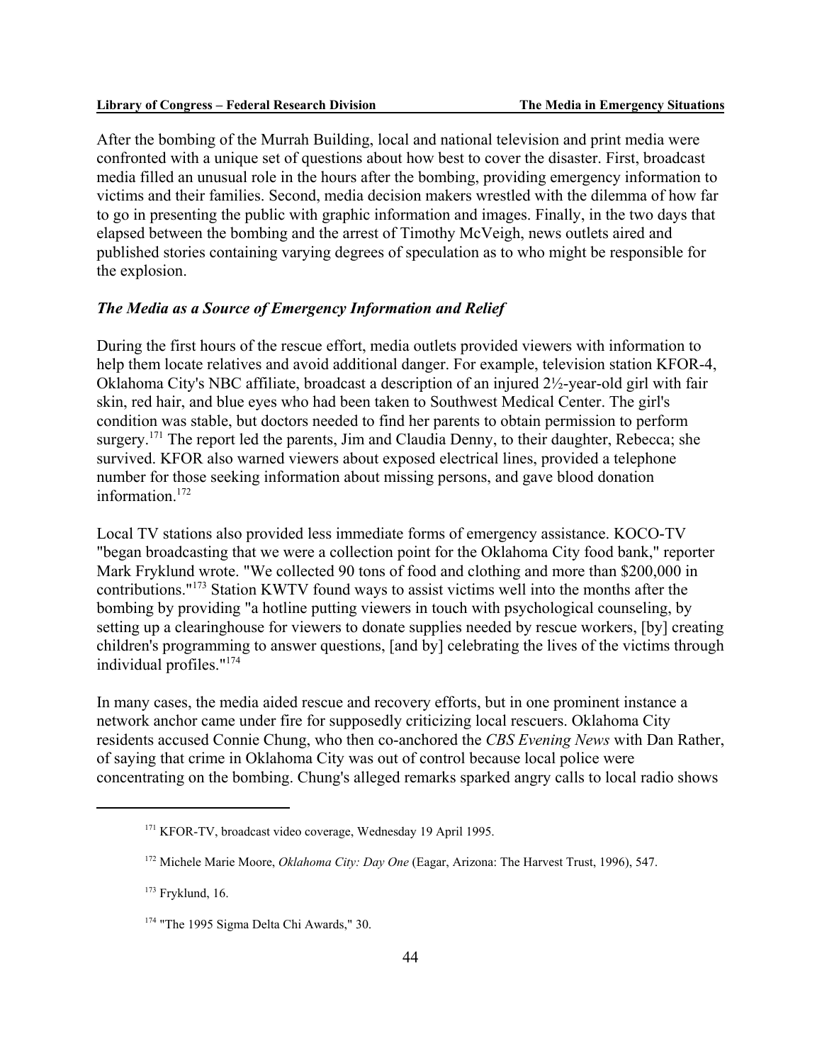After the bombing of the Murrah Building, local and national television and print media were confronted with a unique set of questions about how best to cover the disaster. First, broadcast media filled an unusual role in the hours after the bombing, providing emergency information to victims and their families. Second, media decision makers wrestled with the dilemma of how far to go in presenting the public with graphic information and images. Finally, in the two days that elapsed between the bombing and the arrest of Timothy McVeigh, news outlets aired and published stories containing varying degrees of speculation as to who might be responsible for the explosion.

### *The Media as a Source of Emergency Information and Relief*

During the first hours of the rescue effort, media outlets provided viewers with information to help them locate relatives and avoid additional danger. For example, television station KFOR-4, Oklahoma City's NBC affiliate, broadcast a description of an injured 2½-year-old girl with fair skin, red hair, and blue eyes who had been taken to Southwest Medical Center. The girl's condition was stable, but doctors needed to find her parents to obtain permission to perform surgery.[171] The report led the parents, Jim and Claudia Denny, to their daughter, Rebecca; she survived. KFOR also warned viewers about exposed electrical lines, provided a telephone number for those seeking information about missing persons, and gave blood donation information.[172]

Local TV stations also provided less immediate forms of emergency assistance. KOCO-TV "began broadcasting that we were a collection point for the Oklahoma City food bank," reporter Mark Fryklund wrote. "We collected 90 tons of food and clothing and more than $200,000 in contributions."[173] Station KWTV found ways to assist victims well into the months after the bombing by providing "a hotline putting viewers in touch with psychological counseling, by setting up a clearinghouse for viewers to donate supplies needed by rescue workers, [by] creating children's programming to answer questions, [and by] celebrating the lives of the victims through individual profiles."[174]

In many cases, the media aided rescue and recovery efforts, but in one prominent instance a network anchor came under fire for supposedly criticizing local rescuers. Oklahoma City residents accused Connie Chung, who then co-anchored the *CBS Evening News* with Dan Rather, of saying that crime in Oklahoma City was out of control because local police were concentrating on the bombing. Chung's alleged remarks sparked angry calls to local radio shows

---

[171] KFOR-TV, broadcast video coverage, Wednesday 19 April 1995.

[172] Michele Marie Moore, *Oklahoma City: Day One* (Eagar, Arizona: The Harvest Trust, 1996), 547.

[173] Fryklund, 16.

[174] "The 1995 Sigma Delta Chi Awards," 30.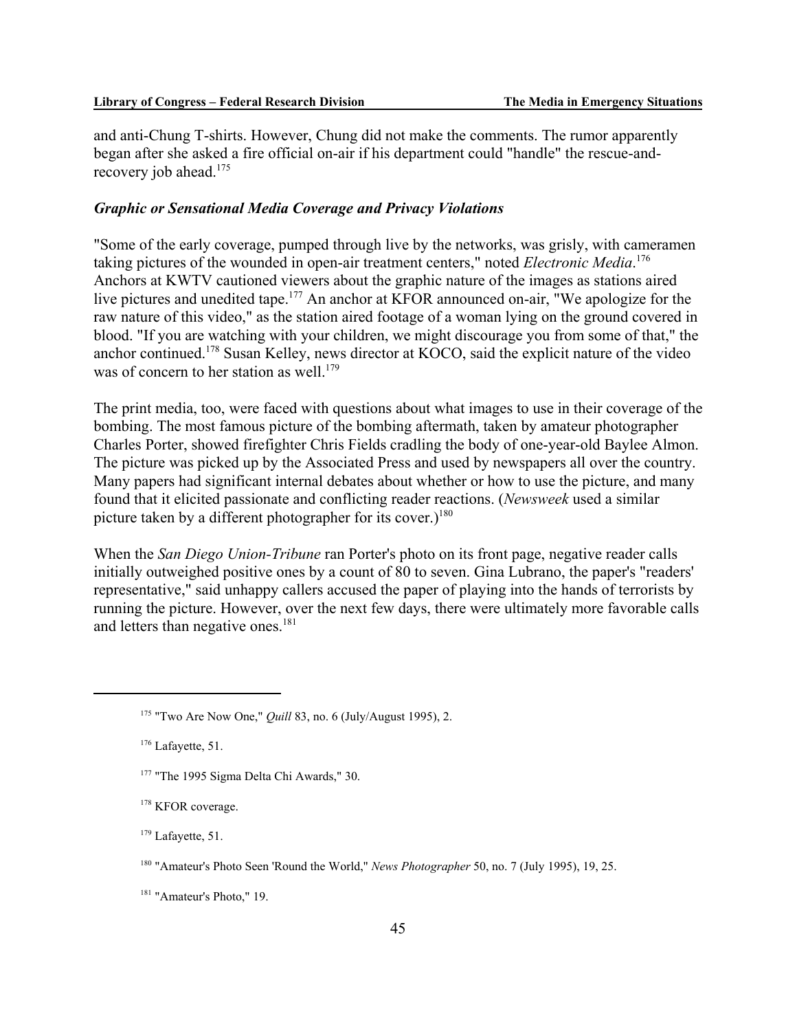and anti-Chung T-shirts. However, Chung did not make the comments. The rumor apparently began after she asked a fire official on-air if his department could "handle" the rescue-and-recovery job ahead.[175]

### *Graphic or Sensational Media Coverage and Privacy Violations*

"Some of the early coverage, pumped through live by the networks, was grisly, with cameramen taking pictures of the wounded in open-air treatment centers," noted *Electronic Media*.[176] Anchors at KWTV cautioned viewers about the graphic nature of the images as stations aired live pictures and unedited tape.[177] An anchor at KFOR announced on-air, "We apologize for the raw nature of this video," as the station aired footage of a woman lying on the ground covered in blood. "If you are watching with your children, we might discourage you from some of that," the anchor continued.[178] Susan Kelley, news director at KOCO, said the explicit nature of the video was of concern to her station as well.[179]

The print media, too, were faced with questions about what images to use in their coverage of the bombing. The most famous picture of the bombing aftermath, taken by amateur photographer Charles Porter, showed firefighter Chris Fields cradling the body of one-year-old Baylee Almon. The picture was picked up by the Associated Press and used by newspapers all over the country. Many papers had significant internal debates about whether or how to use the picture, and many found that it elicited passionate and conflicting reader reactions. (*Newsweek* used a similar picture taken by a different photographer for its cover.)[180]

When the *San Diego Union-Tribune* ran Porter's photo on its front page, negative reader calls initially outweighed positive ones by a count of 80 to seven. Gina Lubrano, the paper's "readers' representative," said unhappy callers accused the paper of playing into the hands of terrorists by running the picture. However, over the next few days, there were ultimately more favorable calls and letters than negative ones.[181]

---

[175] "Two Are Now One," *Quill* 83, no. 6 (July/August 1995), 2.

[176] Lafayette, 51.

[177] "The 1995 Sigma Delta Chi Awards," 30.

[178] KFOR coverage.

[179] Lafayette, 51.

[180] "Amateur's Photo Seen 'Round the World," *News Photographer* 50, no. 7 (July 1995), 19, 25.

[181] "Amateur's Photo," 19.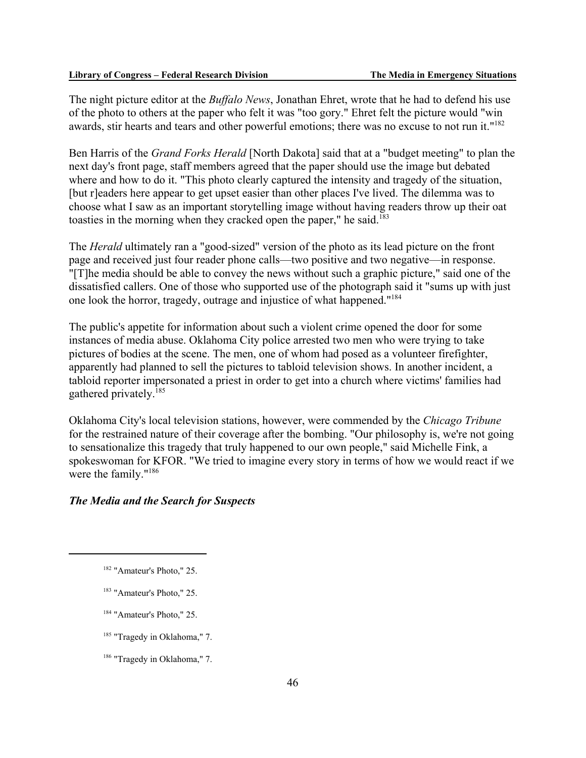The night picture editor at the *Buffalo News*, Jonathan Ehret, wrote that he had to defend his use of the photo to others at the paper who felt it was "too gory." Ehret felt the picture would "win awards, stir hearts and tears and other powerful emotions; there was no excuse to not run it."[182]

Ben Harris of the *Grand Forks Herald* [North Dakota] said that at a "budget meeting" to plan the next day's front page, staff members agreed that the paper should use the image but debated where and how to do it. "This photo clearly captured the intensity and tragedy of the situation, [but r]eaders here appear to get upset easier than other places I've lived. The dilemma was to choose what I saw as an important storytelling image without having readers throw up their oat toasties in the morning when they cracked open the paper," he said.[183]

The *Herald* ultimately ran a "good-sized" version of the photo as its lead picture on the front page and received just four reader phone calls—two positive and two negative—in response. "[T]he media should be able to convey the news without such a graphic picture," said one of the dissatisfied callers. One of those who supported use of the photograph said it "sums up with just one look the horror, tragedy, outrage and injustice of what happened."[184]

The public's appetite for information about such a violent crime opened the door for some instances of media abuse. Oklahoma City police arrested two men who were trying to take pictures of bodies at the scene. The men, one of whom had posed as a volunteer firefighter, apparently had planned to sell the pictures to tabloid television shows. In another incident, a tabloid reporter impersonated a priest in order to get into a church where victims' families had gathered privately.[185]

Oklahoma City's local television stations, however, were commended by the *Chicago Tribune* for the restrained nature of their coverage after the bombing. "Our philosophy is, we're not going to sensationalize this tragedy that truly happened to our own people," said Michelle Fink, a spokeswoman for KFOR. "We tried to imagine every story in terms of how we would react if we were the family."[186]

### *The Media and the Search for Suspects*

---

[182] "Amateur's Photo," 25.

[183] "Amateur's Photo," 25.

[184] "Amateur's Photo," 25.

[185] "Tragedy in Oklahoma," 7.

[186] "Tragedy in Oklahoma," 7.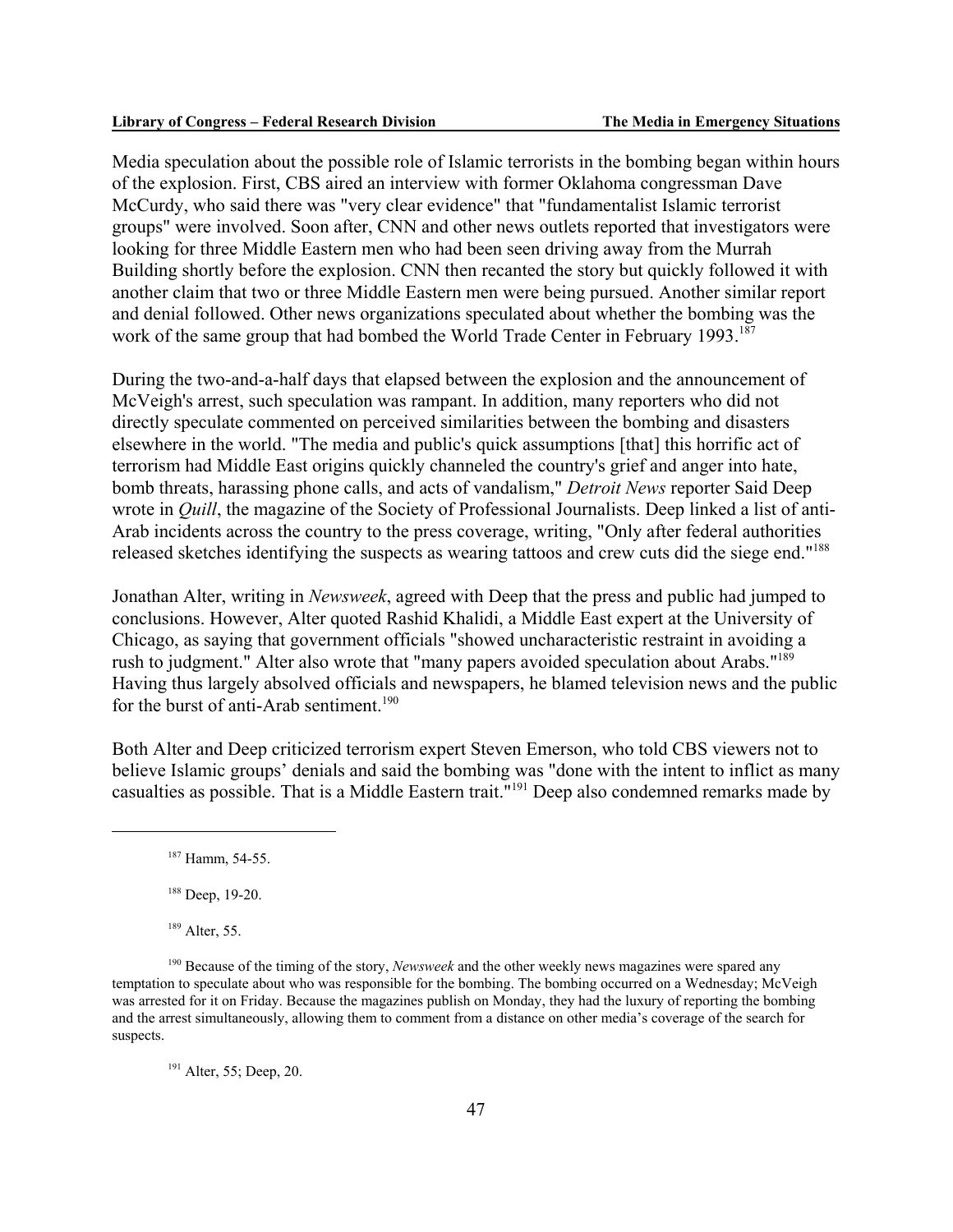Media speculation about the possible role of Islamic terrorists in the bombing began within hours of the explosion. First, CBS aired an interview with former Oklahoma congressman Dave McCurdy, who said there was "very clear evidence" that "fundamentalist Islamic terrorist groups" were involved. Soon after, CNN and other news outlets reported that investigators were looking for three Middle Eastern men who had been seen driving away from the Murrah Building shortly before the explosion. CNN then recanted the story but quickly followed it with another claim that two or three Middle Eastern men were being pursued. Another similar report and denial followed. Other news organizations speculated about whether the bombing was the work of the same group that had bombed the World Trade Center in February 1993.[187]

During the two-and-a-half days that elapsed between the explosion and the announcement of McVeigh's arrest, such speculation was rampant. In addition, many reporters who did not directly speculate commented on perceived similarities between the bombing and disasters elsewhere in the world. "The media and public's quick assumptions [that] this horrific act of terrorism had Middle East origins quickly channeled the country's grief and anger into hate, bomb threats, harassing phone calls, and acts of vandalism," *Detroit News* reporter Said Deep wrote in *Quill*, the magazine of the Society of Professional Journalists. Deep linked a list of anti-Arab incidents across the country to the press coverage, writing, "Only after federal authorities released sketches identifying the suspects as wearing tattoos and crew cuts did the siege end."[188]

Jonathan Alter, writing in *Newsweek*, agreed with Deep that the press and public had jumped to conclusions. However, Alter quoted Rashid Khalidi, a Middle East expert at the University of Chicago, as saying that government officials "showed uncharacteristic restraint in avoiding a rush to judgment." Alter also wrote that "many papers avoided speculation about Arabs."[189] Having thus largely absolved officials and newspapers, he blamed television news and the public for the burst of anti-Arab sentiment.[190]

Both Alter and Deep criticized terrorism expert Steven Emerson, who told CBS viewers not to believe Islamic groups' denials and said the bombing was "done with the intent to inflict as many casualties as possible. That is a Middle Eastern trait."[191] Deep also condemned remarks made by

---

[187] Hamm, 54-55.

[188] Deep, 19-20.

[189] Alter, 55.

[190] Because of the timing of the story, *Newsweek* and the other weekly news magazines were spared any temptation to speculate about who was responsible for the bombing. The bombing occurred on a Wednesday; McVeigh was arrested for it on Friday. Because the magazines publish on Monday, they had the luxury of reporting the bombing and the arrest simultaneously, allowing them to comment from a distance on other media's coverage of the search for suspects.

[191] Alter, 55; Deep, 20.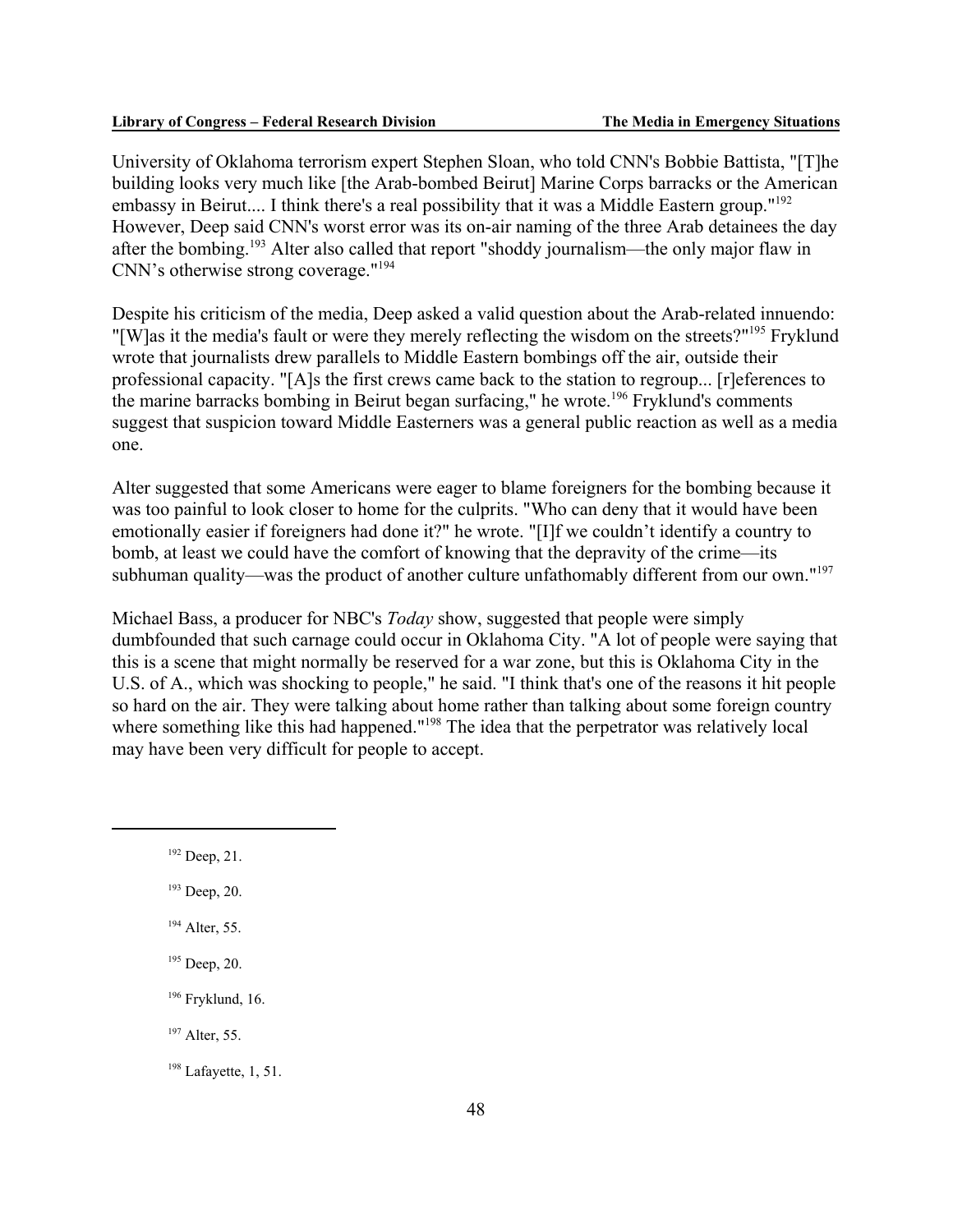University of Oklahoma terrorism expert Stephen Sloan, who told CNN's Bobbie Battista, "[T]he building looks very much like [the Arab-bombed Beirut] Marine Corps barracks or the American embassy in Beirut.... I think there's a real possibility that it was a Middle Eastern group."[192] However, Deep said CNN's worst error was its on-air naming of the three Arab detainees the day after the bombing.[193] Alter also called that report "shoddy journalism—the only major flaw in CNN's otherwise strong coverage."[194]

Despite his criticism of the media, Deep asked a valid question about the Arab-related innuendo: "[W]as it the media's fault or were they merely reflecting the wisdom on the streets?"[195] Fryklund wrote that journalists drew parallels to Middle Eastern bombings off the air, outside their professional capacity. "[A]s the first crews came back to the station to regroup... [r]eferences to the marine barracks bombing in Beirut began surfacing," he wrote.[196] Fryklund's comments suggest that suspicion toward Middle Easterners was a general public reaction as well as a media one.

Alter suggested that some Americans were eager to blame foreigners for the bombing because it was too painful to look closer to home for the culprits. "Who can deny that it would have been emotionally easier if foreigners had done it?" he wrote. "[I]f we couldn't identify a country to bomb, at least we could have the comfort of knowing that the depravity of the crime—its subhuman quality—was the product of another culture unfathomably different from our own."[197]

Michael Bass, a producer for NBC's *Today* show, suggested that people were simply dumbfounded that such carnage could occur in Oklahoma City. "A lot of people were saying that this is a scene that might normally be reserved for a war zone, but this is Oklahoma City in the U.S. of A., which was shocking to people," he said. "I think that's one of the reasons it hit people so hard on the air. They were talking about home rather than talking about some foreign country where something like this had happened."[198] The idea that the perpetrator was relatively local may have been very difficult for people to accept.

---

[192] Deep, 21.

[193] Deep, 20.

[194] Alter, 55.

[195] Deep, 20.

[196] Fryklund, 16.

[197] Alter, 55.

[198] Lafayette, 1, 51.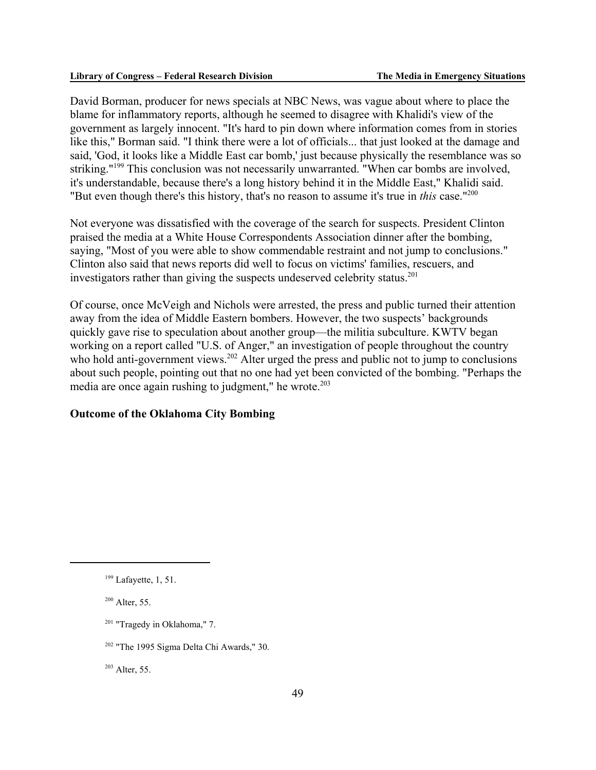David Borman, producer for news specials at NBC News, was vague about where to place the blame for inflammatory reports, although he seemed to disagree with Khalidi's view of the government as largely innocent. "It's hard to pin down where information comes from in stories like this," Borman said. "I think there were a lot of officials... that just looked at the damage and said, 'God, it looks like a Middle East car bomb,' just because physically the resemblance was so striking."[199] This conclusion was not necessarily unwarranted. "When car bombs are involved, it's understandable, because there's a long history behind it in the Middle East," Khalidi said. "But even though there's this history, that's no reason to assume it's true in *this* case."[200]

Not everyone was dissatisfied with the coverage of the search for suspects. President Clinton praised the media at a White House Correspondents Association dinner after the bombing, saying, "Most of you were able to show commendable restraint and not jump to conclusions." Clinton also said that news reports did well to focus on victims' families, rescuers, and investigators rather than giving the suspects undeserved celebrity status.[201]

Of course, once McVeigh and Nichols were arrested, the press and public turned their attention away from the idea of Middle Eastern bombers. However, the two suspects' backgrounds quickly gave rise to speculation about another group—the militia subculture. KWTV began working on a report called "U.S. of Anger," an investigation of people throughout the country who hold anti-government views.[202] Alter urged the press and public not to jump to conclusions about such people, pointing out that no one had yet been convicted of the bombing. "Perhaps the media are once again rushing to judgment," he wrote.[203]

**Outcome of the Oklahoma City Bombing**

---

[199] Lafayette, 1, 51.

[200] Alter, 55.

[201] "Tragedy in Oklahoma," 7.

[202] "The 1995 Sigma Delta Chi Awards," 30.

[203] Alter, 55.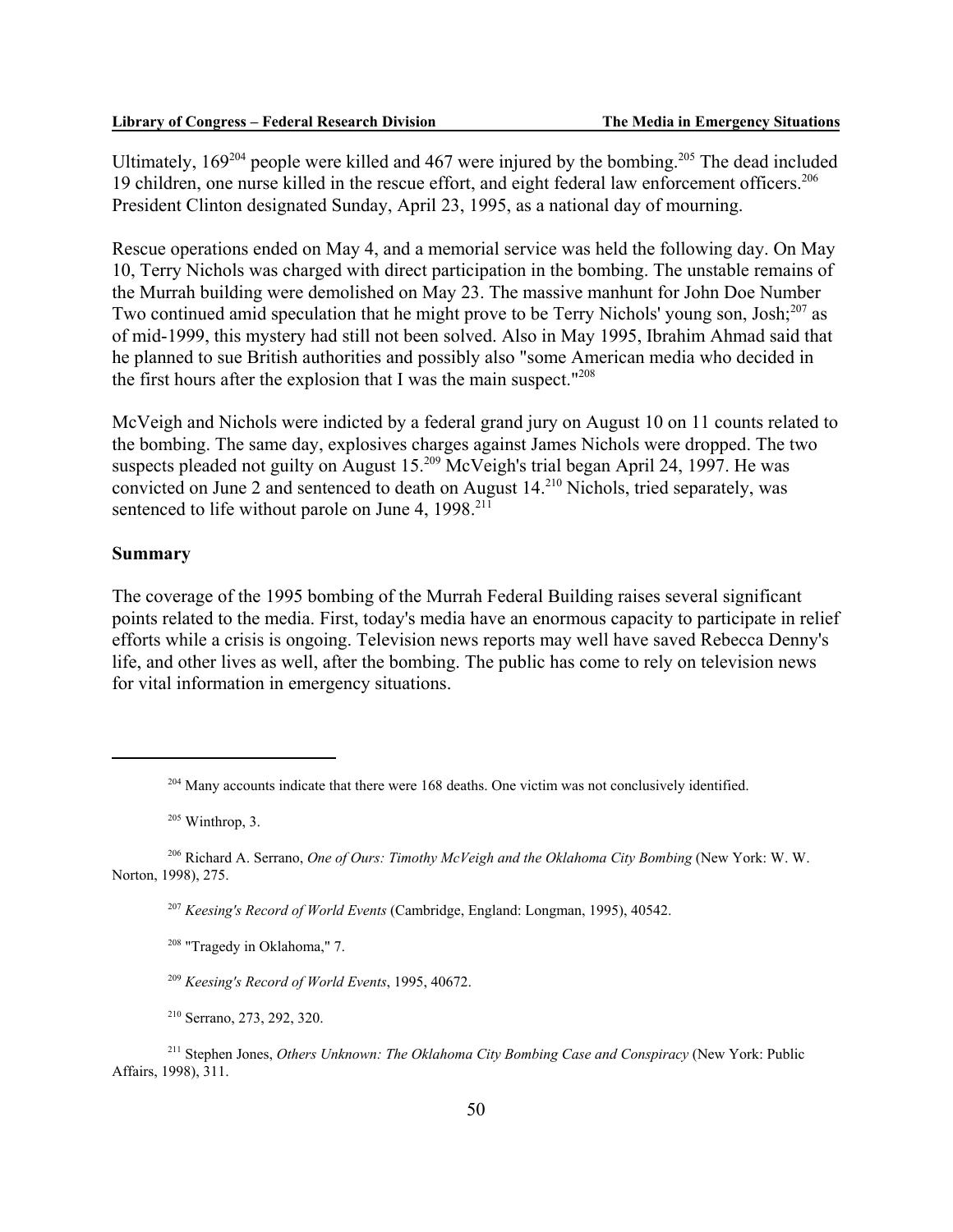Ultimately, 169[204] people were killed and 467 were injured by the bombing.[205] The dead included 19 children, one nurse killed in the rescue effort, and eight federal law enforcement officers.[206] President Clinton designated Sunday, April 23, 1995, as a national day of mourning.

Rescue operations ended on May 4, and a memorial service was held the following day. On May 10, Terry Nichols was charged with direct participation in the bombing. The unstable remains of the Murrah building were demolished on May 23. The massive manhunt for John Doe Number Two continued amid speculation that he might prove to be Terry Nichols' young son, Josh;[207] as of mid-1999, this mystery had still not been solved. Also in May 1995, Ibrahim Ahmad said that he planned to sue British authorities and possibly also "some American media who decided in the first hours after the explosion that I was the main suspect."[208]

McVeigh and Nichols were indicted by a federal grand jury on August 10 on 11 counts related to the bombing. The same day, explosives charges against James Nichols were dropped. The two suspects pleaded not guilty on August 15.[209] McVeigh's trial began April 24, 1997. He was convicted on June 2 and sentenced to death on August 14.[210] Nichols, tried separately, was sentenced to life without parole on June 4, 1998.[211]

**Summary**

The coverage of the 1995 bombing of the Murrah Federal Building raises several significant points related to the media. First, today's media have an enormous capacity to participate in relief efforts while a crisis is ongoing. Television news reports may well have saved Rebecca Denny's life, and other lives as well, after the bombing. The public has come to rely on television news for vital information in emergency situations.

---

[204] Many accounts indicate that there were 168 deaths. One victim was not conclusively identified.

[205] Winthrop, 3.

[206] Richard A. Serrano, *One of Ours: Timothy McVeigh and the Oklahoma City Bombing* (New York: W. W. Norton, 1998), 275.

[207] *Keesing's Record of World Events* (Cambridge, England: Longman, 1995), 40542.

[208] "Tragedy in Oklahoma," 7.

[209] *Keesing's Record of World Events*, 1995, 40672.

[210] Serrano, 273, 292, 320.

[211] Stephen Jones, *Others Unknown: The Oklahoma City Bombing Case and Conspiracy* (New York: Public Affairs, 1998), 311.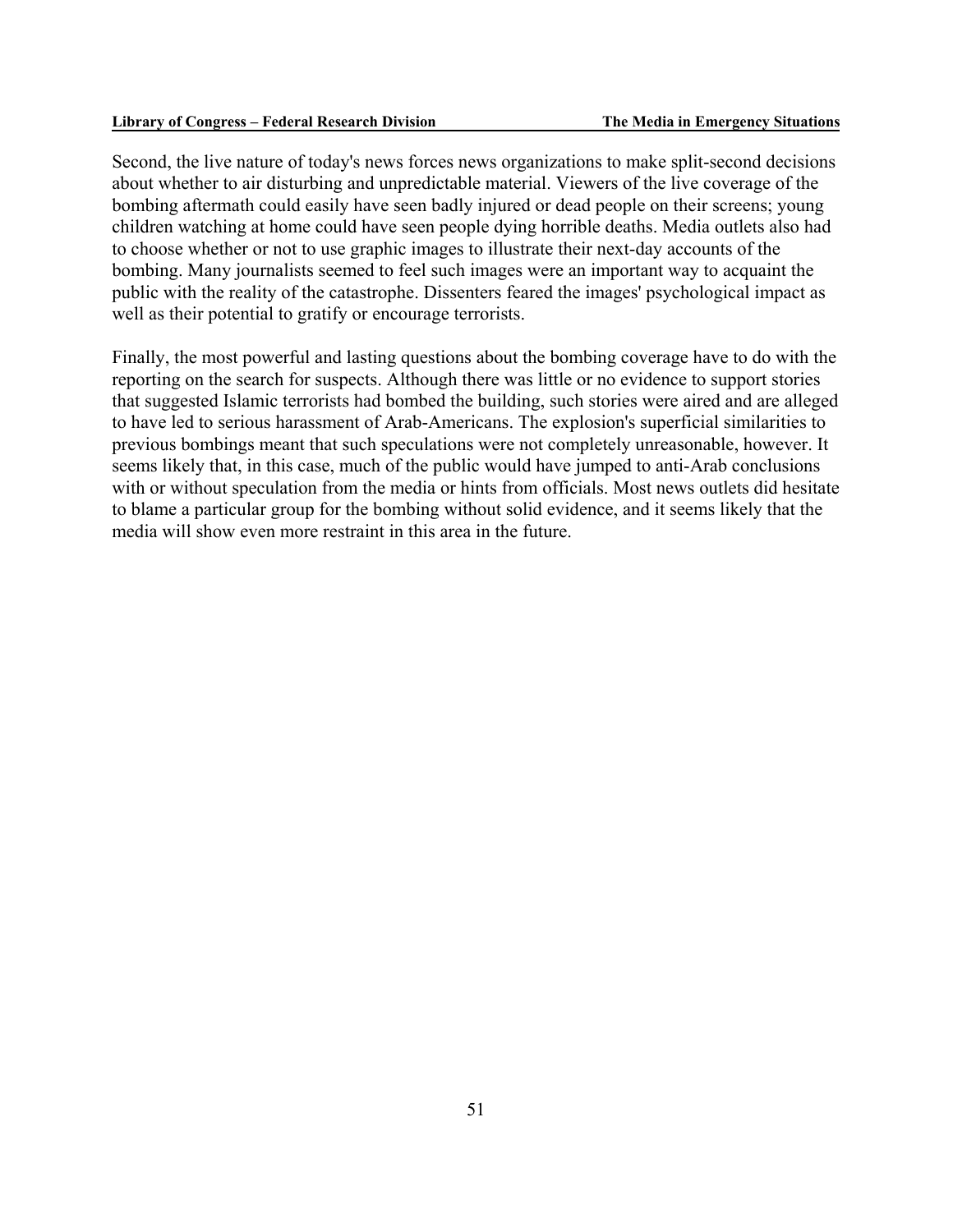Second, the live nature of today's news forces news organizations to make split-second decisions about whether to air disturbing and unpredictable material. Viewers of the live coverage of the bombing aftermath could easily have seen badly injured or dead people on their screens; young children watching at home could have seen people dying horrible deaths. Media outlets also had to choose whether or not to use graphic images to illustrate their next-day accounts of the bombing. Many journalists seemed to feel such images were an important way to acquaint the public with the reality of the catastrophe. Dissenters feared the images' psychological impact as well as their potential to gratify or encourage terrorists.

Finally, the most powerful and lasting questions about the bombing coverage have to do with the reporting on the search for suspects. Although there was little or no evidence to support stories that suggested Islamic terrorists had bombed the building, such stories were aired and are alleged to have led to serious harassment of Arab-Americans. The explosion's superficial similarities to previous bombings meant that such speculations were not completely unreasonable, however. It seems likely that, in this case, much of the public would have jumped to anti-Arab conclusions with or without speculation from the media or hints from officials. Most news outlets did hesitate to blame a particular group for the bombing without solid evidence, and it seems likely that the media will show even more restraint in this area in the future.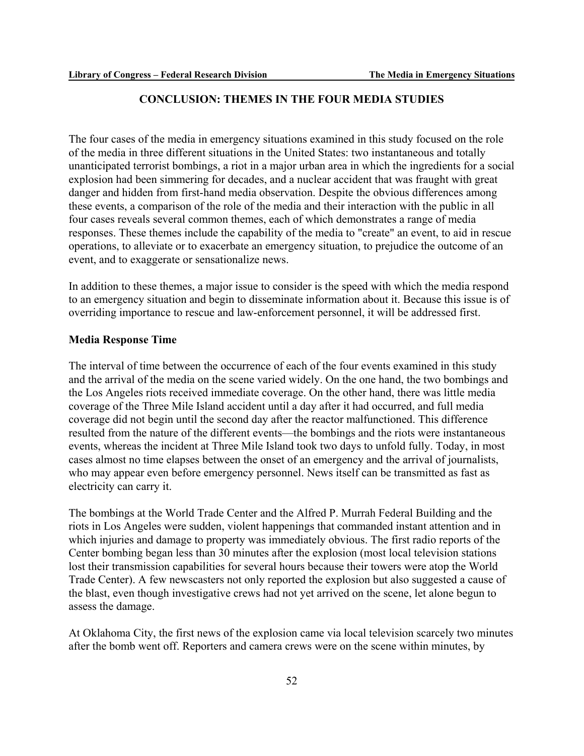## CONCLUSION: THEMES IN THE FOUR MEDIA STUDIES

The four cases of the media in emergency situations examined in this study focused on the role of the media in three different situations in the United States: two instantaneous and totally unanticipated terrorist bombings, a riot in a major urban area in which the ingredients for a social explosion had been simmering for decades, and a nuclear accident that was fraught with great danger and hidden from first-hand media observation. Despite the obvious differences among these events, a comparison of the role of the media and their interaction with the public in all four cases reveals several common themes, each of which demonstrates a range of media responses. These themes include the capability of the media to "create" an event, to aid in rescue operations, to alleviate or to exacerbate an emergency situation, to prejudice the outcome of an event, and to exaggerate or sensationalize news.

In addition to these themes, a major issue to consider is the speed with which the media respond to an emergency situation and begin to disseminate information about it. Because this issue is of overriding importance to rescue and law-enforcement personnel, it will be addressed first.

### Media Response Time

The interval of time between the occurrence of each of the four events examined in this study and the arrival of the media on the scene varied widely. On the one hand, the two bombings and the Los Angeles riots received immediate coverage. On the other hand, there was little media coverage of the Three Mile Island accident until a day after it had occurred, and full media coverage did not begin until the second day after the reactor malfunctioned. This difference resulted from the nature of the different events—the bombings and the riots were instantaneous events, whereas the incident at Three Mile Island took two days to unfold fully. Today, in most cases almost no time elapses between the onset of an emergency and the arrival of journalists, who may appear even before emergency personnel. News itself can be transmitted as fast as electricity can carry it.

The bombings at the World Trade Center and the Alfred P. Murrah Federal Building and the riots in Los Angeles were sudden, violent happenings that commanded instant attention and in which injuries and damage to property was immediately obvious. The first radio reports of the Center bombing began less than 30 minutes after the explosion (most local television stations lost their transmission capabilities for several hours because their towers were atop the World Trade Center). A few newscasters not only reported the explosion but also suggested a cause of the blast, even though investigative crews had not yet arrived on the scene, let alone begun to assess the damage.

At Oklahoma City, the first news of the explosion came via local television scarcely two minutes after the bomb went off. Reporters and camera crews were on the scene within minutes, by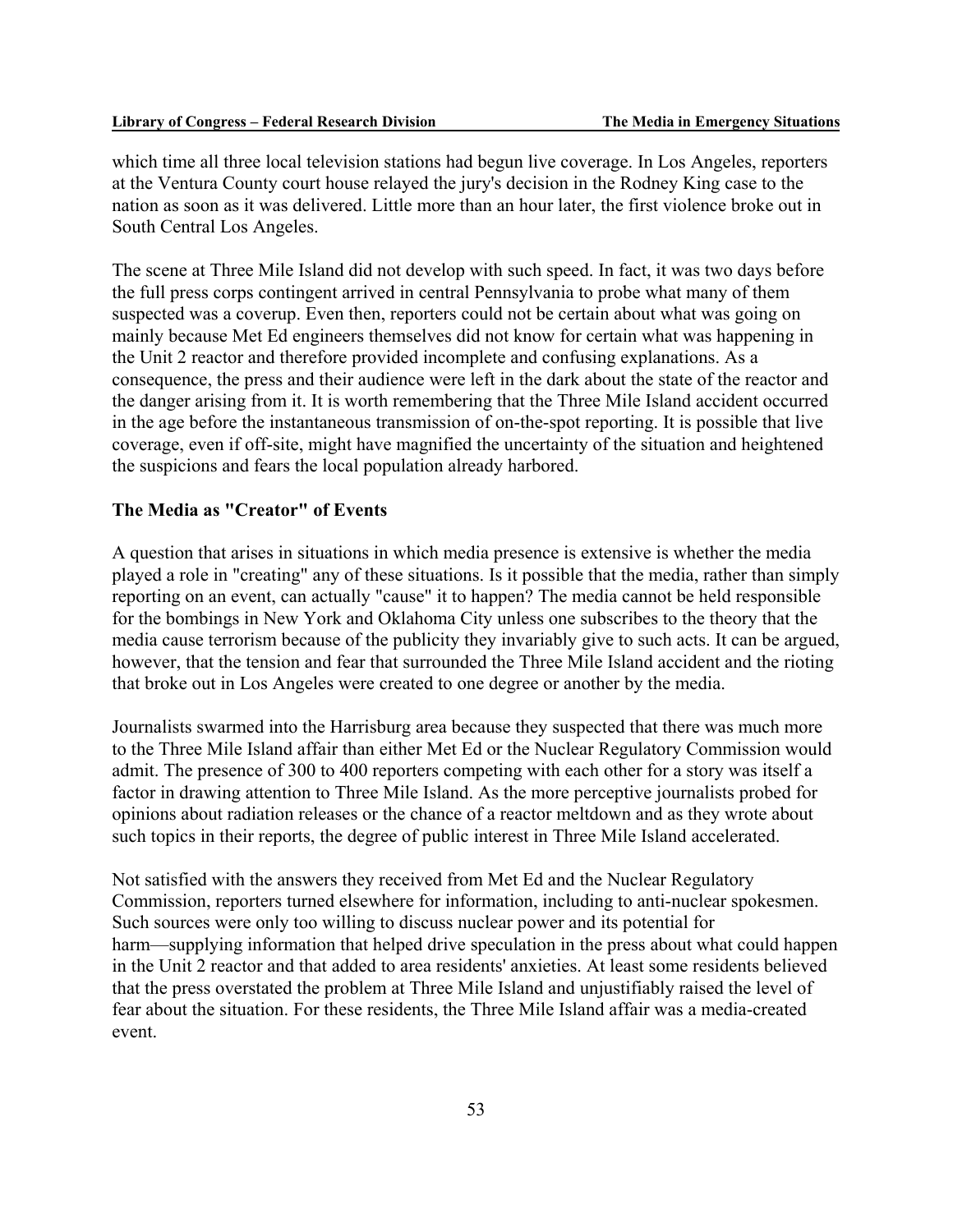which time all three local television stations had begun live coverage. In Los Angeles, reporters at the Ventura County court house relayed the jury's decision in the Rodney King case to the nation as soon as it was delivered. Little more than an hour later, the first violence broke out in South Central Los Angeles.

The scene at Three Mile Island did not develop with such speed. In fact, it was two days before the full press corps contingent arrived in central Pennsylvania to probe what many of them suspected was a coverup. Even then, reporters could not be certain about what was going on mainly because Met Ed engineers themselves did not know for certain what was happening in the Unit 2 reactor and therefore provided incomplete and confusing explanations. As a consequence, the press and their audience were left in the dark about the state of the reactor and the danger arising from it. It is worth remembering that the Three Mile Island accident occurred in the age before the instantaneous transmission of on-the-spot reporting. It is possible that live coverage, even if off-site, might have magnified the uncertainty of the situation and heightened the suspicions and fears the local population already harbored.

### The Media as "Creator" of Events

A question that arises in situations in which media presence is extensive is whether the media played a role in "creating" any of these situations. Is it possible that the media, rather than simply reporting on an event, can actually "cause" it to happen? The media cannot be held responsible for the bombings in New York and Oklahoma City unless one subscribes to the theory that the media cause terrorism because of the publicity they invariably give to such acts. It can be argued, however, that the tension and fear that surrounded the Three Mile Island accident and the rioting that broke out in Los Angeles were created to one degree or another by the media.

Journalists swarmed into the Harrisburg area because they suspected that there was much more to the Three Mile Island affair than either Met Ed or the Nuclear Regulatory Commission would admit. The presence of 300 to 400 reporters competing with each other for a story was itself a factor in drawing attention to Three Mile Island. As the more perceptive journalists probed for opinions about radiation releases or the chance of a reactor meltdown and as they wrote about such topics in their reports, the degree of public interest in Three Mile Island accelerated.

Not satisfied with the answers they received from Met Ed and the Nuclear Regulatory Commission, reporters turned elsewhere for information, including to anti-nuclear spokesmen. Such sources were only too willing to discuss nuclear power and its potential for harm—supplying information that helped drive speculation in the press about what could happen in the Unit 2 reactor and that added to area residents' anxieties. At least some residents believed that the press overstated the problem at Three Mile Island and unjustifiably raised the level of fear about the situation. For these residents, the Three Mile Island affair was a media-created event.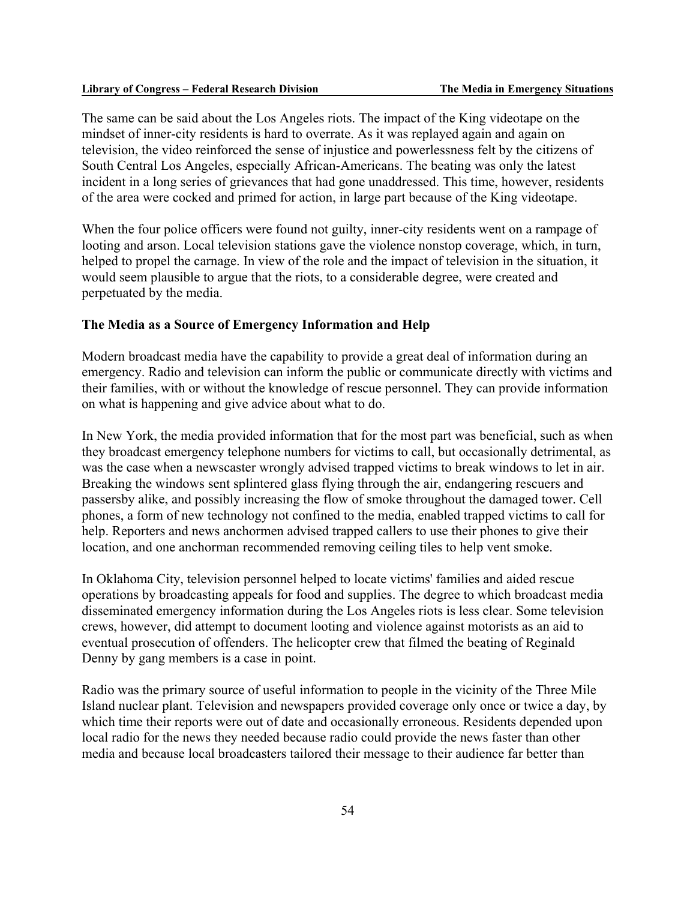The same can be said about the Los Angeles riots. The impact of the King videotape on the mindset of inner-city residents is hard to overrate. As it was replayed again and again on television, the video reinforced the sense of injustice and powerlessness felt by the citizens of South Central Los Angeles, especially African-Americans. The beating was only the latest incident in a long series of grievances that had gone unaddressed. This time, however, residents of the area were cocked and primed for action, in large part because of the King videotape.

When the four police officers were found not guilty, inner-city residents went on a rampage of looting and arson. Local television stations gave the violence nonstop coverage, which, in turn, helped to propel the carnage. In view of the role and the impact of television in the situation, it would seem plausible to argue that the riots, to a considerable degree, were created and perpetuated by the media.

### The Media as a Source of Emergency Information and Help

Modern broadcast media have the capability to provide a great deal of information during an emergency. Radio and television can inform the public or communicate directly with victims and their families, with or without the knowledge of rescue personnel. They can provide information on what is happening and give advice about what to do.

In New York, the media provided information that for the most part was beneficial, such as when they broadcast emergency telephone numbers for victims to call, but occasionally detrimental, as was the case when a newscaster wrongly advised trapped victims to break windows to let in air. Breaking the windows sent splintered glass flying through the air, endangering rescuers and passersby alike, and possibly increasing the flow of smoke throughout the damaged tower. Cell phones, a form of new technology not confined to the media, enabled trapped victims to call for help. Reporters and news anchormen advised trapped callers to use their phones to give their location, and one anchorman recommended removing ceiling tiles to help vent smoke.

In Oklahoma City, television personnel helped to locate victims' families and aided rescue operations by broadcasting appeals for food and supplies. The degree to which broadcast media disseminated emergency information during the Los Angeles riots is less clear. Some television crews, however, did attempt to document looting and violence against motorists as an aid to eventual prosecution of offenders. The helicopter crew that filmed the beating of Reginald Denny by gang members is a case in point.

Radio was the primary source of useful information to people in the vicinity of the Three Mile Island nuclear plant. Television and newspapers provided coverage only once or twice a day, by which time their reports were out of date and occasionally erroneous. Residents depended upon local radio for the news they needed because radio could provide the news faster than other media and because local broadcasters tailored their message to their audience far better than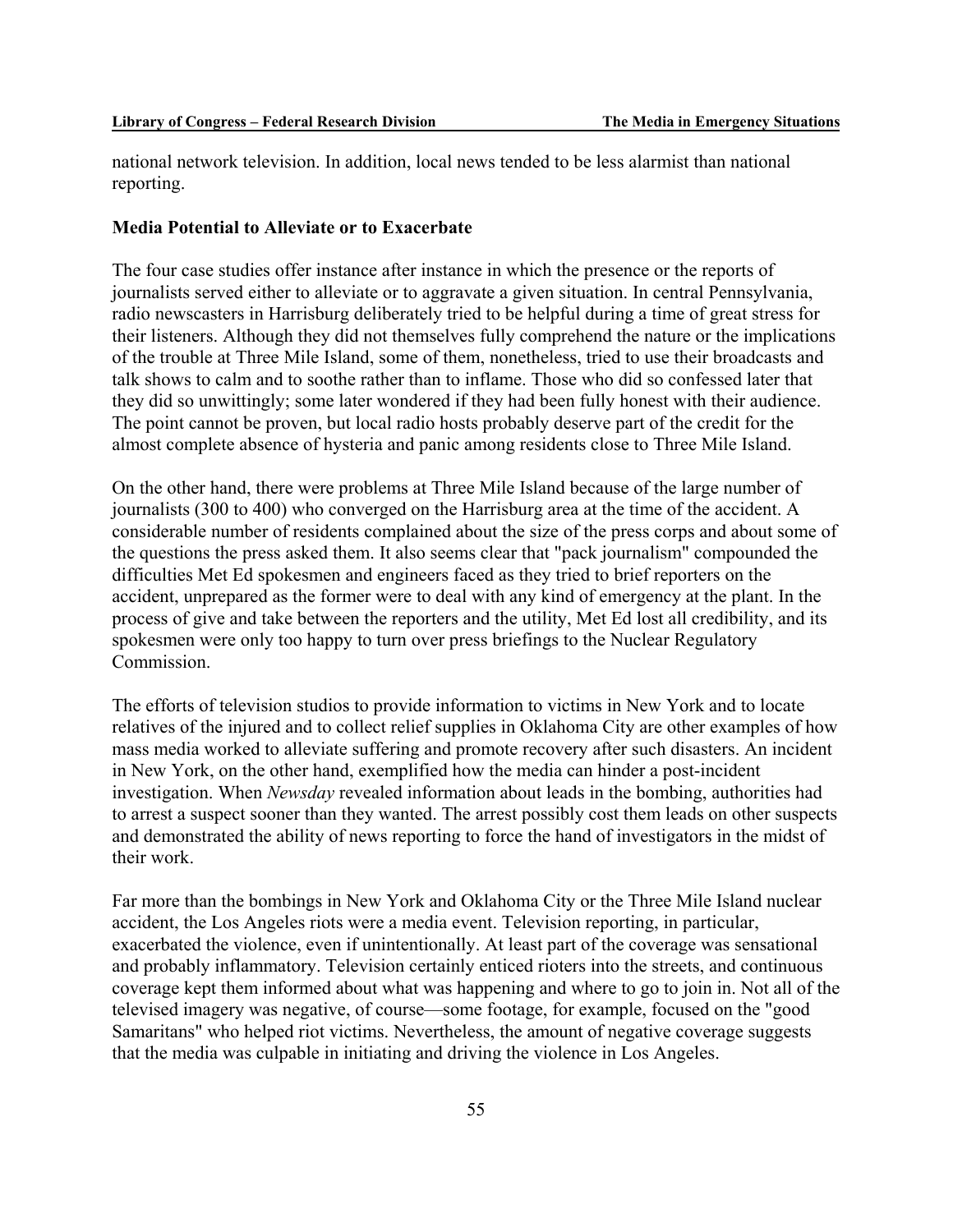national network television. In addition, local news tended to be less alarmist than national reporting.

**Media Potential to Alleviate or to Exacerbate**

The four case studies offer instance after instance in which the presence or the reports of journalists served either to alleviate or to aggravate a given situation. In central Pennsylvania, radio newscasters in Harrisburg deliberately tried to be helpful during a time of great stress for their listeners. Although they did not themselves fully comprehend the nature or the implications of the trouble at Three Mile Island, some of them, nonetheless, tried to use their broadcasts and talk shows to calm and to soothe rather than to inflame. Those who did so confessed later that they did so unwittingly; some later wondered if they had been fully honest with their audience. The point cannot be proven, but local radio hosts probably deserve part of the credit for the almost complete absence of hysteria and panic among residents close to Three Mile Island.

On the other hand, there were problems at Three Mile Island because of the large number of journalists (300 to 400) who converged on the Harrisburg area at the time of the accident. A considerable number of residents complained about the size of the press corps and about some of the questions the press asked them. It also seems clear that "pack journalism" compounded the difficulties Met Ed spokesmen and engineers faced as they tried to brief reporters on the accident, unprepared as the former were to deal with any kind of emergency at the plant. In the process of give and take between the reporters and the utility, Met Ed lost all credibility, and its spokesmen were only too happy to turn over press briefings to the Nuclear Regulatory Commission.

The efforts of television studios to provide information to victims in New York and to locate relatives of the injured and to collect relief supplies in Oklahoma City are other examples of how mass media worked to alleviate suffering and promote recovery after such disasters. An incident in New York, on the other hand, exemplified how the media can hinder a post-incident investigation. When *Newsday* revealed information about leads in the bombing, authorities had to arrest a suspect sooner than they wanted. The arrest possibly cost them leads on other suspects and demonstrated the ability of news reporting to force the hand of investigators in the midst of their work.

Far more than the bombings in New York and Oklahoma City or the Three Mile Island nuclear accident, the Los Angeles riots were a media event. Television reporting, in particular, exacerbated the violence, even if unintentionally. At least part of the coverage was sensational and probably inflammatory. Television certainly enticed rioters into the streets, and continuous coverage kept them informed about what was happening and where to go to join in. Not all of the televised imagery was negative, of course—some footage, for example, focused on the "good Samaritans" who helped riot victims. Nevertheless, the amount of negative coverage suggests that the media was culpable in initiating and driving the violence in Los Angeles.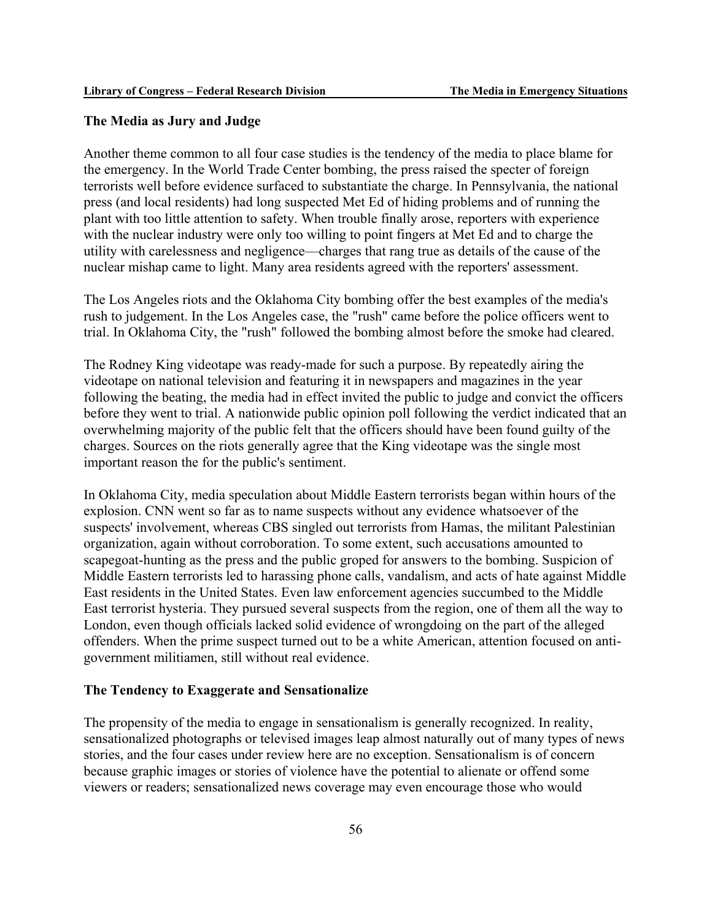## The Media as Jury and Judge

Another theme common to all four case studies is the tendency of the media to place blame for the emergency. In the World Trade Center bombing, the press raised the specter of foreign terrorists well before evidence surfaced to substantiate the charge. In Pennsylvania, the national press (and local residents) had long suspected Met Ed of hiding problems and of running the plant with too little attention to safety. When trouble finally arose, reporters with experience with the nuclear industry were only too willing to point fingers at Met Ed and to charge the utility with carelessness and negligence—charges that rang true as details of the cause of the nuclear mishap came to light. Many area residents agreed with the reporters' assessment.

The Los Angeles riots and the Oklahoma City bombing offer the best examples of the media's rush to judgement. In the Los Angeles case, the "rush" came before the police officers went to trial. In Oklahoma City, the "rush" followed the bombing almost before the smoke had cleared.

The Rodney King videotape was ready-made for such a purpose. By repeatedly airing the videotape on national television and featuring it in newspapers and magazines in the year following the beating, the media had in effect invited the public to judge and convict the officers before they went to trial. A nationwide public opinion poll following the verdict indicated that an overwhelming majority of the public felt that the officers should have been found guilty of the charges. Sources on the riots generally agree that the King videotape was the single most important reason the for the public's sentiment.

In Oklahoma City, media speculation about Middle Eastern terrorists began within hours of the explosion. CNN went so far as to name suspects without any evidence whatsoever of the suspects' involvement, whereas CBS singled out terrorists from Hamas, the militant Palestinian organization, again without corroboration. To some extent, such accusations amounted to scapegoat-hunting as the press and the public groped for answers to the bombing. Suspicion of Middle Eastern terrorists led to harassing phone calls, vandalism, and acts of hate against Middle East residents in the United States. Even law enforcement agencies succumbed to the Middle East terrorist hysteria. They pursued several suspects from the region, one of them all the way to London, even though officials lacked solid evidence of wrongdoing on the part of the alleged offenders. When the prime suspect turned out to be a white American, attention focused on anti-government militiamen, still without real evidence.

## The Tendency to Exaggerate and Sensationalize

The propensity of the media to engage in sensationalism is generally recognized. In reality, sensationalized photographs or televised images leap almost naturally out of many types of news stories, and the four cases under review here are no exception. Sensationalism is of concern because graphic images or stories of violence have the potential to alienate or offend some viewers or readers; sensationalized news coverage may even encourage those who would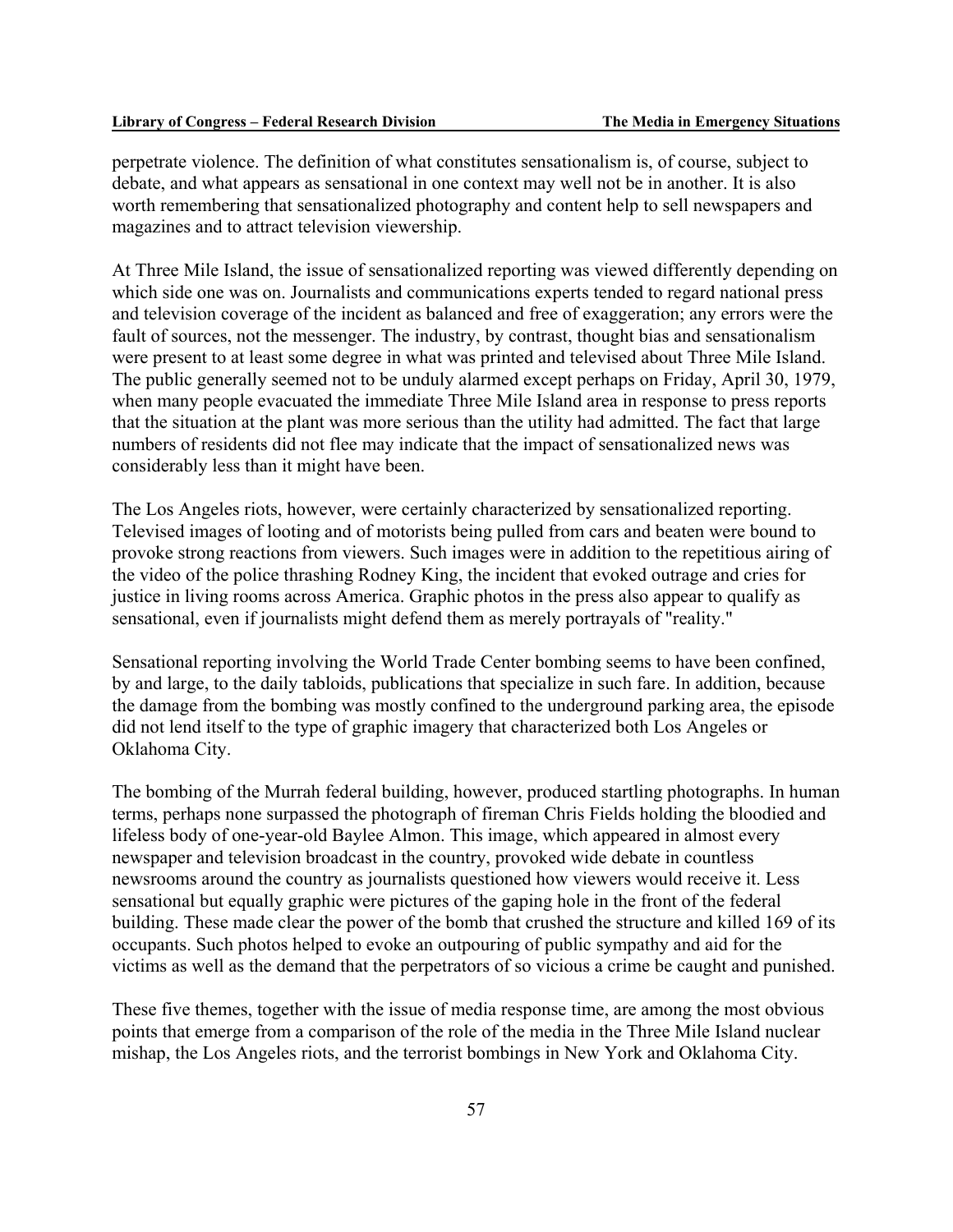perpetrate violence. The definition of what constitutes sensationalism is, of course, subject to debate, and what appears as sensational in one context may well not be in another. It is also worth remembering that sensationalized photography and content help to sell newspapers and magazines and to attract television viewership.

At Three Mile Island, the issue of sensationalized reporting was viewed differently depending on which side one was on. Journalists and communications experts tended to regard national press and television coverage of the incident as balanced and free of exaggeration; any errors were the fault of sources, not the messenger. The industry, by contrast, thought bias and sensationalism were present to at least some degree in what was printed and televised about Three Mile Island. The public generally seemed not to be unduly alarmed except perhaps on Friday, April 30, 1979, when many people evacuated the immediate Three Mile Island area in response to press reports that the situation at the plant was more serious than the utility had admitted. The fact that large numbers of residents did not flee may indicate that the impact of sensationalized news was considerably less than it might have been.

The Los Angeles riots, however, were certainly characterized by sensationalized reporting. Televised images of looting and of motorists being pulled from cars and beaten were bound to provoke strong reactions from viewers. Such images were in addition to the repetitious airing of the video of the police thrashing Rodney King, the incident that evoked outrage and cries for justice in living rooms across America. Graphic photos in the press also appear to qualify as sensational, even if journalists might defend them as merely portrayals of "reality."

Sensational reporting involving the World Trade Center bombing seems to have been confined, by and large, to the daily tabloids, publications that specialize in such fare. In addition, because the damage from the bombing was mostly confined to the underground parking area, the episode did not lend itself to the type of graphic imagery that characterized both Los Angeles or Oklahoma City.

The bombing of the Murrah federal building, however, produced startling photographs. In human terms, perhaps none surpassed the photograph of fireman Chris Fields holding the bloodied and lifeless body of one-year-old Baylee Almon. This image, which appeared in almost every newspaper and television broadcast in the country, provoked wide debate in countless newsrooms around the country as journalists questioned how viewers would receive it. Less sensational but equally graphic were pictures of the gaping hole in the front of the federal building. These made clear the power of the bomb that crushed the structure and killed 169 of its occupants. Such photos helped to evoke an outpouring of public sympathy and aid for the victims as well as the demand that the perpetrators of so vicious a crime be caught and punished.

These five themes, together with the issue of media response time, are among the most obvious points that emerge from a comparison of the role of the media in the Three Mile Island nuclear mishap, the Los Angeles riots, and the terrorist bombings in New York and Oklahoma City.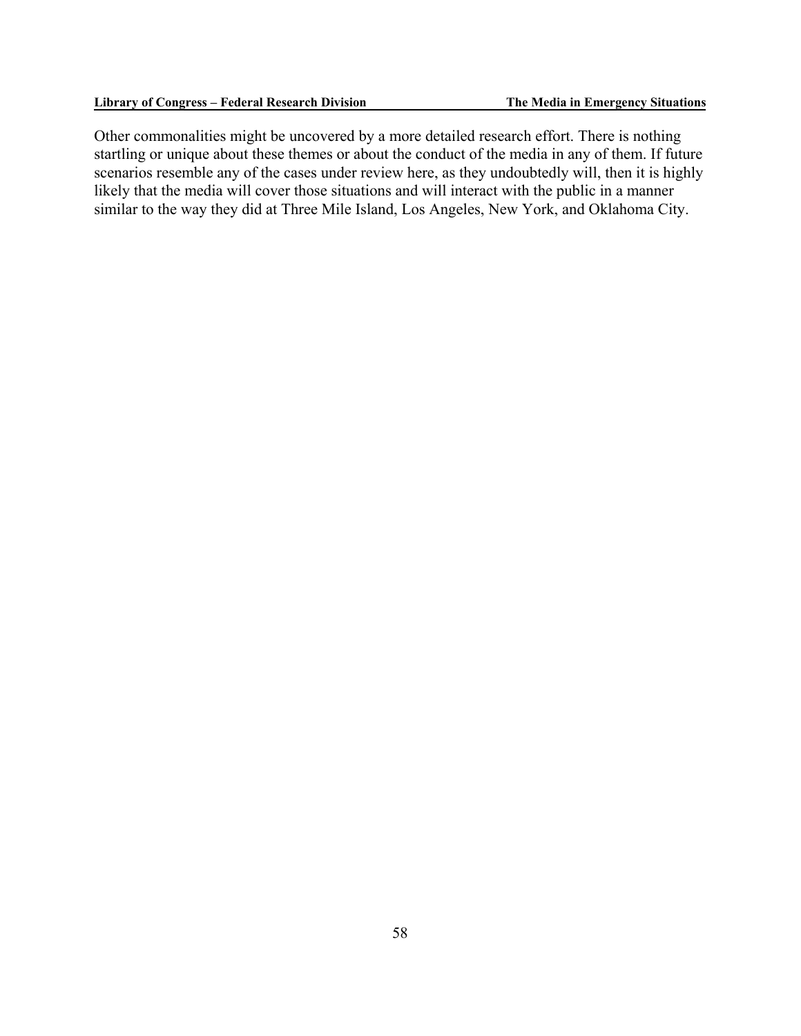Other commonalities might be uncovered by a more detailed research effort. There is nothing startling or unique about these themes or about the conduct of the media in any of them. If future scenarios resemble any of the cases under review here, as they undoubtedly will, then it is highly likely that the media will cover those situations and will interact with the public in a manner similar to the way they did at Three Mile Island, Los Angeles, New York, and Oklahoma City.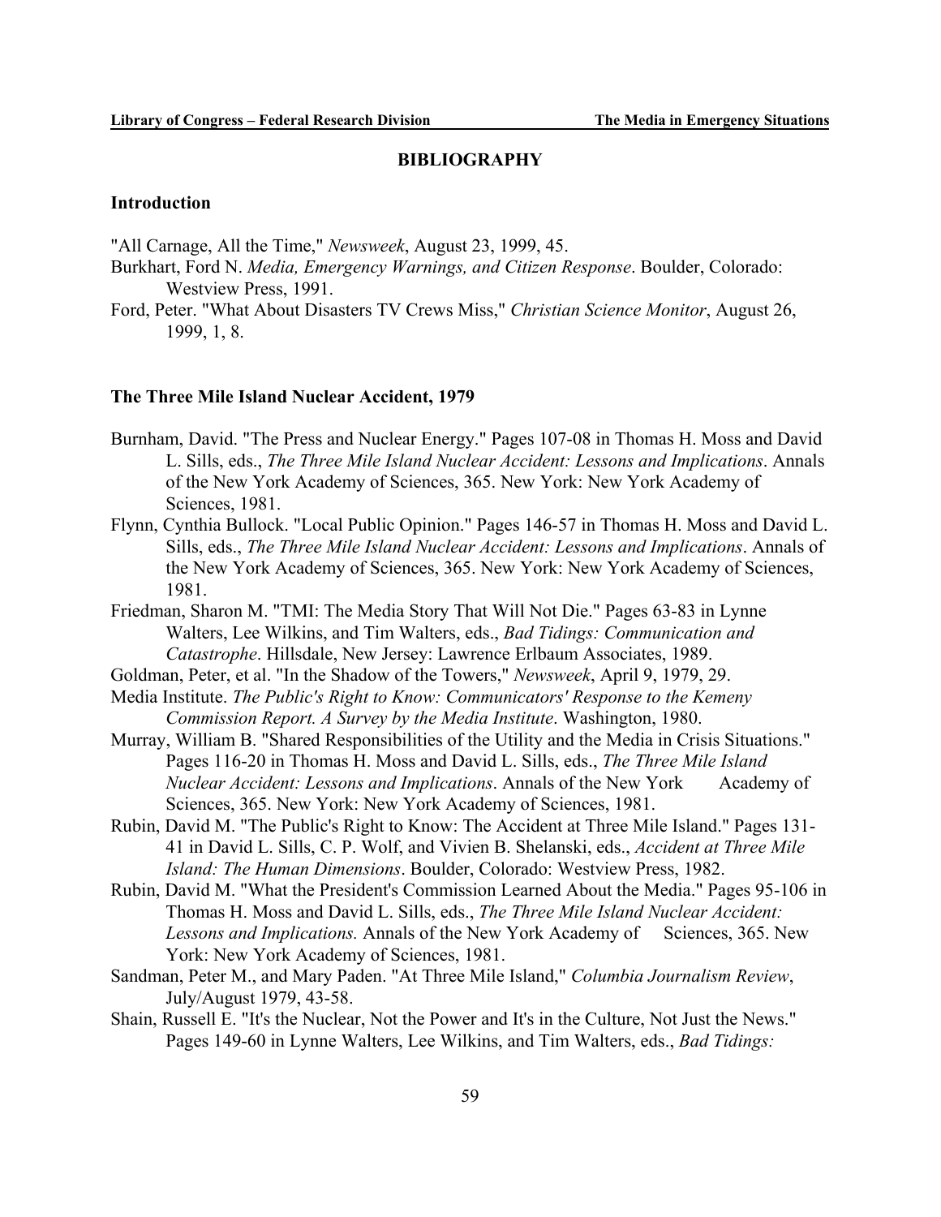## BIBLIOGRAPHY

### Introduction

"All Carnage, All the Time," *Newsweek*, August 23, 1999, 45.

Burkhart, Ford N. *Media, Emergency Warnings, and Citizen Response*. Boulder, Colorado: Westview Press, 1991.

Ford, Peter. "What About Disasters TV Crews Miss," *Christian Science Monitor*, August 26, 1999, 1, 8.

### The Three Mile Island Nuclear Accident, 1979

Burnham, David. "The Press and Nuclear Energy." Pages 107-08 in Thomas H. Moss and David L. Sills, eds., *The Three Mile Island Nuclear Accident: Lessons and Implications*. Annals of the New York Academy of Sciences, 365. New York: New York Academy of Sciences, 1981.

Flynn, Cynthia Bullock. "Local Public Opinion." Pages 146-57 in Thomas H. Moss and David L. Sills, eds., *The Three Mile Island Nuclear Accident: Lessons and Implications*. Annals of the New York Academy of Sciences, 365. New York: New York Academy of Sciences, 1981.

Friedman, Sharon M. "TMI: The Media Story That Will Not Die." Pages 63-83 in Lynne Walters, Lee Wilkins, and Tim Walters, eds., *Bad Tidings: Communication and Catastrophe*. Hillsdale, New Jersey: Lawrence Erlbaum Associates, 1989.

Goldman, Peter, et al. "In the Shadow of the Towers," *Newsweek*, April 9, 1979, 29.

Media Institute. *The Public's Right to Know: Communicators' Response to the Kemeny Commission Report. A Survey by the Media Institute*. Washington, 1980.

Murray, William B. "Shared Responsibilities of the Utility and the Media in Crisis Situations." Pages 116-20 in Thomas H. Moss and David L. Sills, eds., *The Three Mile Island Nuclear Accident: Lessons and Implications*. Annals of the New York Academy of Sciences, 365. New York: New York Academy of Sciences, 1981.

Rubin, David M. "The Public's Right to Know: The Accident at Three Mile Island." Pages 131-41 in David L. Sills, C. P. Wolf, and Vivien B. Shelanski, eds., *Accident at Three Mile Island: The Human Dimensions*. Boulder, Colorado: Westview Press, 1982.

Rubin, David M. "What the President's Commission Learned About the Media." Pages 95-106 in Thomas H. Moss and David L. Sills, eds., *The Three Mile Island Nuclear Accident: Lessons and Implications.* Annals of the New York Academy of Sciences, 365. New York: New York Academy of Sciences, 1981.

Sandman, Peter M., and Mary Paden. "At Three Mile Island," *Columbia Journalism Review*, July/August 1979, 43-58.

Shain, Russell E. "It's the Nuclear, Not the Power and It's in the Culture, Not Just the News." Pages 149-60 in Lynne Walters, Lee Wilkins, and Tim Walters, eds., *Bad Tidings:*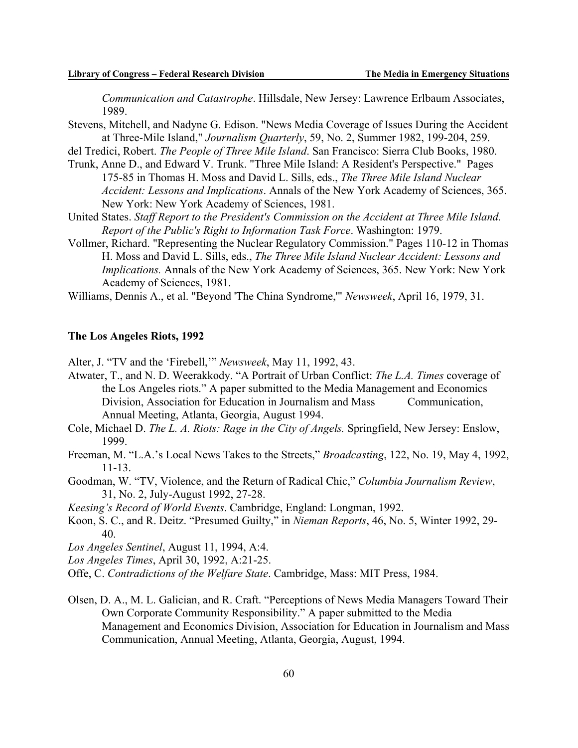*Communication and Catastrophe*. Hillsdale, New Jersey: Lawrence Erlbaum Associates, 1989.

Stevens, Mitchell, and Nadyne G. Edison. "News Media Coverage of Issues During the Accident at Three-Mile Island," *Journalism Quarterly*, 59, No. 2, Summer 1982, 199-204, 259.

del Tredici, Robert. *The People of Three Mile Island*. San Francisco: Sierra Club Books, 1980.

Trunk, Anne D., and Edward V. Trunk. "Three Mile Island: A Resident's Perspective." Pages 175-85 in Thomas H. Moss and David L. Sills, eds., *The Three Mile Island Nuclear Accident: Lessons and Implications*. Annals of the New York Academy of Sciences, 365. New York: New York Academy of Sciences, 1981.

United States. *Staff Report to the President's Commission on the Accident at Three Mile Island. Report of the Public's Right to Information Task Force*. Washington: 1979.

Vollmer, Richard. "Representing the Nuclear Regulatory Commission." Pages 110-12 in Thomas H. Moss and David L. Sills, eds., *The Three Mile Island Nuclear Accident: Lessons and Implications.* Annals of the New York Academy of Sciences, 365. New York: New York Academy of Sciences, 1981.

Williams, Dennis A., et al. "Beyond 'The China Syndrome,'" *Newsweek*, April 16, 1979, 31.

### The Los Angeles Riots, 1992

Alter, J. "TV and the 'Firebell,'" *Newsweek*, May 11, 1992, 43.

Atwater, T., and N. D. Weerakkody. "A Portrait of Urban Conflict: *The L.A. Times* coverage of the Los Angeles riots." A paper submitted to the Media Management and Economics Division, Association for Education in Journalism and Mass Communication, Annual Meeting, Atlanta, Georgia, August 1994.

Cole, Michael D. *The L. A. Riots: Rage in the City of Angels.* Springfield, New Jersey: Enslow, 1999.

Freeman, M. "L.A.'s Local News Takes to the Streets," *Broadcasting*, 122, No. 19, May 4, 1992, 11-13.

Goodman, W. "TV, Violence, and the Return of Radical Chic," *Columbia Journalism Review*, 31, No. 2, July-August 1992, 27-28.

*Keesing's Record of World Events*. Cambridge, England: Longman, 1992.

Koon, S. C., and R. Deitz. "Presumed Guilty," in *Nieman Reports*, 46, No. 5, Winter 1992, 29-40.

*Los Angeles Sentinel*, August 11, 1994, A:4.

*Los Angeles Times*, April 30, 1992, A:21-25.

Offe, C. *Contradictions of the Welfare State*. Cambridge, Mass: MIT Press, 1984.

Olsen, D. A., M. L. Galician, and R. Craft. "Perceptions of News Media Managers Toward Their Own Corporate Community Responsibility." A paper submitted to the Media Management and Economics Division, Association for Education in Journalism and Mass Communication, Annual Meeting, Atlanta, Georgia, August, 1994.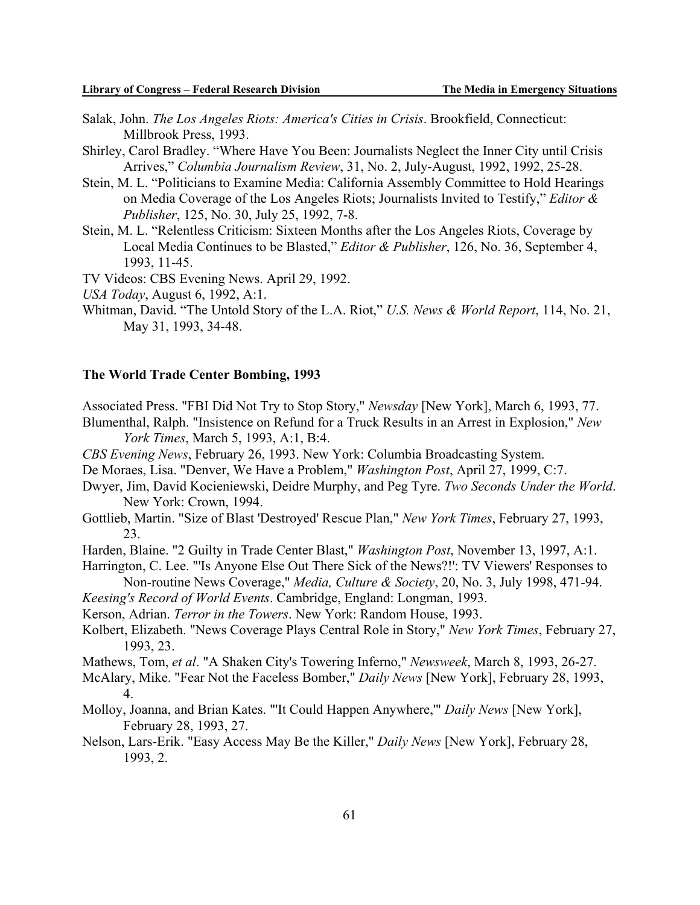Salak, John. *The Los Angeles Riots: America's Cities in Crisis*. Brookfield, Connecticut: Millbrook Press, 1993.

Shirley, Carol Bradley. "Where Have You Been: Journalists Neglect the Inner City until Crisis Arrives," *Columbia Journalism Review*, 31, No. 2, July-August, 1992, 1992, 25-28.

Stein, M. L. "Politicians to Examine Media: California Assembly Committee to Hold Hearings on Media Coverage of the Los Angeles Riots; Journalists Invited to Testify," *Editor & Publisher*, 125, No. 30, July 25, 1992, 7-8.

Stein, M. L. "Relentless Criticism: Sixteen Months after the Los Angeles Riots, Coverage by Local Media Continues to be Blasted," *Editor & Publisher*, 126, No. 36, September 4, 1993, 11-45.

TV Videos: CBS Evening News. April 29, 1992.

*USA Today*, August 6, 1992, A:1.

Whitman, David. "The Untold Story of the L.A. Riot," *U.S. News & World Report*, 114, No. 21, May 31, 1993, 34-48.

### The World Trade Center Bombing, 1993

Associated Press. "FBI Did Not Try to Stop Story," *Newsday* [New York], March 6, 1993, 77.

Blumenthal, Ralph. "Insistence on Refund for a Truck Results in an Arrest in Explosion," *New York Times*, March 5, 1993, A:1, B:4.

*CBS Evening News*, February 26, 1993. New York: Columbia Broadcasting System.

De Moraes, Lisa. "Denver, We Have a Problem," *Washington Post*, April 27, 1999, C:7.

Dwyer, Jim, David Kocieniewski, Deidre Murphy, and Peg Tyre. *Two Seconds Under the World*. New York: Crown, 1994.

Gottlieb, Martin. "Size of Blast 'Destroyed' Rescue Plan," *New York Times*, February 27, 1993, 23.

Harden, Blaine. "2 Guilty in Trade Center Blast," *Washington Post*, November 13, 1997, A:1.

Harrington, C. Lee. "'Is Anyone Else Out There Sick of the News?!': TV Viewers' Responses to Non-routine News Coverage," *Media, Culture & Society*, 20, No. 3, July 1998, 471-94.

*Keesing's Record of World Events*. Cambridge, England: Longman, 1993.

Kerson, Adrian. *Terror in the Towers*. New York: Random House, 1993.

Kolbert, Elizabeth. "News Coverage Plays Central Role in Story," *New York Times*, February 27, 1993, 23.

Mathews, Tom, *et al*. "A Shaken City's Towering Inferno," *Newsweek*, March 8, 1993, 26-27.

McAlary, Mike. "Fear Not the Faceless Bomber," *Daily News* [New York], February 28, 1993, 4.

Molloy, Joanna, and Brian Kates. "'It Could Happen Anywhere,'" *Daily News* [New York], February 28, 1993, 27.

Nelson, Lars-Erik. "Easy Access May Be the Killer," *Daily News* [New York], February 28, 1993, 2.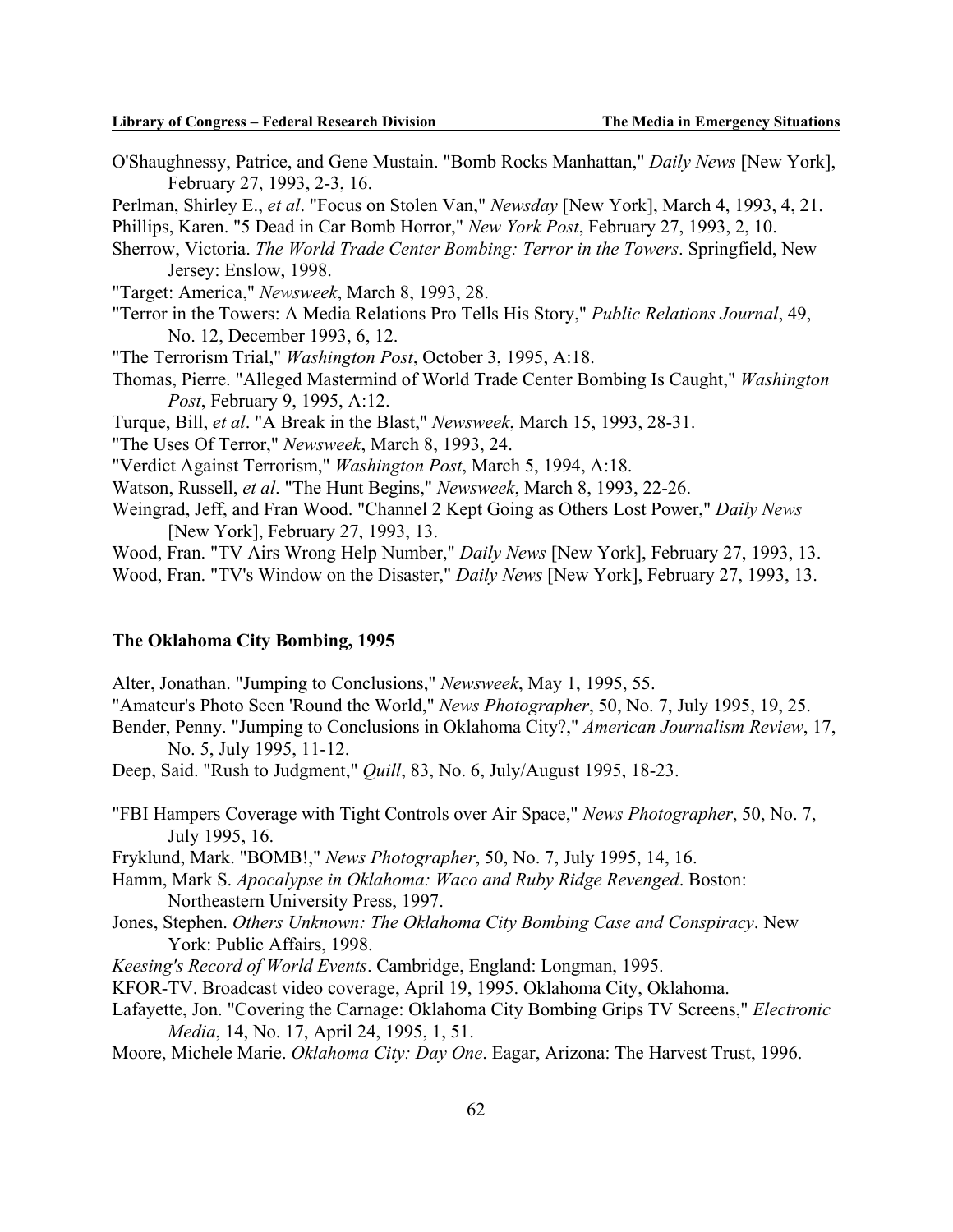O'Shaughnessy, Patrice, and Gene Mustain. "Bomb Rocks Manhattan," *Daily News* [New York], February 27, 1993, 2-3, 16.

Perlman, Shirley E., *et al*. "Focus on Stolen Van," *Newsday* [New York], March 4, 1993, 4, 21.

Phillips, Karen. "5 Dead in Car Bomb Horror," *New York Post*, February 27, 1993, 2, 10.

Sherrow, Victoria. *The World Trade Center Bombing: Terror in the Towers*. Springfield, New Jersey: Enslow, 1998.

"Target: America," *Newsweek*, March 8, 1993, 28.

"Terror in the Towers: A Media Relations Pro Tells His Story," *Public Relations Journal*, 49, No. 12, December 1993, 6, 12.

"The Terrorism Trial," *Washington Post*, October 3, 1995, A:18.

Thomas, Pierre. "Alleged Mastermind of World Trade Center Bombing Is Caught," *Washington Post*, February 9, 1995, A:12.

Turque, Bill, *et al*. "A Break in the Blast," *Newsweek*, March 15, 1993, 28-31.

"The Uses Of Terror," *Newsweek*, March 8, 1993, 24.

"Verdict Against Terrorism," *Washington Post*, March 5, 1994, A:18.

Watson, Russell, *et al*. "The Hunt Begins," *Newsweek*, March 8, 1993, 22-26.

Weingrad, Jeff, and Fran Wood. "Channel 2 Kept Going as Others Lost Power," *Daily News* [New York], February 27, 1993, 13.

Wood, Fran. "TV Airs Wrong Help Number," *Daily News* [New York], February 27, 1993, 13.

Wood, Fran. "TV's Window on the Disaster," *Daily News* [New York], February 27, 1993, 13.

### The Oklahoma City Bombing, 1995

Alter, Jonathan. "Jumping to Conclusions," *Newsweek*, May 1, 1995, 55.

"Amateur's Photo Seen 'Round the World," *News Photographer*, 50, No. 7, July 1995, 19, 25.

Bender, Penny. "Jumping to Conclusions in Oklahoma City?," *American Journalism Review*, 17, No. 5, July 1995, 11-12.

Deep, Said. "Rush to Judgment," *Quill*, 83, No. 6, July/August 1995, 18-23.

"FBI Hampers Coverage with Tight Controls over Air Space," *News Photographer*, 50, No. 7, July 1995, 16.

Fryklund, Mark. "BOMB!," *News Photographer*, 50, No. 7, July 1995, 14, 16.

Hamm, Mark S. *Apocalypse in Oklahoma: Waco and Ruby Ridge Revenged*. Boston: Northeastern University Press, 1997.

Jones, Stephen. *Others Unknown: The Oklahoma City Bombing Case and Conspiracy*. New York: Public Affairs, 1998.

*Keesing's Record of World Events*. Cambridge, England: Longman, 1995.

KFOR-TV. Broadcast video coverage, April 19, 1995. Oklahoma City, Oklahoma.

Lafayette, Jon. "Covering the Carnage: Oklahoma City Bombing Grips TV Screens," *Electronic Media*, 14, No. 17, April 24, 1995, 1, 51.

Moore, Michele Marie. *Oklahoma City: Day One*. Eagar, Arizona: The Harvest Trust, 1996.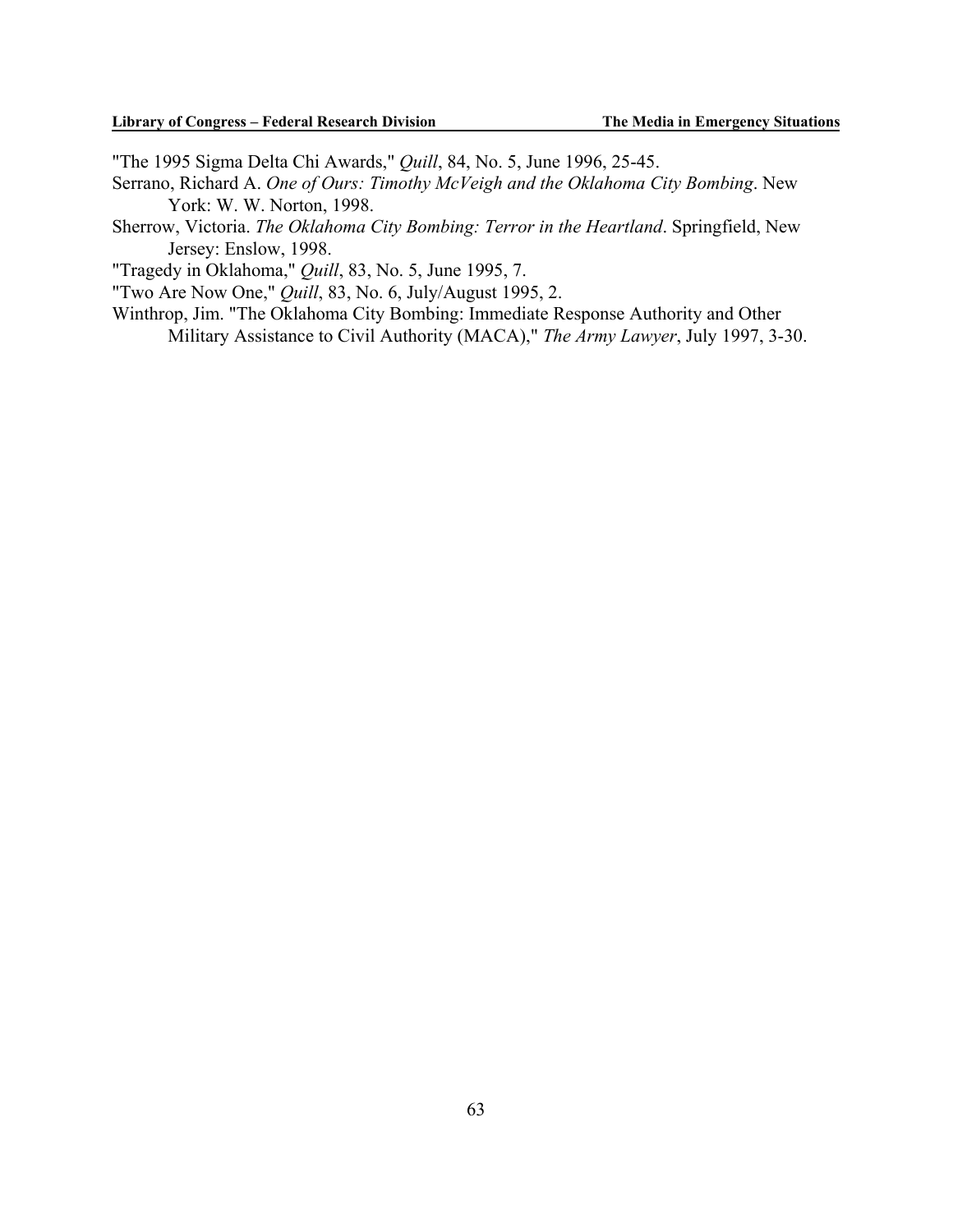"The 1995 Sigma Delta Chi Awards," *Quill*, 84, No. 5, June 1996, 25-45.

Serrano, Richard A. *One of Ours: Timothy McVeigh and the Oklahoma City Bombing*. New York: W. W. Norton, 1998.

Sherrow, Victoria. *The Oklahoma City Bombing: Terror in the Heartland*. Springfield, New Jersey: Enslow, 1998.

"Tragedy in Oklahoma," *Quill*, 83, No. 5, June 1995, 7.

"Two Are Now One," *Quill*, 83, No. 6, July/August 1995, 2.

Winthrop, Jim. "The Oklahoma City Bombing: Immediate Response Authority and Other Military Assistance to Civil Authority (MACA)," *The Army Lawyer*, July 1997, 3-30.